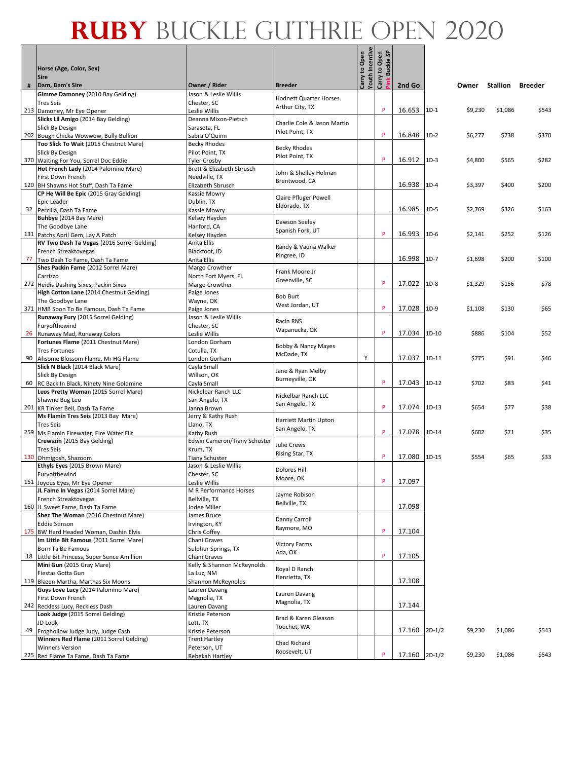# RUBY BUCKLE GUTHRIE OPEN 2020

| # | Horse (Age, Color, Sex) / Sire / Dam, Dam's Sire | Owner / Rider | Breeder | Carry to Open Youth Incentive | Carry to Open Pink Buckle SP | 2nd Go | | Owner | Stallion | Breeder |
|---|---|---|---|---|---|---|---|---|---|---|
| 213 | **Gimme Damoney** (2010 Bay Gelding) Tres Seis Damoney, Mr Eye Opener | Jason & Leslie Willis Chester, SC Leslie Willis | Hodnett Quarter Horses Arthur City, TX | | P | 16.653 | 1D-1 | $9,230 | $1,086 | $543 |
| 202 | **Slicks Lil Amigo** (2014 Bay Gelding) Slick By Design Bough Chicka Wowwow, Bully Bullion | Deanna Mixon-Pietsch Sarasota, FL Sabra O'Quinn | Charlie Cole & Jason Martin Pilot Point, TX | | P | 16.848 | 1D-2 | $6,277 | $738 | $370 |
| 370 | **Too Slick To Wait** (2015 Chestnut Mare) Slick By Design Waiting For You, Sorrel Doc Eddie | Becky Rhodes Pilot Point, TX Tyler Crosby | Becky Rhodes Pilot Point, TX | | P | 16.912 | 1D-3 | $4,800 | $565 | $282 |
| 120 | **Hot French Lady** (2014 Palomino Mare) First Down French BH Shawns Hot Stuff, Dash Ta Fame | Brett & Elizabeth Sbrusch Needville, TX Elizabeth Sbrusch | John & Shelley Holman Brentwood, CA | | | 16.938 | 1D-4 | $3,397 | $400 | $200 |
| 32 | **CP He Will Be Epic** (2015 Gray Gelding) Epic Leader Percilla, Dash Ta Fame | Kassie Mowry Dublin, TX Kassie Mowry | Claire Pfluger Powell Eldorado, TX | | | 16.985 | 1D-5 | $2,769 | $326 | $163 |
| 131 | **Buhbye** (2014 Bay Mare) The Goodbye Lane Patchs April Gem, Lay A Patch | Kelsey Hayden Hanford, CA Kelsey Hayden | Dawson Seeley Spanish Fork, UT | | P | 16.993 | 1D-6 | $2,141 | $252 | $126 |
| 77 | **RV Two Dash Ta Vegas** (2016 Sorrel Gelding) French Streaktovegas Two Dash To Fame, Dash Ta Fame | Anita Ellis Blackfoot, ID Anita Ellis | Randy & Vauna Walker Pingree, ID | | | 16.998 | 1D-7 | $1,698 | $200 | $100 |
| 272 | **Shes Packin Fame** (2012 Sorrel Mare) Carrizzo Heidis Dashing Sixes, Packin Sixes | Margo Crowther North Fort Myers, FL Margo Crowther | Frank Moore Jr Greenville, SC | | P | 17.022 | 1D-8 | $1,329 | $156 | $78 |
| 371 | **High Cotton Lane** (2014 Chestnut Gelding) The Goodbye Lane HMB Soon To Be Famous, Dash Ta Fame | Paige Jones Wayne, OK Paige Jones | Bob Burt West Jordan, UT | | P | 17.028 | 1D-9 | $1,108 | $130 | $65 |
| 26 | **Runaway Fury** (2015 Sorrel Gelding) Furyofthewind Runaway Mad, Runaway Colors | Jason & Leslie Willis Chester, SC Leslie Willis | Racin RNS Wapanucka, OK | | P | 17.034 | 1D-10 | $886 | $104 | $52 |
| 90 | **Fortunes Flame** (2011 Chestnut Mare) Tres Fortunes Ahsome Blossom Flame, Mr HG Flame | London Gorham Cotulla, TX London Gorham | Bobby & Nancy Mayes McDade, TX | Y | | 17.037 | 1D-11 | $775 | $91 | $46 |
| 60 | **Slick N Black** (2014 Black Mare) Slick By Design RC Back In Black, Ninety Nine Goldmine | Cayla Small Willson, OK Cayla Small | Jane & Ryan Melby Burneyville, OK | | P | 17.043 | 1D-12 | $702 | $83 | $41 |
| 201 | **Leos Pretty Woman** (2015 Sorrel Mare) Shawne Bug Leo KR Tinker Bell, Dash Ta Fame | Nickelbar Ranch LLC San Angelo, TX Janna Brown | Nickelbar Ranch LLC San Angelo, TX | | P | 17.074 | 1D-13 | $654 | $77 | $38 |
| 259 | **Ms Flamin Tres Seis** (2013 Bay Mare) Tres Seis Ms Flamin Firewater, Fire Water Flit | Jerry & Kathy Rush Llano, TX Kathy Rush | Harriett Martin Upton San Angelo, TX | | P | 17.078 | 1D-14 | $602 | $71 | $35 |
| 130 | **Crewszin** (2015 Bay Gelding) Tres Seis Ohmigosh, Shazoom | Edwin Cameron/Tiany Schuster Krum, TX Tiany Schuster | Julie Crews Rising Star, TX | | P | 17.080 | 1D-15 | $554 | $65 | $33 |
| 151 | **Ethyls Eyes** (2015 Brown Mare) Furyofthewind Joyous Eyes, Mr Eye Opener | Jason & Leslie Willis Chester, SC Leslie Willis | Dolores Hill Moore, OK | | P | 17.097 | | | | |
| 160 | **JL Fame In Vegas** (2014 Sorrel Mare) French Streaktovegas JL Sweet Fame, Dash Ta Fame | M R Performance Horses Bellville, TX Jodee Miller | Jayme Robison Bellville, TX | | | 17.098 | | | | |
| 175 | **Shez The Woman** (2016 Chestnut Mare) Eddie Stinson BW Hard Headed Woman, Dashin Elvis | James Bruce Irvington, KY Chris Coffey | Danny Carroll Raymore, MO | | P | 17.104 | | | | |
| 18 | **Im Little Bit Famous** (2011 Sorrel Mare) Born Ta Be Famous Little Bit Princess, Super Sence Amillion | Chani Graves Sulphur Springs, TX Chani Graves | Victory Farms Ada, OK | | P | 17.105 | | | | |
| 119 | **Mini Gun** (2015 Gray Mare) Fiestas Gotta Gun Blazen Martha, Marthas Six Moons | Kelly & Shannon McReynolds La Luz, NM Shannon McReynolds | Royal D Ranch Henrietta, TX | | | 17.108 | | | | |
| 242 | **Guys Love Lucy** (2014 Palomino Mare) First Down French Reckless Lucy, Reckless Dash | Lauren Davang Magnolia, TX Lauren Davang | Lauren Davang Magnolia, TX | | | 17.144 | | | | |
| 49 | **Look Judge** (2015 Sorrel Gelding) JD Look Froghollow Judge Judy, Judge Cash | Kristie Peterson Lott, TX Kristie Peterson | Brad & Karen Gleason Touchet, WA | | | 17.160 | 2D-1/2 | $9,230 | $1,086 | $543 |
| 225 | **Winners Red Flame** (2011 Sorrel Gelding) Winners Version Red Flame Ta Fame, Dash Ta Fame | Trent Hartley Peterson, UT Rebekah Hartley | Chad Richard Roosevelt, UT | | P | 17.160 | 2D-1/2 | $9,230 | $1,086 | $543 |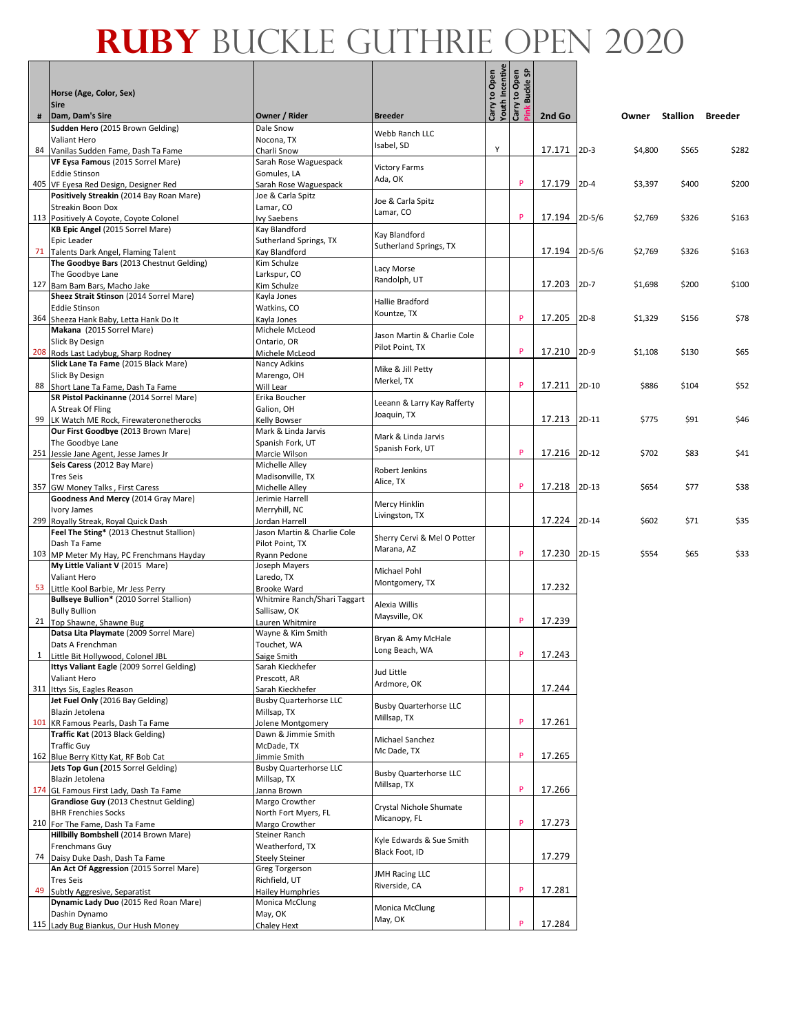# RUBY BUCKLE GUTHRIE OPEN 2020

| # | Horse (Age, Color, Sex) / Sire / Dam, Dam's Sire | Owner / Rider | Breeder | Carry to Open Youth Incentive | Carry to Open Pink Buckle SP | 2nd Go | | Owner | Stallion | Breeder |
|---|---|---|---|---|---|---|---|---|---|---|
| 84 | **Sudden Hero** (2015 Brown Gelding) / Valiant Hero / Vanilas Sudden Fame, Dash Ta Fame | Dale Snow / Nocona, TX / Charli Snow | Webb Ranch LLC / Isabel, SD | Y | | 17.171 | 2D-3 | $4,800 | $565 | $282 |
| 405 | **VF Eysa Famous** (2015 Sorrel Mare) / Eddie Stinson / VF Eyesa Red Design, Designer Red | Sarah Rose Waguespack / Gomules, LA / Sarah Rose Waguespack | Victory Farms / Ada, OK | | P | 17.179 | 2D-4 | $3,397 | $400 | $200 |
| 113 | **Positively Streakin** (2014 Bay Roan Mare) / Streakin Boon Dox / Positively A Coyote, Coyote Colonel | Joe & Carla Spitz / Lamar, CO / Ivy Saebens | Joe & Carla Spitz / Lamar, CO | | P | 17.194 | 2D-5/6 | $2,769 | $326 | $163 |
| 71 | **KB Epic Angel** (2015 Sorrel Mare) / Epic Leader / Talents Dark Angel, Flaming Talent | Kay Blandford / Sutherland Springs, TX / Kay Blandford | Kay Blandford / Sutherland Springs, TX | | | 17.194 | 2D-5/6 | $2,769 | $326 | $163 |
| 127 | **The Goodbye Bars** (2013 Chestnut Gelding) / The Goodbye Lane / Bam Bam Bars, Macho Jake | Kim Schulze / Larkspur, CO / Kim Schulze | Lacy Morse / Randolph, UT | | | 17.203 | 2D-7 | $1,698 | $200 | $100 |
| 364 | **Sheez Strait Stinson** (2014 Sorrel Mare) / Eddie Stinson / Sheeza Hank Baby, Letta Hank Do It | Kayla Jones / Watkins, CO / Kayla Jones | Hallie Bradford / Kountze, TX | | P | 17.205 | 2D-8 | $1,329 | $156 | $78 |
| 208 | **Makana** (2015 Sorrel Mare) / Slick By Design / Rods Last Ladybug, Sharp Rodney | Michele McLeod / Ontario, OR / Michele McLeod | Jason Martin & Charlie Cole / Pilot Point, TX | | P | 17.210 | 2D-9 | $1,108 | $130 | $65 |
| 88 | **Slick Lane Ta Fame** (2015 Black Mare) / Slick By Design / Short Lane Ta Fame, Dash Ta Fame | Nancy Adkins / Marengo, OH / Will Lear | Mike & Jill Petty / Merkel, TX | | P | 17.211 | 2D-10 | $886 | $104 | $52 |
| 99 | **SR Pistol Packinanne** (2014 Sorrel Mare) / A Streak Of Fling / LK Watch ME Rock, Firewateronetherocks | Erika Boucher / Galion, OH / Kelly Bowser | Leeann & Larry Kay Rafferty / Joaquin, TX | | | 17.213 | 2D-11 | $775 | $91 | $46 |
| 251 | **Our First Goodbye** (2013 Brown Mare) / The Goodbye Lane / Jessie Jane Agent, Jesse James Jr | Mark & Linda Jarvis / Spanish Fork, UT / Marcie Wilson | Mark & Linda Jarvis / Spanish Fork, UT | | P | 17.216 | 2D-12 | $702 | $83 | $41 |
| 357 | **Seis Caress** (2012 Bay Mare) / Tres Seis / GW Money Talks , First Caress | Michelle Alley / Madisonville, TX / Michelle Alley | Robert Jenkins / Alice, TX | | P | 17.218 | 2D-13 | $654 | $77 | $38 |
| 299 | **Goodness And Mercy** (2014 Gray Mare) / Ivory James / Royally Streak, Royal Quick Dash | Jerimie Harrell / Merryhill, NC / Jordan Harrell | Mercy Hinklin / Livingston, TX | | | 17.224 | 2D-14 | $602 | $71 | $35 |
| 103 | **Feel The Sting*** (2013 Chestnut Stallion) / Dash Ta Fame / MP Meter My Hay, PC Frenchmans Hayday | Jason Martin & Charlie Cole / Pilot Point, TX / Ryann Pedone | Sherry Cervi & Mel O Potter / Marana, AZ | | P | 17.230 | 2D-15 | $554 | $65 | $33 |
| 53 | **My Little Valiant V** (2015 Mare) / Valiant Hero / Little Kool Barbie, Mr Jess Perry | Joseph Mayers / Laredo, TX / Brooke Ward | Michael Pohl / Montgomery, TX | | | 17.232 | | | | |
| 21 | **Bullseye Bullion*** (2010 Sorrel Stallion) / Bully Bullion / Top Shawne, Shawne Bug | Whitmire Ranch/Shari Taggart / Sallisaw, OK / Lauren Whitmire | Alexia Willis / Maysville, OK | | P | 17.239 | | | | |
| 1 | **Datsa Lita Playmate** (2009 Sorrel Mare) / Dats A Frenchman / Little Bit Hollywood, Colonel JBL | Wayne & Kim Smith / Touchet, WA / Saige Smith | Bryan & Amy McHale / Long Beach, WA | | P | 17.243 | | | | |
| 311 | **Ittys Valiant Eagle** (2009 Sorrel Gelding) / Valiant Hero / Ittys Sis, Eagles Reason | Sarah Kieckhefer / Prescott, AR / Sarah Kieckhefer | Jud Little / Ardmore, OK | | | 17.244 | | | | |
| 101 | **Jet Fuel Only** (2016 Bay Gelding) / Blazin Jetolena / KR Famous Pearls, Dash Ta Fame | Busby Quarterhorse LLC / Millsap, TX / Jolene Montgomery | Busby Quarterhorse LLC / Millsap, TX | | P | 17.261 | | | | |
| 162 | **Traffic Kat** (2013 Black Gelding) / Traffic Guy / Blue Berry Kitty Kat, RF Bob Cat | Dawn & Jimmie Smith / McDade, TX / Jimmie Smith | Michael Sanchez / Mc Dade, TX | | P | 17.265 | | | | |
| 174 | **Jets Top Gun** (2015 Sorrel Gelding) / Blazin Jetolena / GL Famous First Lady, Dash Ta Fame | Busby Quarterhorse LLC / Millsap, TX / Janna Brown | Busby Quarterhorse LLC / Millsap, TX | | P | 17.266 | | | | |
| 210 | **Grandiose Guy** (2013 Chestnut Gelding) / BHR Frenchies Socks / For The Fame, Dash Ta Fame | Margo Crowther / North Fort Myers, FL / Margo Crowther | Crystal Nichole Shumate / Micanopy, FL | | P | 17.273 | | | | |
| 74 | **Hillbilly Bombshell** (2014 Brown Mare) / Frenchmans Guy / Daisy Duke Dash, Dash Ta Fame | Steiner Ranch / Weatherford, TX / Steely Steiner | Kyle Edwards & Sue Smith / Black Foot, ID | | | 17.279 | | | | |
| 49 | **An Act Of Aggression** (2015 Sorrel Mare) / Tres Seis / Subtly Aggresive, Separatist | Greg Torgerson / Richfield, UT / Hailey Humphries | JMH Racing LLC / Riverside, CA | | P | 17.281 | | | | |
| 115 | **Dynamic Lady Duo** (2015 Red Roan Mare) / Dashin Dynamo / Lady Bug Biankus, Our Hush Money | Monica McClung / May, OK / Chaley Hext | Monica McClung / May, OK | | P | 17.284 | | | | |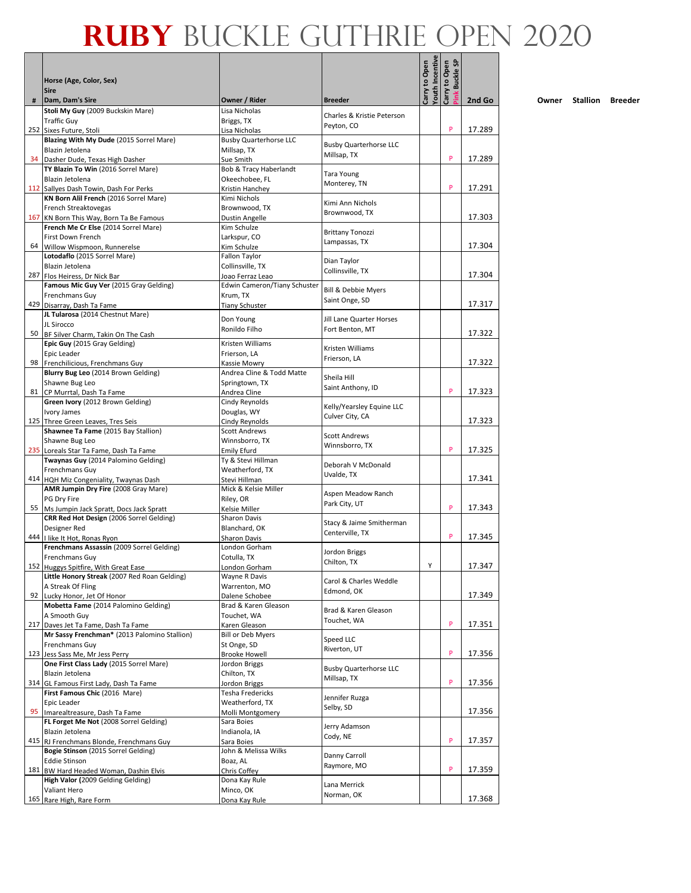# RUBY BUCKLE GUTHRIE OPEN 2020

| # | Horse (Age, Color, Sex)<br>Sire<br>Dam, Dam's Sire | Owner / Rider | Breeder | Carry to Open Youth Incentive | Carry to Open Pink Buckle SP | 2nd Go | Owner | Stallion | Breeder |
|---|---|---|---|---|---|---|---|---|---|
| 252 | **Stoli My Guy** (2009 Buckskin Mare)<br>Traffic Guy<br>Sixes Future, Stoli | Lisa Nicholas<br>Briggs, TX<br>Lisa Nicholas | Charles & Kristie Peterson<br>Peyton, CO | | P | 17.289 | | | |
| 34 | **Blazing With My Dude** (2015 Sorrel Mare)<br>Blazin Jetolena<br>Dasher Dude, Texas High Dasher | Busby Quarterhorse LLC<br>Millsap, TX<br>Sue Smith | Busby Quarterhorse LLC<br>Millsap, TX | | P | 17.289 | | | |
| 112 | **TY Blazin To Win** (2016 Sorrel Mare)<br>Blazin Jetolena<br>Sallyes Dash Towin, Dash For Perks | Bob & Tracy Haberlandt<br>Okeechobee, FL<br>Kristin Hanchey | Tara Young<br>Monterey, TN | | P | 17.291 | | | |
| 167 | **KN Born Alil French** (2016 Sorrel Mare)<br>French Streaktovegas<br>KN Born This Way, Born Ta Be Famous | Kimi Nichols<br>Brownwood, TX<br>Dustin Angelle | Kimi Ann Nichols<br>Brownwood, TX | | | 17.303 | | | |
| 64 | **French Me Cr Else** (2014 Sorrel Mare)<br>First Down French<br>Willow Wispmoon, Runnerelse | Kim Schulze<br>Larkspur, CO<br>Kim Schulze | Brittany Tonozzi<br>Lampassas, TX | | | 17.304 | | | |
| 287 | **Lotodaflo** (2015 Sorrel Mare)<br>Blazin Jetolena<br>Flos Heiress, Dr Nick Bar | Fallon Taylor<br>Collinsville, TX<br>Joao Ferraz Leao | Dian Taylor<br>Collinsville, TX | | | 17.304 | | | |
| 429 | **Famous Mic Guy Ver** (2015 Gray Gelding)<br>Frenchmans Guy<br>Disarray, Dash Ta Fame | Edwin Cameron/Tiany Schuster<br>Krum, TX<br>Tiany Schuster | Bill & Debbie Myers<br>Saint Onge, SD | | | 17.317 | | | |
| 50 | **JL Tularosa** (2014 Chestnut Mare)<br>JL Sirocco<br>BF Silver Charm, Takin On The Cash | Don Young<br>Ronildo Filho | Jill Lane Quarter Horses<br>Fort Benton, MT | | | 17.322 | | | |
| 98 | **Epic Guy** (2015 Gray Gelding)<br>Epic Leader<br>Frenchilicious, Frenchmans Guy | Kristen Williams<br>Frierson, LA<br>Kassie Mowry | Kristen Williams<br>Frierson, LA | | | 17.322 | | | |
| 81 | **Blurry Bug Leo** (2014 Brown Gelding)<br>Shawne Bug Leo<br>CP Murrtal, Dash Ta Fame | Andrea Cline & Todd Matte<br>Springtown, TX<br>Andrea Cline | Sheila Hill<br>Saint Anthony, ID | | P | 17.323 | | | |
| 125 | **Green Ivory** (2012 Brown Gelding)<br>Ivory James<br>Three Green Leaves, Tres Seis | Cindy Reynolds<br>Douglas, WY<br>Cindy Reynolds | Kelly/Yearsley Equine LLC<br>Culver City, CA | | | 17.323 | | | |
| 235 | **Shawnee Ta Fame** (2015 Bay Stallion)<br>Shawne Bug Leo<br>Loreals Star Ta Fame, Dash Ta Fame | Scott Andrews<br>Winnsborro, TX<br>Emily Efurd | Scott Andrews<br>Winnsborro, TX | | P | 17.325 | | | |
| 414 | **Twaynas Guy** (2014 Palomino Gelding)<br>Frenchmans Guy<br>HQH Miz Congeniality, Twaynas Dash | Ty & Stevi Hillman<br>Weatherford, TX<br>Stevi Hillman | Deborah V McDonald<br>Uvalde, TX | | | 17.341 | | | |
| 55 | **AMR Jumpin Dry Fire** (2008 Gray Mare)<br>PG Dry Fire<br>Ms Jumpin Jack Spratt, Docs Jack Spratt | Mick & Kelsie Miller<br>Riley, OR<br>Kelsie Miller | Aspen Meadow Ranch<br>Park City, UT | | P | 17.343 | | | |
| 444 | **CRR Red Hot Design** (2006 Sorrel Gelding)<br>Designer Red<br>I like It Hot, Ronas Ryon | Sharon Davis<br>Blanchard, OK<br>Sharon Davis | Stacy & Jaime Smitherman<br>Centerville, TX | | P | 17.345 | | | |
| 152 | **Frenchmans Assassin** (2009 Sorrel Gelding)<br>Frenchmans Guy<br>Huggys Spitfire, With Great Ease | London Gorham<br>Cotulla, TX<br>London Gorham | Jordon Briggs<br>Chilton, TX | Y | | 17.347 | | | |
| 92 | **Little Honory Streak** (2007 Red Roan Gelding)<br>A Streak Of Fling<br>Lucky Honor, Jet Of Honor | Wayne R Davis<br>Warrenton, MO<br>Dalene Schobee | Carol & Charles Weddle<br>Edmond, OK | | | 17.349 | | | |
| 217 | **Mobetta Fame** (2014 Palomino Gelding)<br>A Smooth Guy<br>Daves Jet Ta Fame, Dash Ta Fame | Brad & Karen Gleason<br>Touchet, WA<br>Karen Gleason | Brad & Karen Gleason<br>Touchet, WA | | P | 17.351 | | | |
| 123 | **Mr Sassy Frenchman*** (2013 Palomino Stallion)<br>Frenchmans Guy<br>Jess Sass Me, Mr Jess Perry | Bill or Deb Myers<br>St Onge, SD<br>Brooke Howell | Speed LLC<br>Riverton, UT | | P | 17.356 | | | |
| 314 | **One First Class Lady** (2015 Sorrel Mare)<br>Blazin Jetolena<br>GL Famous First Lady, Dash Ta Fame | Jordon Briggs<br>Chilton, TX<br>Jordon Briggs | Busby Quarterhorse LLC<br>Millsap, TX | | P | 17.356 | | | |
| 95 | **First Famous Chic** (2016 Mare)<br>Epic Leader<br>Imarealtreasure, Dash Ta Fame | Tesha Fredericks<br>Weatherford, TX<br>Molli Montgomery | Jennifer Ruzga<br>Selby, SD | | | 17.356 | | | |
| 415 | **FL Forget Me Not** (2008 Sorrel Gelding)<br>Blazin Jetolena<br>RJ Frenchmans Blonde, Frenchmans Guy | Sara Boies<br>Indianola, IA<br>Sara Boies | Jerry Adamson<br>Cody, NE | | P | 17.357 | | | |
| 181 | **Bogie Stinson** (2015 Sorrel Gelding)<br>Eddie Stinson<br>BW Hard Headed Woman, Dashin Elvis | John & Melissa Wilks<br>Boaz, AL<br>Chris Coffey | Danny Carroll<br>Raymore, MO | | P | 17.359 | | | |
| 165 | **High Valor** (2009 Gelding Gelding)<br>Valiant Hero<br>Rare High, Rare Form | Dona Kay Rule<br>Minco, OK<br>Dona Kay Rule | Lana Merrick<br>Norman, OK | | | 17.368 | | | |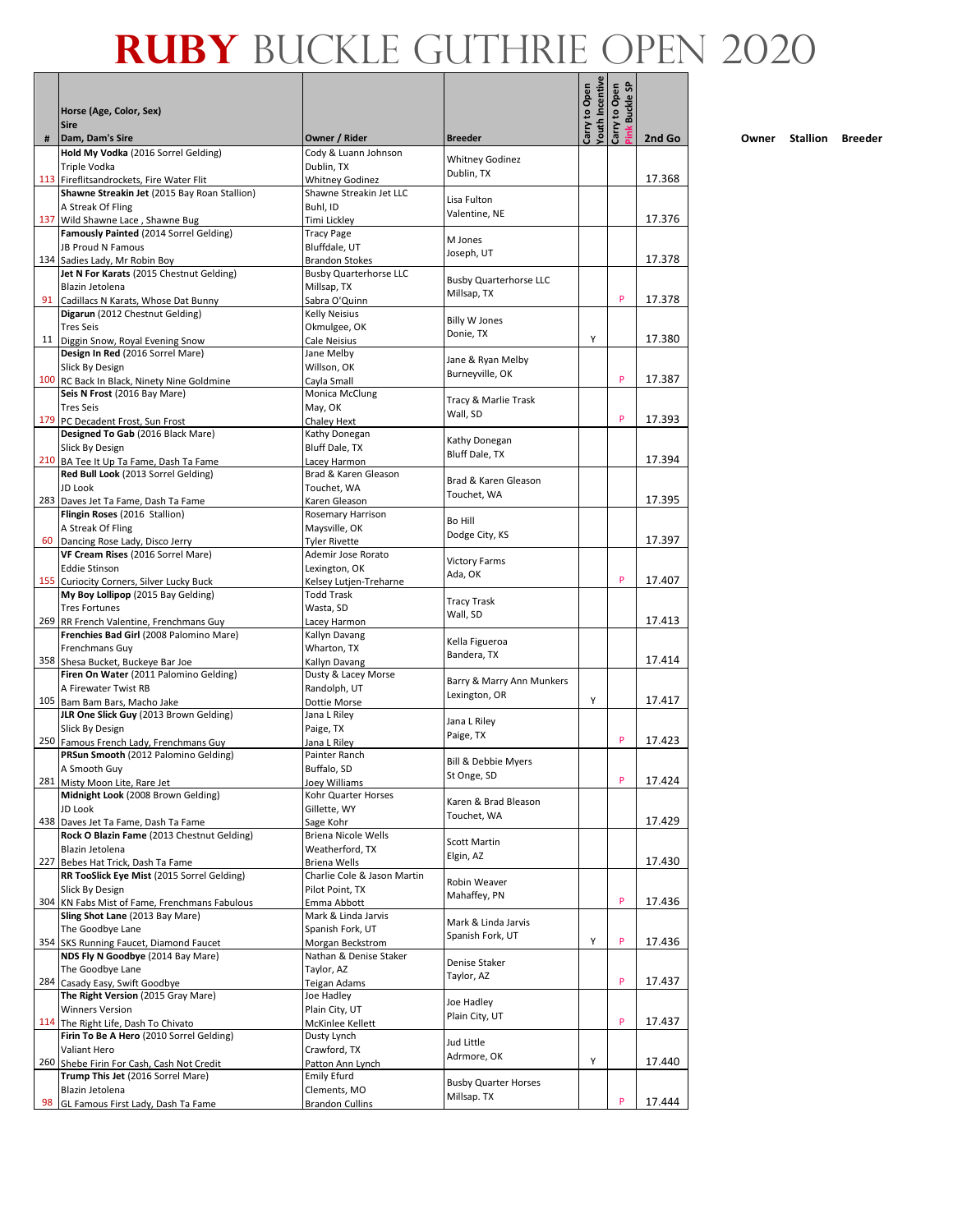# RUBY BUCKLE GUTHRIE OPEN 2020

| # | Horse (Age, Color, Sex) / Sire / Dam, Dam's Sire | Owner / Rider | Breeder | Carry to Open Youth Incentive | Carry to Open Pink Buckle SP | 2nd Go |
|---|---|---|---|---|---|---|
| 113 | **Hold My Vodka** (2016 Sorrel Gelding) Triple Vodka Fireflitsandrockets, Fire Water Flit | Cody & Luann Johnson Dublin, TX Whitney Godinez | Whitney Godinez Dublin, TX | | | 17.368 |
| 137 | **Shawne Streakin Jet** (2015 Bay Roan Stallion) A Streak Of Fling Wild Shawne Lace , Shawne Bug | Shawne Streakin Jet LLC Buhl, ID Timi Lickley | Lisa Fulton Valentine, NE | | | 17.376 |
| 134 | **Famously Painted** (2014 Sorrel Gelding) JB Proud N Famous Sadies Lady, Mr Robin Boy | Tracy Page Bluffdale, UT Brandon Stokes | M Jones Joseph, UT | | | 17.378 |
| 91 | **Jet N For Karats** (2015 Chestnut Gelding) Blazin Jetolena Cadillacs N Karats, Whose Dat Bunny | Busby Quarterhorse LLC Millsap, TX Sabra O'Quinn | Busby Quarterhorse LLC Millsap, TX | | P | 17.378 |
| 11 | **Digarun** (2012 Chestnut Gelding) Tres Seis Diggin Snow, Royal Evening Snow | Kelly Neisius Okmulgee, OK Cale Neisius | Billy W Jones Donie, TX | Y | | 17.380 |
| 100 | **Design In Red** (2016 Sorrel Mare) Slick By Design RC Back In Black, Ninety Nine Goldmine | Jane Melby Willson, OK Cayla Small | Jane & Ryan Melby Burneyville, OK | | P | 17.387 |
| 179 | **Seis N Frost** (2016 Bay Mare) Tres Seis PC Decadent Frost, Sun Frost | Monica McClung May, OK Chaley Hext | Tracy & Marlie Trask Wall, SD | | P | 17.393 |
| 210 | **Designed To Gab** (2016 Black Mare) Slick By Design BA Tee It Up Ta Fame, Dash Ta Fame | Kathy Donegan Bluff Dale, TX Lacey Harmon | Kathy Donegan Bluff Dale, TX | | | 17.394 |
| 283 | **Red Bull Look** (2013 Sorrel Gelding) JD Look Daves Jet Ta Fame, Dash Ta Fame | Brad & Karen Gleason Touchet, WA Karen Gleason | Brad & Karen Gleason Touchet, WA | | | 17.395 |
| 60 | **Flingin Roses** (2016 Stallion) A Streak Of Fling Dancing Rose Lady, Disco Jerry | Rosemary Harrison Maysville, OK Tyler Rivette | Bo Hill Dodge City, KS | | | 17.397 |
| 155 | **VF Cream Rises** (2016 Sorrel Mare) Eddie Stinson Curiocity Corners, Silver Lucky Buck | Ademir Jose Rorato Lexington, OK Kelsey Lutjen-Treharne | Victory Farms Ada, OK | | P | 17.407 |
| 269 | **My Boy Lollipop** (2015 Bay Gelding) Tres Fortunes RR French Valentine, Frenchmans Guy | Todd Trask Wasta, SD Lacey Harmon | Tracy Trask Wall, SD | | | 17.413 |
| 358 | **Frenchies Bad Girl** (2008 Palomino Mare) Frenchmans Guy Shesa Bucket, Buckeye Bar Joe | Kallyn Davang Wharton, TX Kallyn Davang | Kella Figueroa Bandera, TX | | | 17.414 |
| 105 | **Firen On Water** (2011 Palomino Gelding) A Firewater Twist RB Bam Bam Bars, Macho Jake | Dusty & Lacey Morse Randolph, UT Dottie Morse | Barry & Marry Ann Munkers Lexington, OR | Y | | 17.417 |
| 250 | **JLR One Slick Guy** (2013 Brown Gelding) Slick By Design Famous French Lady, Frenchmans Guy | Jana L Riley Paige, TX Jana L Riley | Jana L Riley Paige, TX | | P | 17.423 |
| 281 | **PRSun Smooth** (2012 Palomino Gelding) A Smooth Guy Misty Moon Lite, Rare Jet | Painter Ranch Buffalo, SD Joey Williams | Bill & Debbie Myers St Onge, SD | | P | 17.424 |
| 438 | **Midnight Look** (2008 Brown Gelding) JD Look Daves Jet Ta Fame, Dash Ta Fame | Kohr Quarter Horses Gillette, WY Sage Kohr | Karen & Brad Bleason Touchet, WA | | | 17.429 |
| 227 | **Rock O Blazin Fame** (2013 Chestnut Gelding) Blazin Jetolena Bebes Hat Trick, Dash Ta Fame | Briena Nicole Wells Weatherford, TX Briena Wells | Scott Martin Elgin, AZ | | | 17.430 |
| 304 | **RR TooSlick Eye Mist** (2015 Sorrel Gelding) Slick By Design KN Fabs Mist of Fame, Frenchmans Fabulous | Charlie Cole & Jason Martin Pilot Point, TX Emma Abbott | Robin Weaver Mahaffey, PN | | P | 17.436 |
| 354 | **Sling Shot Lane** (2013 Bay Mare) The Goodbye Lane SKS Running Faucet, Diamond Faucet | Mark & Linda Jarvis Spanish Fork, UT Morgan Beckstrom | Mark & Linda Jarvis Spanish Fork, UT | Y | P | 17.436 |
| 284 | **NDS Fly N Goodbye** (2014 Bay Mare) The Goodbye Lane Casady Easy, Swift Goodbye | Nathan & Denise Staker Taylor, AZ Teigan Adams | Denise Staker Taylor, AZ | | P | 17.437 |
| 114 | **The Right Version** (2015 Gray Mare) Winners Version The Right Life, Dash To Chivato | Joe Hadley Plain City, UT McKinlee Kellett | Joe Hadley Plain City, UT | | P | 17.437 |
| 260 | **Firin To Be A Hero** (2010 Sorrel Gelding) Valiant Hero Shebe Firin For Cash, Cash Not Credit | Dusty Lynch Crawford, TX Patton Ann Lynch | Jud Little Ardmore, OK | Y | | 17.440 |
| 98 | **Trump This Jet** (2016 Sorrel Mare) Blazin Jetolena GL Famous First Lady, Dash Ta Fame | Emily Efurd Clements, MO Brandon Cullins | Busby Quarter Horses Millsap. TX | | P | 17.444 |

Owner Stallion Breeder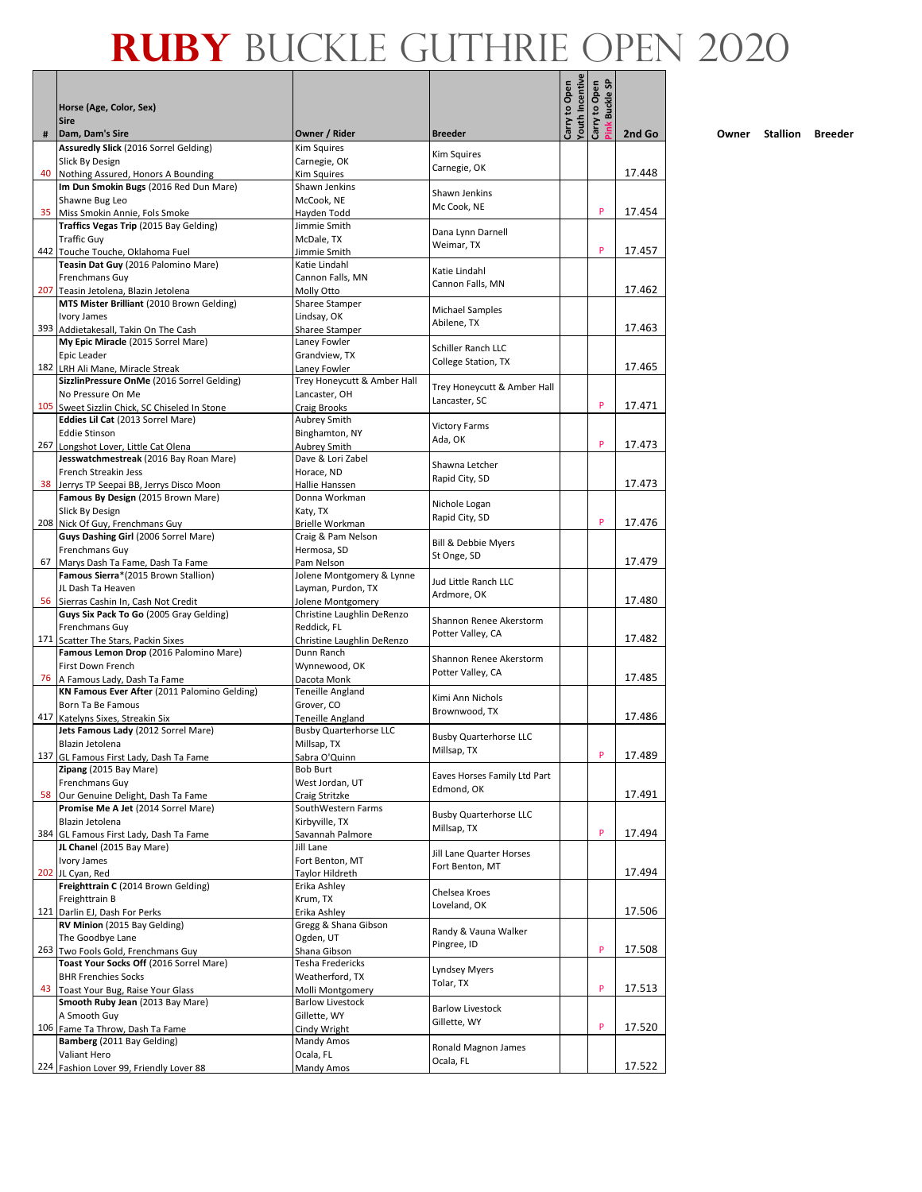# RUBY BUCKLE GUTHRIE OPEN 2020

| # | Horse (Age, Color, Sex) Sire Dam, Dam's Sire | Owner / Rider | Breeder | Carry to Open Youth Incentive | Carry to Open Pink Buckle SP | 2nd Go |
|---|---|---|---|---|---|---|
| 40 | **Assuredly Slick** (2016 Sorrel Gelding) Slick By Design Nothing Assured, Honors A Bounding | Kim Squires Carnegie, OK Kim Squires | Kim Squires Carnegie, OK | | | 17.448 |
| 35 | **Im Dun Smokin Bugs** (2016 Red Dun Mare) Shawne Bug Leo Miss Smokin Annie, Fols Smoke | Shawn Jenkins McCook, NE Hayden Todd | Shawn Jenkins Mc Cook, NE | | P | 17.454 |
| 442 | **Traffics Vegas Trip** (2015 Bay Gelding) Traffic Guy Touche Touche, Oklahoma Fuel | Jimmie Smith McDale, TX Jimmie Smith | Dana Lynn Darnell Weimar, TX | | P | 17.457 |
| 207 | **Teasin Dat Guy** (2016 Palomino Mare) Frenchmans Guy Teasin Jetolena, Blazin Jetolena | Katie Lindahl Cannon Falls, MN Molly Otto | Katie Lindahl Cannon Falls, MN | | | 17.462 |
| 393 | **MTS Mister Brilliant** (2010 Brown Gelding) Ivory James Addietakesall, Takin On The Cash | Sharee Stamper Lindsay, OK Sharee Stamper | Michael Samples Abilene, TX | | | 17.463 |
| 182 | **My Epic Miracle** (2015 Sorrel Mare) Epic Leader LRH Ali Mane, Miracle Streak | Laney Fowler Grandview, TX Laney Fowler | Schiller Ranch LLC College Station, TX | | | 17.465 |
| 105 | **SizzlinPressure OnMe** (2016 Sorrel Gelding) No Pressure On Me Sweet Sizzlin Chick, SC Chiseled In Stone | Trey Honeycutt & Amber Hall Lancaster, OH Craig Brooks | Trey Honeycutt & Amber Hall Lancaster, SC | | P | 17.471 |
| 267 | **Eddies Lil Cat** (2013 Sorrel Mare) Eddie Stinson Longshot Lover, Little Cat Olena | Aubrey Smith Binghamton, NY Aubrey Smith | Victory Farms Ada, OK | | P | 17.473 |
| 38 | **Jesswatchmestreak** (2016 Bay Roan Mare) French Streakin Jess Jerrys TP Seepai BB, Jerrys Disco Moon | Dave & Lori Zabel Horace, ND Hallie Hanssen | Shawna Letcher Rapid City, SD | | | 17.473 |
| 208 | **Famous By Design** (2015 Brown Mare) Slick By Design Nick Of Guy, Frenchmans Guy | Donna Workman Katy, TX Brielle Workman | Nichole Logan Rapid City, SD | | P | 17.476 |
| 67 | **Guys Dashing Girl** (2006 Sorrel Mare) Frenchmans Guy Marys Dash Ta Fame, Dash Ta Fame | Craig & Pam Nelson Hermosa, SD Pam Nelson | Bill & Debbie Myers St Onge, SD | | | 17.479 |
| 56 | **Famous Sierra***(2015 Brown Stallion) JL Dash Ta Heaven Sierras Cashin In, Cash Not Credit | Jolene Montgomery & Lynne Layman, Purdon, TX Jolene Montgomery | Jud Little Ranch LLC Ardmore, OK | | | 17.480 |
| 171 | **Guys Six Pack To Go** (2005 Gray Gelding) Frenchmans Guy Scatter The Stars, Packin Sixes | Christine Laughlin DeRenzo Reddick, FL Christine Laughlin DeRenzo | Shannon Renee Akerstorm Potter Valley, CA | | | 17.482 |
| 76 | **Famous Lemon Drop** (2016 Palomino Mare) First Down French A Famous Lady, Dash Ta Fame | Dunn Ranch Wynnewood, OK Dacota Monk | Shannon Renee Akerstorm Potter Valley, CA | | | 17.485 |
| 417 | **KN Famous Ever After** (2011 Palomino Gelding) Born Ta Be Famous Katelyns Sixes, Streakin Six | Teneille Angland Grover, CO Teneille Angland | Kimi Ann Nichols Brownwood, TX | | | 17.486 |
| 137 | **Jets Famous Lady** (2012 Sorrel Mare) Blazin Jetolena GL Famous First Lady, Dash Ta Fame | Busby Quarterhorse LLC Millsap, TX Sabra O'Quinn | Busby Quarterhorse LLC Millsap, TX | | P | 17.489 |
| 58 | **Zipang** (2015 Bay Mare) Frenchmans Guy Our Genuine Delight, Dash Ta Fame | Bob Burt West Jordan, UT Craig Stritzke | Eaves Horses Family Ltd Part Edmond, OK | | | 17.491 |
| 384 | **Promise Me A Jet** (2014 Sorrel Mare) Blazin Jetolena GL Famous First Lady, Dash Ta Fame | SouthWestern Farms Kirbyville, TX Savannah Palmore | Busby Quarterhorse LLC Millsap, TX | | P | 17.494 |
| 202 | **JL Chanel** (2015 Bay Mare) Ivory James JL Cyan, Red | Jill Lane Fort Benton, MT Taylor Hildreth | Jill Lane Quarter Horses Fort Benton, MT | | | 17.494 |
| 121 | **Freighttrain C** (2014 Brown Gelding) Freighttrain B Darlin EJ, Dash For Perks | Erika Ashley Krum, TX Erika Ashley | Chelsea Kroes Loveland, OK | | | 17.506 |
| 263 | **RV Minion** (2015 Bay Gelding) The Goodbye Lane Two Fools Gold, Frenchmans Guy | Gregg & Shana Gibson Ogden, UT Shana Gibson | Randy & Vauna Walker Pingree, ID | | P | 17.508 |
| 43 | **Toast Your Socks Off** (2016 Sorrel Mare) BHR Frenchies Socks Toast Your Bug, Raise Your Glass | Tesha Fredericks Weatherford, TX Molli Montgomery | Lyndsey Myers Tolar, TX | | P | 17.513 |
| 106 | **Smooth Ruby Jean** (2013 Bay Mare) A Smooth Guy Fame Ta Throw, Dash Ta Fame | Barlow Livestock Gillette, WY Cindy Wright | Barlow Livestock Gillette, WY | | P | 17.520 |
| 224 | **Bamberg** (2011 Bay Gelding) Valiant Hero Fashion Lover 99, Friendly Lover 88 | Mandy Amos Ocala, FL Mandy Amos | Ronald Magnon James Ocala, FL | | | 17.522 |

Owner Stallion Breeder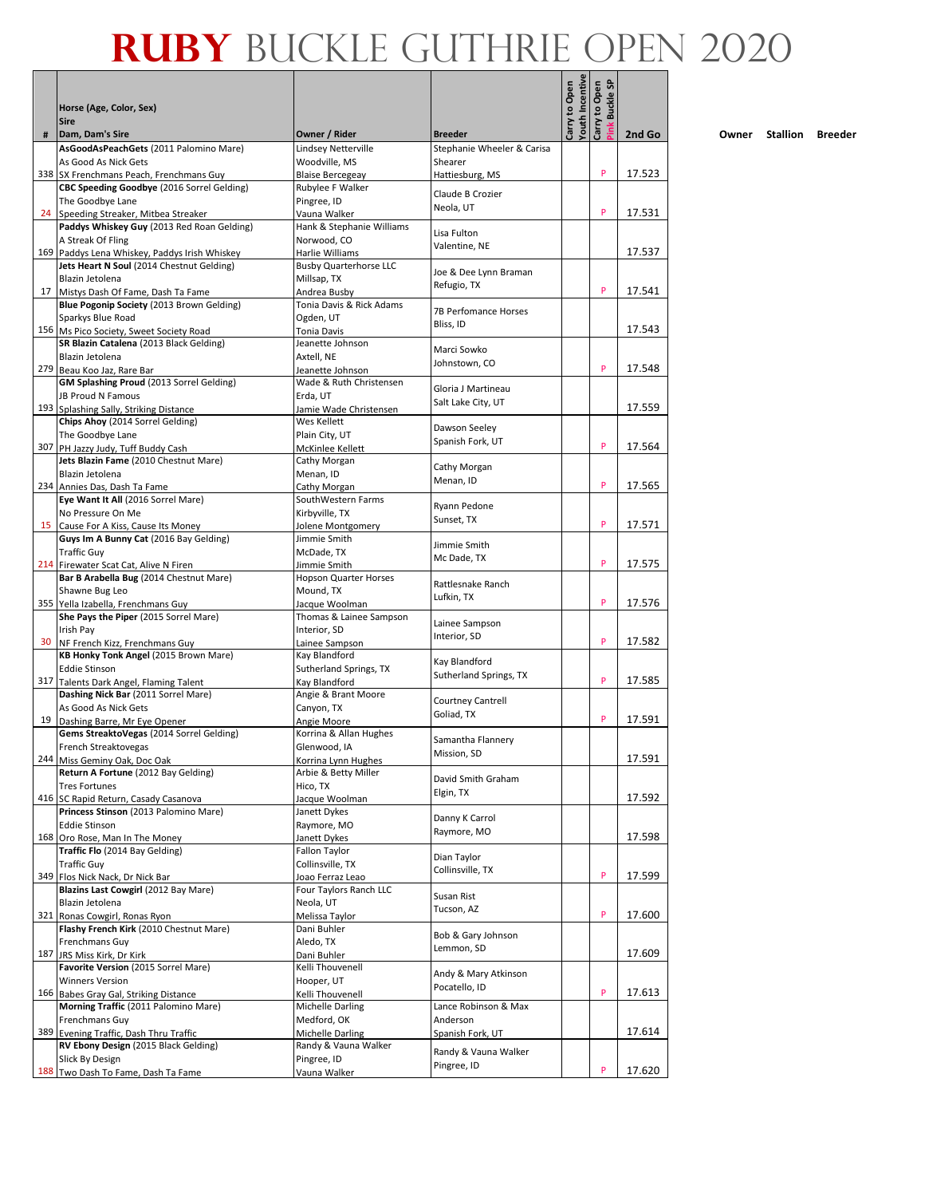# RUBY BUCKLE GUTHRIE OPEN 2020

| # | Horse (Age, Color, Sex)<br>Sire<br>Dam, Dam's Sire | Owner / Rider | Breeder | Carry to Open Youth Incentive | Carry to Open Pink Buckle SP | 2nd Go |
|---|---|---|---|---|---|---|
| 338 | **AsGoodAsPeachGets** (2011 Palomino Mare)<br>As Good As Nick Gets<br>SX Frenchmans Peach, Frenchmans Guy | Lindsey Netterville<br>Woodville, MS<br>Blaise Bercegeay | Stephanie Wheeler & Carisa Shearer<br>Hattiesburg, MS | | P | 17.523 |
| 24 | **CBC Speeding Goodbye** (2016 Sorrel Gelding)<br>The Goodbye Lane<br>Speeding Streaker, Mitbea Streaker | Rubylee F Walker<br>Pingree, ID<br>Vauna Walker | Claude B Crozier<br>Neola, UT | | P | 17.531 |
| 169 | **Paddys Whiskey Guy** (2013 Red Roan Gelding)<br>A Streak Of Fling<br>Paddys Lena Whiskey, Paddys Irish Whiskey | Hank & Stephanie Williams<br>Norwood, CO<br>Harlie Williams | Lisa Fulton<br>Valentine, NE | | | 17.537 |
| 17 | **Jets Heart N Soul** (2014 Chestnut Gelding)<br>Blazin Jetolena<br>Mistys Dash Of Fame, Dash Ta Fame | Busby Quarterhorse LLC<br>Millsap, TX<br>Andrea Busby | Joe & Dee Lynn Braman<br>Refugio, TX | | P | 17.541 |
| 156 | **Blue Pogonip Society** (2013 Brown Gelding)<br>Sparkys Blue Road<br>Ms Pico Society, Sweet Society Road | Tonia Davis & Rick Adams<br>Ogden, UT<br>Tonia Davis | 7B Perfomance Horses<br>Bliss, ID | | | 17.543 |
| 279 | **SR Blazin Catalena** (2013 Black Gelding)<br>Blazin Jetolena<br>Beau Koo Jaz, Rare Bar | Jeanette Johnson<br>Axtell, NE<br>Jeanette Johnson | Marci Sowko<br>Johnstown, CO | | P | 17.548 |
| 193 | **GM Splashing Proud** (2013 Sorrel Gelding)<br>JB Proud N Famous<br>Splashing Sally, Striking Distance | Wade & Ruth Christensen<br>Erda, UT<br>Jamie Wade Christensen | Gloria J Martineau<br>Salt Lake City, UT | | | 17.559 |
| 307 | **Chips Ahoy** (2014 Sorrel Gelding)<br>The Goodbye Lane<br>PH Jazzy Judy, Tuff Buddy Cash | Wes Kellett<br>Plain City, UT<br>McKinlee Kellett | Dawson Seeley<br>Spanish Fork, UT | | P | 17.564 |
| 234 | **Jets Blazin Fame** (2010 Chestnut Mare)<br>Blazin Jetolena<br>Annies Das, Dash Ta Fame | Cathy Morgan<br>Menan, ID<br>Cathy Morgan | Cathy Morgan<br>Menan, ID | | P | 17.565 |
| 15 | **Eye Want It All** (2016 Sorrel Mare)<br>No Pressure On Me<br>Cause For A Kiss, Cause Its Money | SouthWestern Farms<br>Kirbyville, TX<br>Jolene Montgomery | Ryann Pedone<br>Sunset, TX | | P | 17.571 |
| 214 | **Guys Im A Bunny Cat** (2016 Bay Gelding)<br>Traffic Guy<br>Firewater Scat Cat, Alive N Firen | Jimmie Smith<br>McDade, TX<br>Jimmie Smith | Jimmie Smith<br>Mc Dade, TX | | P | 17.575 |
| 355 | **Bar B Arabella Bug** (2014 Chestnut Mare)<br>Shawne Bug Leo<br>Yella Izabella, Frenchmans Guy | Hopson Quarter Horses<br>Mound, TX<br>Jacque Woolman | Rattlesnake Ranch<br>Lufkin, TX | | P | 17.576 |
| 30 | **She Pays the Piper** (2015 Sorrel Mare)<br>Irish Pay<br>NF French Kizz, Frenchmans Guy | Thomas & Lainee Sampson<br>Interior, SD<br>Lainee Sampson | Lainee Sampson<br>Interior, SD | | P | 17.582 |
| 317 | **KB Honky Tonk Angel** (2015 Brown Mare)<br>Eddie Stinson<br>Talents Dark Angel, Flaming Talent | Kay Blandford<br>Sutherland Springs, TX<br>Kay Blandford | Kay Blandford<br>Sutherland Springs, TX | | P | 17.585 |
| 19 | **Dashing Nick Bar** (2011 Sorrel Mare)<br>As Good As Nick Gets<br>Dashing Barre, Mr Eye Opener | Angie & Brant Moore<br>Canyon, TX<br>Angie Moore | Courtney Cantrell<br>Goliad, TX | | P | 17.591 |
| 244 | **Gems StreaktoVegas** (2014 Sorrel Gelding)<br>French Streaktovegas<br>Miss Geminy Oak, Doc Oak | Korrina & Allan Hughes<br>Glenwood, IA<br>Korrina Lynn Hughes | Samantha Flannery<br>Mission, SD | | | 17.591 |
| 416 | **Return A Fortune** (2012 Bay Gelding)<br>Tres Fortunes<br>SC Rapid Return, Casady Casanova | Arbie & Betty Miller<br>Hico, TX<br>Jacque Woolman | David Smith Graham<br>Elgin, TX | | | 17.592 |
| 168 | **Princess Stinson** (2013 Palomino Mare)<br>Eddie Stinson<br>Oro Rose, Man In The Money | Janett Dykes<br>Raymore, MO<br>Janett Dykes | Danny K Carrol<br>Raymore, MO | | | 17.598 |
| 349 | **Traffic Flo** (2014 Bay Gelding)<br>Traffic Guy<br>Flos Nick Nack, Dr Nick Bar | Fallon Taylor<br>Collinsville, TX<br>Joao Ferraz Leao | Dian Taylor<br>Collinsville, TX | | P | 17.599 |
| 321 | **Blazins Last Cowgirl** (2012 Bay Mare)<br>Blazin Jetolena<br>Ronas Cowgirl, Ronas Ryon | Four Taylors Ranch LLC<br>Neola, UT<br>Melissa Taylor | Susan Rist<br>Tucson, AZ | | P | 17.600 |
| 187 | **Flashy French Kirk** (2010 Chestnut Mare)<br>Frenchmans Guy<br>JRS Miss Kirk, Dr Kirk | Dani Buhler<br>Aledo, TX<br>Dani Buhler | Bob & Gary Johnson<br>Lemmon, SD | | | 17.609 |
| 166 | **Favorite Version** (2015 Sorrel Mare)<br>Winners Version<br>Babes Gray Gal, Striking Distance | Kelli Thouvenell<br>Hooper, UT<br>Kelli Thouvenell | Andy & Mary Atkinson<br>Pocatello, ID | | P | 17.613 |
| 389 | **Morning Traffic** (2011 Palomino Mare)<br>Frenchmans Guy<br>Evening Traffic, Dash Thru Traffic | Michelle Darling<br>Medford, OK<br>Michelle Darling | Lance Robinson & Max Anderson<br>Spanish Fork, UT | | | 17.614 |
| 188 | **RV Ebony Design** (2015 Black Gelding)<br>Slick By Design<br>Two Dash To Fame, Dash Ta Fame | Randy & Vauna Walker<br>Pingree, ID<br>Vauna Walker | Randy & Vauna Walker<br>Pingree, ID | | P | 17.620 |

Owner Stallion Breeder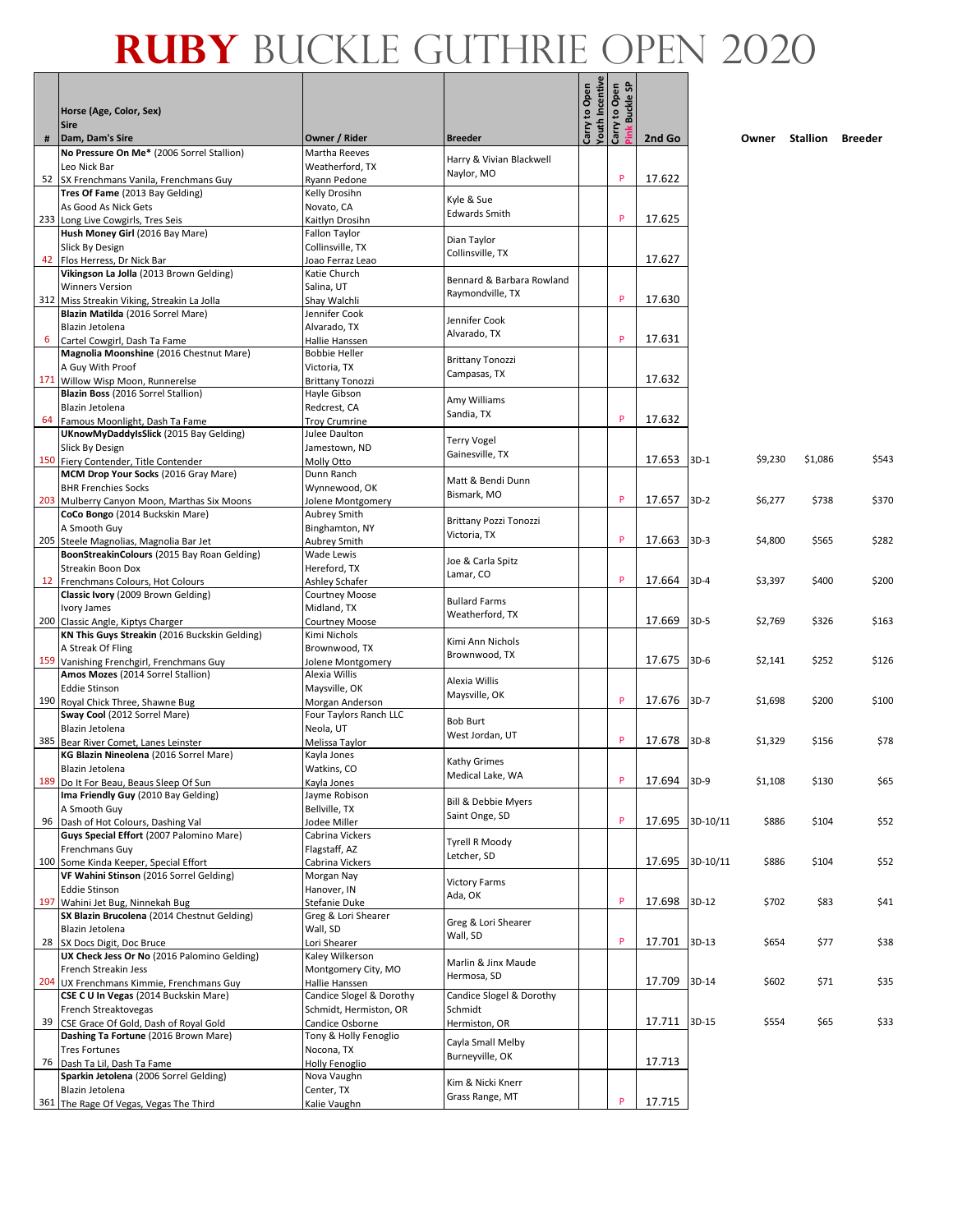# RUBY BUCKLE GUTHRIE OPEN 2020

| # | Horse (Age, Color, Sex) Sire Dam, Dam's Sire | Owner / Rider | Breeder | Carry to Open Youth Incentive | Carry to Open Pink Buckle SP | 2nd Go | | Owner | Stallion | Breeder |
|---|---|---|---|---|---|---|---|---|---|---|
| 52 | **No Pressure On Me*** (2006 Sorrel Stallion) Leo Nick Bar SX Frenchmans Vanila, Frenchmans Guy | Martha Reeves Weatherford, TX Ryann Pedone | Harry & Vivian Blackwell Naylor, MO | | P | 17.622 | | | | |
| 233 | **Tres Of Fame** (2013 Bay Gelding) As Good As Nick Gets Long Live Cowgirls, Tres Seis | Kelly Drosihn Novato, CA Kaitlyn Drosihn | Kyle & Sue Edwards Smith | | P | 17.625 | | | | |
| 42 | **Hush Money Girl** (2016 Bay Mare) Slick By Design Flos Herress, Dr Nick Bar | Fallon Taylor Collinsville, TX Joao Ferraz Leao | Dian Taylor Collinsville, TX | | | 17.627 | | | | |
| 312 | **Vikingson La Jolla** (2013 Brown Gelding) Winners Version Miss Streakin Viking, Streakin La Jolla | Katie Church Salina, UT Shay Walchli | Bennard & Barbara Rowland Raymondville, TX | | P | 17.630 | | | | |
| 6 | **Blazin Matilda** (2016 Sorrel Mare) Blazin Jetolena Cartel Cowgirl, Dash Ta Fame | Jennifer Cook Alvarado, TX Hallie Hanssen | Jennifer Cook Alvarado, TX | | P | 17.631 | | | | |
| 171 | **Magnolia Moonshine** (2016 Chestnut Mare) A Guy With Proof Willow Wisp Moon, Runnerelse | Bobbie Heller Victoria, TX Brittany Tonozzi | Brittany Tonozzi Campasas, TX | | | 17.632 | | | | |
| 64 | **Blazin Boss** (2016 Sorrel Stallion) Blazin Jetolena Famous Moonlight, Dash Ta Fame | Hayle Gibson Redcrest, CA Troy Crumrine | Amy Williams Sandia, TX | | P | 17.632 | | | | |
| 150 | **UKnowMyDaddyIsSlick** (2015 Bay Gelding) Slick By Design Fiery Contender, Title Contender | Julee Daulton Jamestown, ND Molly Otto | Terry Vogel Gainesville, TX | | | 17.653 | 3D-1 | $9,230 | $1,086 | $543 |
| 203 | **MCM Drop Your Socks** (2016 Gray Mare) BHR Frenchies Socks Mulberry Canyon Moon, Marthas Six Moons | Dunn Ranch Wynnewood, OK Jolene Montgomery | Matt & Bendi Dunn Bismark, MO | | P | 17.657 | 3D-2 | $6,277 | $738 | $370 |
| 205 | **CoCo Bongo** (2014 Buckskin Mare) A Smooth Guy Steele Magnolias, Magnolia Bar Jet | Aubrey Smith Binghamton, NY Aubrey Smith | Brittany Pozzi Tonozzi Victoria, TX | | P | 17.663 | 3D-3 | $4,800 | $565 | $282 |
| 12 | **BoonStreakinColours** (2015 Bay Roan Gelding) Streakin Boon Dox Frenchmans Colours, Hot Colours | Wade Lewis Hereford, TX Ashley Schafer | Joe & Carla Spitz Lamar, CO | | P | 17.664 | 3D-4 | $3,397 | $400 | $200 |
| 200 | **Classic Ivory** (2009 Brown Gelding) Ivory James Classic Angle, Kiptys Charger | Courtney Moose Midland, TX Courtney Moose | Bullard Farms Weatherford, TX | | | 17.669 | 3D-5 | $2,769 | $326 | $163 |
| 159 | **KN This Guys Streakin** (2016 Buckskin Gelding) A Streak Of Fling Vanishing Frenchgirl, Frenchmans Guy | Kimi Nichols Brownwood, TX Jolene Montgomery | Kimi Ann Nichols Brownwood, TX | | | 17.675 | 3D-6 | $2,141 | $252 | $126 |
| 190 | **Amos Mozes** (2014 Sorrel Stallion) Eddie Stinson Royal Chick Three, Shawne Bug | Alexia Willis Maysville, OK Morgan Anderson | Alexia Willis Maysville, OK | | P | 17.676 | 3D-7 | $1,698 | $200 | $100 |
| 385 | **Sway Cool** (2012 Sorrel Mare) Blazin Jetolena Bear River Comet, Lanes Leinster | Four Taylors Ranch LLC Neola, UT Melissa Taylor | Bob Burt West Jordan, UT | | P | 17.678 | 3D-8 | $1,329 | $156 | $78 |
| 189 | **KG Blazin Nineolena** (2016 Sorrel Mare) Blazin Jetolena Do It For Beau, Beaus Sleep Of Sun | Kayla Jones Watkins, CO Kayla Jones | Kathy Grimes Medical Lake, WA | | P | 17.694 | 3D-9 | $1,108 | $130 | $65 |
| 96 | **Ima Friendly Guy** (2010 Bay Gelding) A Smooth Guy Dash of Hot Colours, Dashing Val | Jayme Robison Bellville, TX Jodee Miller | Bill & Debbie Myers Saint Onge, SD | | P | 17.695 | 3D-10/11 | $886 | $104 | $52 |
| 100 | **Guys Special Effort** (2007 Palomino Mare) Frenchmans Guy Some Kinda Keeper, Special Effort | Cabrina Vickers Flagstaff, AZ Cabrina Vickers | Tyrell R Moody Letcher, SD | | | 17.695 | 3D-10/11 | $886 | $104 | $52 |
| 197 | **VF Wahini Stinson** (2016 Sorrel Gelding) Eddie Stinson Wahini Jet Bug, Ninnekah Bug | Morgan Nay Hanover, IN Stefanie Duke | Victory Farms Ada, OK | | P | 17.698 | 3D-12 | $702 | $83 | $41 |
| 28 | **SX Blazin Brucolena** (2014 Chestnut Gelding) Blazin Jetolena SX Docs Digit, Doc Bruce | Greg & Lori Shearer Wall, SD Lori Shearer | Greg & Lori Shearer Wall, SD | | P | 17.701 | 3D-13 | $654 | $77 | $38 |
| 204 | **UX Check Jess Or No** (2016 Palomino Gelding) French Streakin Jess UX Frenchmans Kimmie, Frenchmans Guy | Kaley Wilkerson Montgomery City, MO Hallie Hanssen | Marlin & Jinx Maude Hermosa, SD | | | 17.709 | 3D-14 | $602 | $71 | $35 |
| 39 | **CSE C U In Vegas** (2014 Buckskin Mare) French Streaktovegas CSE Grace Of Gold, Dash of Royal Gold | Candice Slogel & Dorothy Schmidt, Hermiston, OR Candice Osborne | Candice Slogel & Dorothy Schmidt Hermiston, OR | | | 17.711 | 3D-15 | $554 | $65 | $33 |
| 76 | **Dashing Ta Fortune** (2016 Brown Mare) Tres Fortunes Dash Ta Lil, Dash Ta Fame | Tony & Holly Fenoglio Nocona, TX Holly Fenoglio | Cayla Small Melby Burneyville, OK | | | 17.713 | | | | |
| 361 | **Sparkin Jetolena** (2006 Sorrel Gelding) Blazin Jetolena The Rage Of Vegas, Vegas The Third | Nova Vaughn Center, TX Kalie Vaughn | Kim & Nicki Knerr Grass Range, MT | | P | 17.715 | | | | |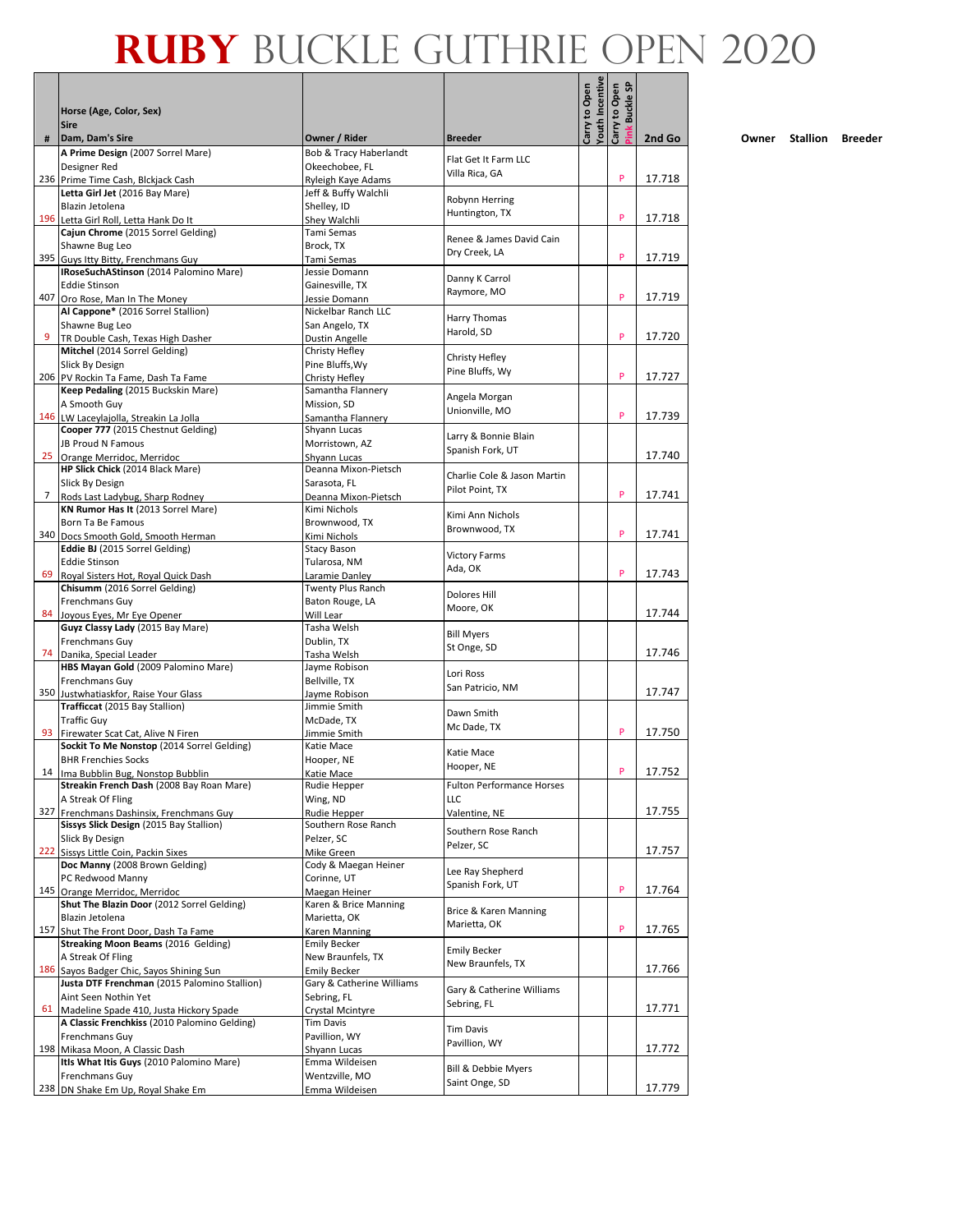# RUBY BUCKLE GUTHRIE OPEN 2020

| # | Horse (Age, Color, Sex)<br>Sire<br>Dam, Dam's Sire | Owner / Rider | Breeder | Carry to Open Youth Incentive | Carry to Open Pink Buckle SP | 2nd Go | Owner | Stallion | Breeder |
|---|---|---|---|---|---|---|---|---|---|
| 236 | **A Prime Design** (2007 Sorrel Mare)<br>Designer Red<br>Prime Time Cash, Blckjack Cash | Bob & Tracy Haberlandt<br>Okeechobee, FL<br>Ryleigh Kaye Adams | Flat Get It Farm LLC<br>Villa Rica, GA | | P | 17.718 | | | |
| 196 | **Letta Girl Jet** (2016 Bay Mare)<br>Blazin Jetolena<br>Letta Girl Roll, Letta Hank Do It | Jeff & Buffy Walchli<br>Shelley, ID<br>Shey Walchli | Robynn Herring<br>Huntington, TX | | P | 17.718 | | | |
| 395 | **Cajun Chrome** (2015 Sorrel Gelding)<br>Shawne Bug Leo<br>Guys Itty Bitty, Frenchmans Guy | Tami Semas<br>Brock, TX<br>Tami Semas | Renee & James David Cain<br>Dry Creek, LA | | P | 17.719 | | | |
| 407 | **IRoseSuchAStinson** (2014 Palomino Mare)<br>Eddie Stinson<br>Oro Rose, Man In The Money | Jessie Domann<br>Gainesville, TX<br>Jessie Domann | Danny K Carrol<br>Raymore, MO | | P | 17.719 | | | |
| 9 | **Al Cappone*** (2016 Sorrel Stallion)<br>Shawne Bug Leo<br>TR Double Cash, Texas High Dasher | Nickelbar Ranch LLC<br>San Angelo, TX<br>Dustin Angelle | Harry Thomas<br>Harold, SD | | P | 17.720 | | | |
| 206 | **Mitchel** (2014 Sorrel Gelding)<br>Slick By Design<br>PV Rockin Ta Fame, Dash Ta Fame | Christy Hefley<br>Pine Bluffs,Wy<br>Christy Hefley | Christy Hefley<br>Pine Bluffs, Wy | | P | 17.727 | | | |
| 146 | **Keep Pedaling** (2015 Buckskin Mare)<br>A Smooth Guy<br>LW Laceyjajolla, Streakin La Jolla | Samantha Flannery<br>Mission, SD<br>Samantha Flannery | Angela Morgan<br>Unionville, MO | | P | 17.739 | | | |
| 25 | **Cooper 777** (2015 Chestnut Gelding)<br>JB Proud N Famous<br>Orange Merridoc, Merridoc | Shyann Lucas<br>Morristown, AZ<br>Shyann Lucas | Larry & Bonnie Blain<br>Spanish Fork, UT | | | 17.740 | | | |
| 7 | **HP Slick Chick** (2014 Black Mare)<br>Slick By Design<br>Rods Last Ladybug, Sharp Rodney | Deanna Mixon-Pietsch<br>Sarasota, FL<br>Deanna Mixon-Pietsch | Charlie Cole & Jason Martin<br>Pilot Point, TX | | P | 17.741 | | | |
| 340 | **KN Rumor Has It** (2013 Sorrel Mare)<br>Born Ta Be Famous<br>Docs Smooth Gold, Smooth Herman | Kimi Nichols<br>Brownwood, TX<br>Kimi Nichols | Kimi Ann Nichols<br>Brownwood, TX | | P | 17.741 | | | |
| 69 | **Eddie BJ** (2015 Sorrel Gelding)<br>Eddie Stinson<br>Royal Sisters Hot, Royal Quick Dash | Stacy Bason<br>Tularosa, NM<br>Laramie Danley | Victory Farms<br>Ada, OK | | P | 17.743 | | | |
| 84 | **Chisumm** (2016 Sorrel Gelding)<br>Frenchmans Guy<br>Joyous Eyes, Mr Eye Opener | Twenty Plus Ranch<br>Baton Rouge, LA<br>Will Lear | Dolores Hill<br>Moore, OK | | | 17.744 | | | |
| 74 | **Guyz Classy Lady** (2015 Bay Mare)<br>Frenchmans Guy<br>Danika, Special Leader | Tasha Welsh<br>Dublin, TX<br>Tasha Welsh | Bill Myers<br>St Onge, SD | | | 17.746 | | | |
| 350 | **HBS Mayan Gold** (2009 Palomino Mare)<br>Frenchmans Guy<br>Justwhatiaskfor, Raise Your Glass | Jayme Robison<br>Bellville, TX<br>Jayme Robison | Lori Ross<br>San Patricio, NM | | | 17.747 | | | |
| 93 | **Trafficcat** (2015 Bay Stallion)<br>Traffic Guy<br>Firewater Scat Cat, Alive N Firen | Jimmie Smith<br>McDade, TX<br>Jimmie Smith | Dawn Smith<br>Mc Dade, TX | | P | 17.750 | | | |
| 14 | **Sockit To Me Nonstop** (2014 Sorrel Gelding)<br>BHR Frenchies Socks<br>Ima Bubblin Bug, Nonstop Bubblin | Katie Mace<br>Hooper, NE<br>Katie Mace | Katie Mace<br>Hooper, NE | | P | 17.752 | | | |
| 327 | **Streakin French Dash** (2008 Bay Roan Mare)<br>A Streak Of Fling<br>Frenchmans Dashinsix, Frenchmans Guy | Rudie Hepper<br>Wing, ND<br>Rudie Hepper | Fulton Performance Horses LLC<br>Valentine, NE | | | 17.755 | | | |
| 222 | **Sissys Slick Design** (2015 Bay Stallion)<br>Slick By Design<br>Sissys Little Coin, Packin Sixes | Southern Rose Ranch<br>Pelzer, SC<br>Mike Green | Southern Rose Ranch<br>Pelzer, SC | | | 17.757 | | | |
| 145 | **Doc Manny** (2008 Brown Gelding)<br>PC Redwood Manny<br>Orange Merridoc, Merridoc | Cody & Maegan Heiner<br>Corinne, UT<br>Maegan Heiner | Lee Ray Shepherd<br>Spanish Fork, UT | | P | 17.764 | | | |
| 157 | **Shut The Blazin Door** (2012 Sorrel Gelding)<br>Blazin Jetolena<br>Shut The Front Door, Dash Ta Fame | Karen & Brice Manning<br>Marietta, OK<br>Karen Manning | Brice & Karen Manning<br>Marietta, OK | | P | 17.765 | | | |
| 186 | **Streaking Moon Beams** (2016 Gelding)<br>A Streak Of Fling<br>Sayos Badger Chic, Sayos Shining Sun | Emily Becker<br>New Braunfels, TX<br>Emily Becker | Emily Becker<br>New Braunfels, TX | | | 17.766 | | | |
| 61 | **Justa DTF Frenchman** (2015 Palomino Stallion)<br>Aint Seen Nothin Yet<br>Madeline Spade 410, Justa Hickory Spade | Gary & Catherine Williams<br>Sebring, FL<br>Crystal Mcintyre | Gary & Catherine Williams<br>Sebring, FL | | | 17.771 | | | |
| 198 | **A Classic Frenchkiss** (2010 Palomino Gelding)<br>Frenchmans Guy<br>Mikasa Moon, A Classic Dash | Tim Davis<br>Pavillion, WY<br>Shyann Lucas | Tim Davis<br>Pavillion, WY | | | 17.772 | | | |
| 238 | **Itls What Itis Guys** (2010 Palomino Mare)<br>Frenchmans Guy<br>DN Shake Em Up, Royal Shake Em | Emma Wildeisen<br>Wentzville, MO<br>Emma Wildeisen | Bill & Debbie Myers<br>Saint Onge, SD | | | 17.779 | | | |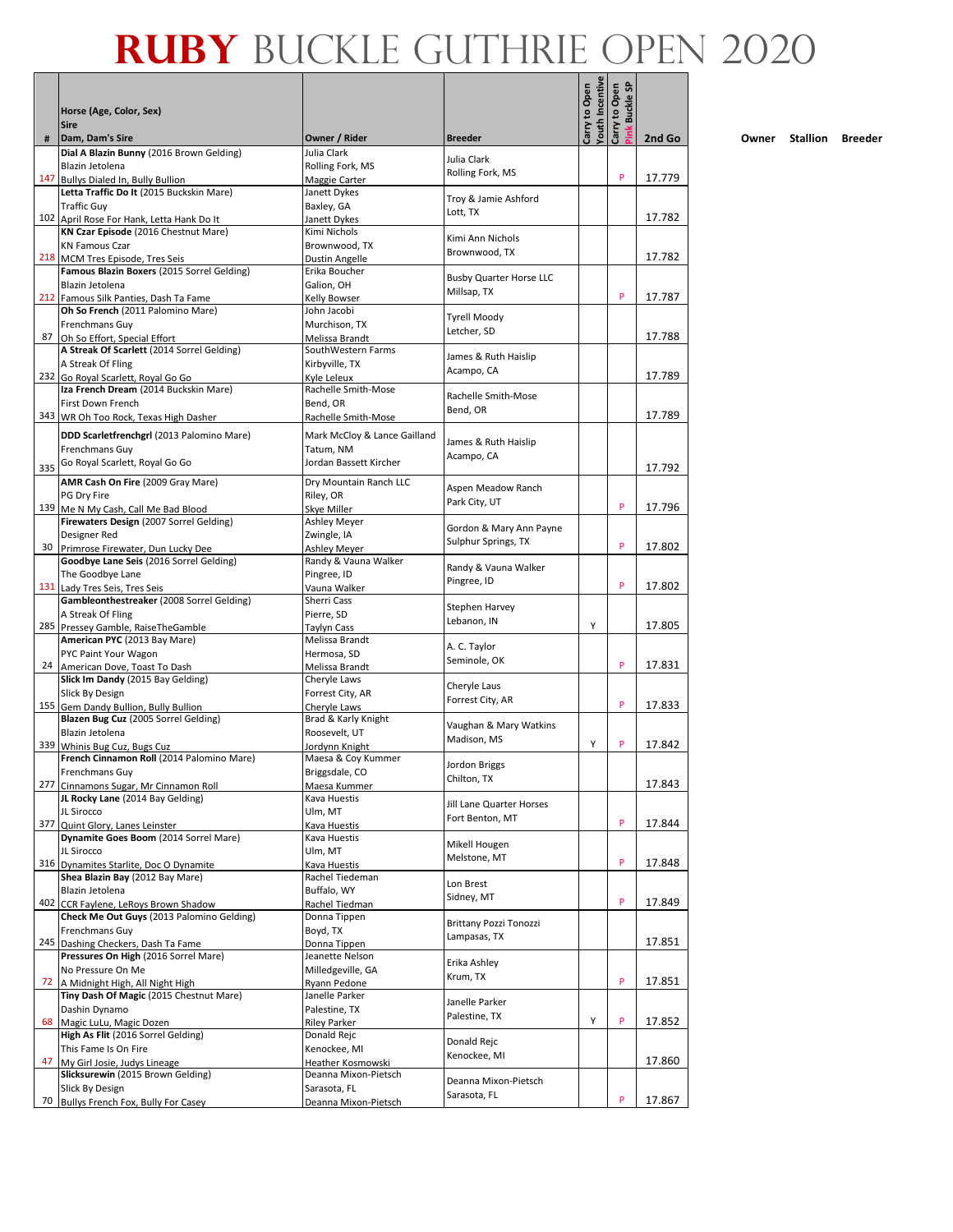# RUBY BUCKLE GUTHRIE OPEN 2020

| # | Horse (Age, Color, Sex)<br>Sire<br>Dam, Dam's Sire | Owner / Rider | Breeder | Carry to Open Youth Incentive | Carry to Open Pink Buckle SP | 2nd Go | Owner | Stallion | Breeder |
|---|---|---|---|---|---|---|---|---|---|
| 147 | **Dial A Blazin Bunny** (2016 Brown Gelding)<br>Blazin Jetolena<br>Bullys Dialed In, Bully Bullion | Julia Clark<br>Rolling Fork, MS<br>Maggie Carter | Julia Clark<br>Rolling Fork, MS | | P | 17.779 | | | |
| 102 | **Letta Traffic Do It** (2015 Buckskin Mare)<br>Traffic Guy<br>April Rose For Hank, Letta Hank Do It | Janett Dykes<br>Baxley, GA<br>Janett Dykes | Troy & Jamie Ashford<br>Lott, TX | | | 17.782 | | | |
| 218 | **KN Czar Episode** (2016 Chestnut Mare)<br>KN Famous Czar<br>MCM Tres Episode, Tres Seis | Kimi Nichols<br>Brownwood, TX<br>Dustin Angelle | Kimi Ann Nichols<br>Brownwood, TX | | | 17.782 | | | |
| 212 | **Famous Blazin Boxers** (2015 Sorrel Gelding)<br>Blazin Jetolena<br>Famous Silk Panties, Dash Ta Fame | Erika Boucher<br>Galion, OH<br>Kelly Bowser | Busby Quarter Horse LLC<br>Millsap, TX | | P | 17.787 | | | |
| 87 | **Oh So French** (2011 Palomino Mare)<br>Frenchmans Guy<br>Oh So Effort, Special Effort | John Jacobi<br>Murchison, TX<br>Melissa Brandt | Tyrell Moody<br>Letcher, SD | | | 17.788 | | | |
| 232 | **A Streak Of Scarlett** (2014 Sorrel Gelding)<br>A Streak Of Fling<br>Go Royal Scarlett, Royal Go Go | SouthWestern Farms<br>Kirbyville, TX<br>Kyle Leleux | James & Ruth Haislip<br>Acampo, CA | | | 17.789 | | | |
| 343 | **Iza French Dream** (2014 Buckskin Mare)<br>First Down French<br>WR Oh Too Rock, Texas High Dasher | Rachelle Smith-Mose<br>Bend, OR<br>Rachelle Smith-Mose | Rachelle Smith-Mose<br>Bend, OR | | | 17.789 | | | |
| 335 | **DDD Scarletfrenchgrl** (2013 Palomino Mare)<br>Frenchmans Guy<br>Go Royal Scarlett, Royal Go Go | Mark McCloy & Lance Gaillard<br>Tatum, NM<br>Jordan Bassett Kircher | James & Ruth Haislip<br>Acampo, CA | | | 17.792 | | | |
| 139 | **AMR Cash On Fire** (2009 Gray Mare)<br>PG Dry Fire<br>Me N My Cash, Call Me Bad Blood | Dry Mountain Ranch LLC<br>Riley, OR<br>Skye Miller | Aspen Meadow Ranch<br>Park City, UT | | P | 17.796 | | | |
| 30 | **Firewaters Design** (2007 Sorrel Gelding)<br>Designer Red<br>Primrose Firewater, Dun Lucky Dee | Ashley Meyer<br>Zwingle, IA<br>Ashley Meyer | Gordon & Mary Ann Payne<br>Sulphur Springs, TX | | P | 17.802 | | | |
| 131 | **Goodbye Lane Seis** (2016 Sorrel Gelding)<br>The Goodbye Lane<br>Lady Tres Seis, Tres Seis | Randy & Vauna Walker<br>Pingree, ID<br>Vauna Walker | Randy & Vauna Walker<br>Pingree, ID | | P | 17.802 | | | |
| 285 | **Gambleonthestreaker** (2008 Sorrel Gelding)<br>A Streak Of Fling<br>Pressey Gamble, RaiseTheGamble | Sherri Cass<br>Pierre, SD<br>Taylyn Cass | Stephen Harvey<br>Lebanon, IN | Y | | 17.805 | | | |
| 24 | **American PYC** (2013 Bay Mare)<br>PYC Paint Your Wagon<br>American Dove, Toast To Dash | Melissa Brandt<br>Hermosa, SD<br>Melissa Brandt | A. C. Taylor<br>Seminole, OK | | P | 17.831 | | | |
| 155 | **Slick Im Dandy** (2015 Bay Gelding)<br>Slick By Design<br>Gem Dandy Bullion, Bully Bullion | Cheryle Laws<br>Forrest City, AR<br>Cheryle Laws | Cheryle Laus<br>Forrest City, AR | | P | 17.833 | | | |
| 339 | **Blazen Bug Cuz** (2005 Sorrel Gelding)<br>Blazin Jetolena<br>Whinis Bug Cuz, Bugs Cuz | Brad & Karly Knight<br>Roosevelt, UT<br>Jordynn Knight | Vaughan & Mary Watkins<br>Madison, MS | Y | P | 17.842 | | | |
| 277 | **French Cinnamon Roll** (2014 Palomino Mare)<br>Frenchmans Guy<br>Cinnamons Sugar, Mr Cinnamon Roll | Maesa & Coy Kummer<br>Briggsdale, CO<br>Maesa Kummer | Jordon Briggs<br>Chilton, TX | | | 17.843 | | | |
| 377 | **JL Rocky Lane** (2014 Bay Gelding)<br>JL Sirocco<br>Quint Glory, Lanes Leinster | Kava Huestis<br>Ulm, MT<br>Kava Huestis | Jill Lane Quarter Horses<br>Fort Benton, MT | | P | 17.844 | | | |
| 316 | **Dynamite Goes Boom** (2014 Sorrel Mare)<br>JL Sirocco<br>Dynamites Starlite, Doc O Dynamite | Kava Huestis<br>Ulm, MT<br>Kava Huestis | Mikell Hougen<br>Melstone, MT | | P | 17.848 | | | |
| 402 | **Shea Blazin Bay** (2012 Bay Mare)<br>Blazin Jetolena<br>CCR Faylene, LeRoys Brown Shadow | Rachel Tiedeman<br>Buffalo, WY<br>Rachel Tiedman | Lon Brest<br>Sidney, MT | | P | 17.849 | | | |
| 245 | **Check Me Out Guys** (2013 Palomino Gelding)<br>Frenchmans Guy<br>Dashing Checkers, Dash Ta Fame | Donna Tippen<br>Boyd, TX<br>Donna Tippen | Brittany Pozzi Tonozzi<br>Lampasas, TX | | | 17.851 | | | |
| 72 | **Pressures On High** (2016 Sorrel Mare)<br>No Pressure On Me<br>A Midnight High, All Night High | Jeanette Nelson<br>Milledgeville, GA<br>Ryann Pedone | Erika Ashley<br>Krum, TX | | P | 17.851 | | | |
| 68 | **Tiny Dash Of Magic** (2015 Chestnut Mare)<br>Dashin Dynamo<br>Magic LuLu, Magic Dozen | Janelle Parker<br>Palestine, TX<br>Riley Parker | Janelle Parker<br>Palestine, TX | Y | P | 17.852 | | | |
| 47 | **High As Flit** (2016 Sorrel Gelding)<br>This Fame Is On Fire<br>My Girl Josie, Judys Lineage | Donald Rejc<br>Kenockee, MI<br>Heather Kosmowski | Donald Rejc<br>Kenockee, MI | | | 17.860 | | | |
| 70 | **Slicksurewin** (2015 Brown Gelding)<br>Slick By Design<br>Bullys French Fox, Bully For Casey | Deanna Mixon-Pietsch<br>Sarasota, FL<br>Deanna Mixon-Pietsch | Deanna Mixon-Pietsch<br>Sarasota, FL | | P | 17.867 | | | |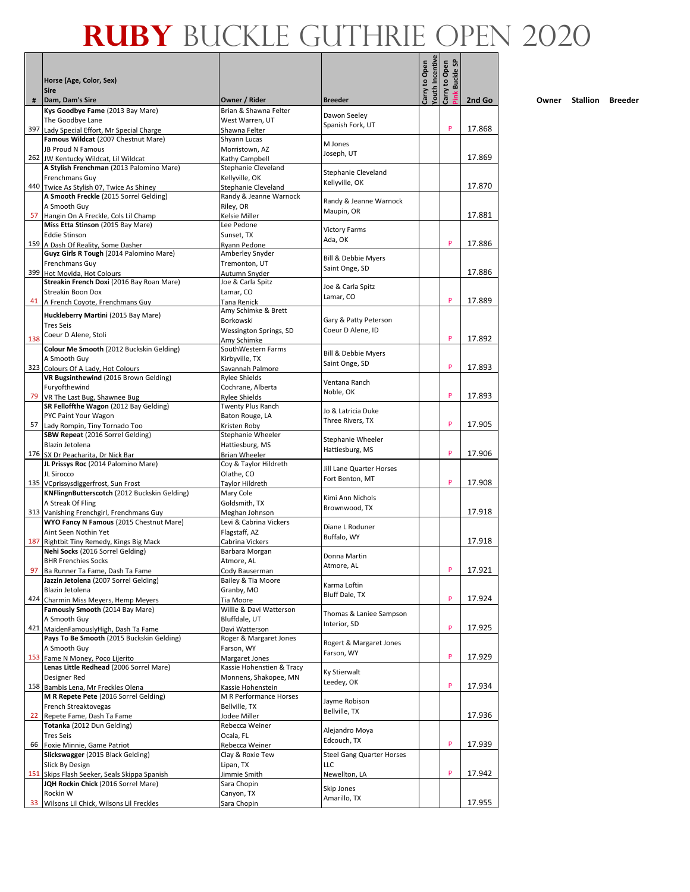# RUBY BUCKLE GUTHRIE OPEN 2020

| # | Horse (Age, Color, Sex)<br>Sire<br>Dam, Dam's Sire | Owner / Rider | Breeder | Carry to Open Youth Incentive | Carry to Open Pink Buckle SP | 2nd Go |
|---|---|---|---|---|---|---|
| 397 | **Kys Goodbye Fame** (2013 Bay Mare)<br>The Goodbye Lane<br>Lady Special Effort, Mr Special Charge | Brian & Shawna Felter<br>West Warren, UT<br>Shawna Felter | Dawon Seeley<br>Spanish Fork, UT | | P | 17.868 |
| 262 | **Famous Wildcat** (2007 Chestnut Mare)<br>JB Proud N Famous<br>JW Kentucky Wildcat, Lil Wildcat | Shyann Lucas<br>Morristown, AZ<br>Kathy Campbell | M Jones<br>Joseph, UT | | | 17.869 |
| 440 | **A Stylish Frenchman** (2013 Palomino Mare)<br>Frenchmans Guy<br>Twice As Stylish 07, Twice As Shiney | Stephanie Cleveland<br>Kellyville, OK<br>Stephanie Cleveland | Stephanie Cleveland<br>Kellyville, OK | | | 17.870 |
| 57 | **A Smooth Freckle** (2015 Sorrel Gelding)<br>A Smooth Guy<br>Hangin On A Freckle, Cols Lil Champ | Randy & Jeanne Warnock<br>Riley, OR<br>Kelsie Miller | Randy & Jeanne Warnock<br>Maupin, OR | | | 17.881 |
| 159 | **Miss Etta Stinson** (2015 Bay Mare)<br>Eddie Stinson<br>A Dash Of Reality, Some Dasher | Lee Pedone<br>Sunset, TX<br>Ryann Pedone | Victory Farms<br>Ada, OK | | P | 17.886 |
| 399 | **Guyz Girls R Tough** (2014 Palomino Mare)<br>Frenchmans Guy<br>Hot Movida, Hot Colours | Amberley Snyder<br>Tremonton, UT<br>Autumn Snyder | Bill & Debbie Myers<br>Saint Onge, SD | | | 17.886 |
| 41 | **Streakin French Doxi** (2016 Bay Roan Mare)<br>Streakin Boon Dox<br>A French Coyote, Frenchmans Guy | Joe & Carla Spitz<br>Lamar, CO<br>Tana Renick | Joe & Carla Spitz<br>Lamar, CO | | P | 17.889 |
| 138 | **Huckleberry Martini** (2015 Bay Mare)<br>Tres Seis<br>Coeur D Alene, Stoli | Amy Schimke & Brett Borkowski<br>Wessington Springs, SD<br>Amy Schimke | Gary & Patty Peterson<br>Coeur D Alene, ID | | P | 17.892 |
| 323 | **Colour Me Smooth** (2012 Buckskin Gelding)<br>A Smooth Guy<br>Colours Of A Lady, Hot Colours | SouthWestern Farms<br>Kirbyville, TX<br>Savannah Palmore | Bill & Debbie Myers<br>Saint Onge, SD | | P | 17.893 |
| 79 | **VR Bugsinthewind** (2016 Brown Gelding)<br>Furyofthewind<br>VR The Last Bug, Shawnee Bug | Rylee Shields<br>Cochrane, Alberta<br>Rylee Shields | Ventana Ranch<br>Noble, OK | | P | 17.893 |
| 57 | **SR Felloffthe Wagon** (2012 Bay Gelding)<br>PYC Paint Your Wagon<br>Lady Rompin, Tiny Tornado Too | Twenty Plus Ranch<br>Baton Rouge, LA<br>Kristen Roby | Jo & Latricia Duke<br>Three Rivers, TX | | P | 17.905 |
| 176 | **SBW Repeat** (2016 Sorrel Gelding)<br>Blazin Jetolena<br>SX Dr Peacharita, Dr Nick Bar | Stephanie Wheeler<br>Hattiesburg, MS<br>Brian Wheeler | Stephanie Wheeler<br>Hattiesburg, MS | | P | 17.906 |
| 135 | **JL Prissys Roc** (2014 Palomino Mare)<br>JL Sirocco<br>VCprissysdiggerfrost, Sun Frost | Coy & Taylor Hildreth<br>Olathe, CO<br>Taylor Hildreth | Jill Lane Quarter Horses<br>Fort Benton, MT | | P | 17.908 |
| 313 | **KNFlingnButterscotch** (2012 Buckskin Gelding)<br>A Streak Of Fling<br>Vanishing Frenchgirl, Frenchmans Guy | Mary Cole<br>Goldsmith, TX<br>Meghan Johnson | Kimi Ann Nichols<br>Brownwood, TX | | | 17.918 |
| 187 | **WYO Fancy N Famous** (2015 Chestnut Mare)<br>Aint Seen Nothin Yet<br>Rightbit Tiny Remedy, Kings Big Mack | Levi & Cabrina Vickers<br>Flagstaff, AZ<br>Cabrina Vickers | Diane L Roduner<br>Buffalo, WY | | | 17.918 |
| 97 | **Nehi Socks** (2016 Sorrel Gelding)<br>BHR Frenchies Socks<br>Ba Runner Ta Fame, Dash Ta Fame | Barbara Morgan<br>Atmore, AL<br>Cody Bauserman | Donna Martin<br>Atmore, AL | | P | 17.921 |
| 424 | **Jazzin Jetolena** (2007 Sorrel Gelding)<br>Blazin Jetolena<br>Charmin Miss Meyers, Hemp Meyers | Bailey & Tia Moore<br>Granby, MO<br>Tia Moore | Karma Loftin<br>Bluff Dale, TX | | P | 17.924 |
| 421 | **Famously Smooth** (2014 Bay Mare)<br>A Smooth Guy<br>MaidenFamouslyHigh, Dash Ta Fame | Willie & Davi Watterson<br>Bluffdale, UT<br>Davi Watterson | Thomas & Laniee Sampson<br>Interior, SD | | P | 17.925 |
| 153 | **Pays To Be Smooth** (2015 Buckskin Gelding)<br>A Smooth Guy<br>Fame N Money, Poco Lijerito | Roger & Margaret Jones<br>Farson, WY<br>Margaret Jones | Rogert & Margaret Jones<br>Farson, WY | | P | 17.929 |
| 158 | **Lenas Little Redhead** (2006 Sorrel Mare)<br>Designer Red<br>Bambis Lena, Mr Freckles Olena | Kassie Hohenstien & Tracy Monnens, Shakopee, MN<br>Kassie Hohenstein | Ky Stierwalt<br>Leedey, OK | | P | 17.934 |
| 22 | **M R Repete Pete** (2016 Sorrel Gelding)<br>French Streaktovegas<br>Repete Fame, Dash Ta Fame | M R Performance Horses<br>Bellville, TX<br>Jodee Miller | Jayme Robison<br>Bellville, TX | | | 17.936 |
| 66 | **Totanka** (2012 Dun Gelding)<br>Tres Seis<br>Foxie Minnie, Game Patriot | Rebecca Weiner<br>Ocala, FL<br>Rebecca Weiner | Alejandro Moya<br>Edcouch, TX | | P | 17.939 |
| 151 | **Slickswagger** (2015 Black Gelding)<br>Slick By Design<br>Skips Flash Seeker, Seals Skippa Spanish | Clay & Roxie Tew<br>Lipan, TX<br>Jimmie Smith | Steel Gang Quarter Horses LLC<br>Newellton, LA | | P | 17.942 |
| 33 | **JQH Rockin Chick** (2016 Sorrel Mare)<br>Rockin W<br>Wilsons Lil Chick, Wilsons Lil Freckles | Sara Chopin<br>Canyon, TX<br>Sara Chopin | Skip Jones<br>Amarillo, TX | | | 17.955 |

Owner Stallion Breeder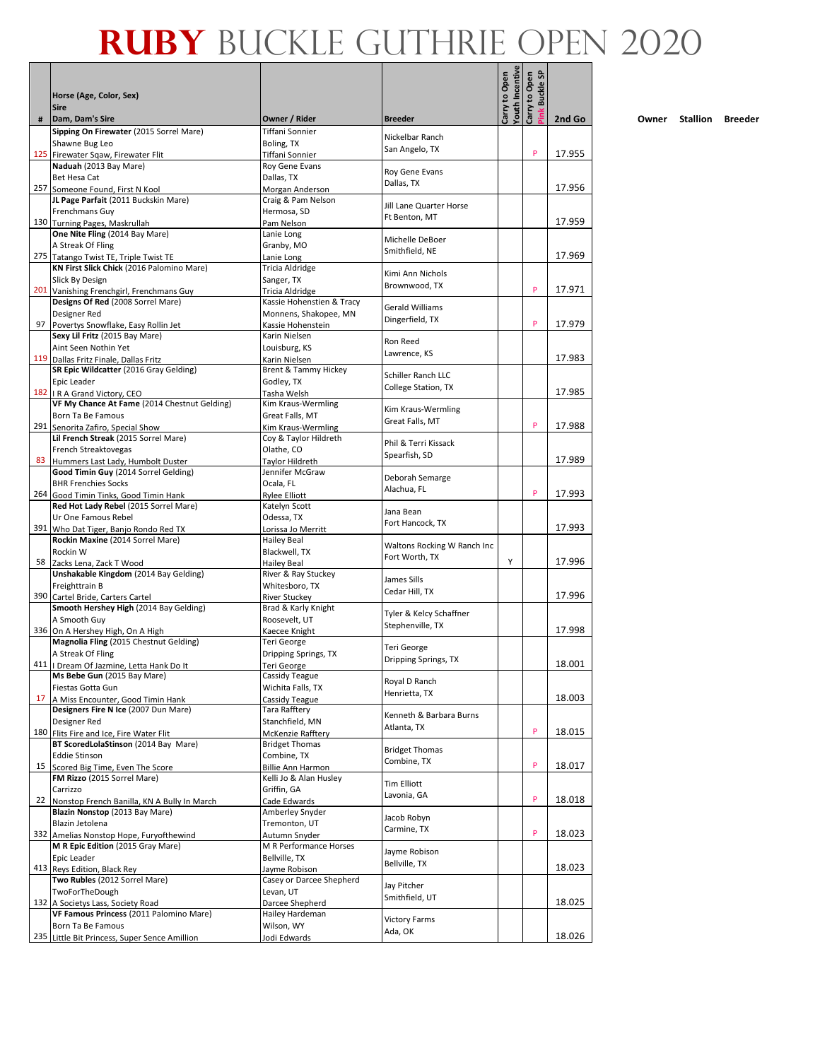# RUBY BUCKLE GUTHRIE OPEN 2020

| # | Horse (Age, Color, Sex) / Sire / Dam, Dam's Sire | Owner / Rider | Breeder | Carry to Open Youth Incentive | Carry to Open Pink Buckle SP | 2nd Go | Owner | Stallion | Breeder |
|---|---|---|---|---|---|---|---|---|---|
| 125 | **Sipping On Firewater** (2015 Sorrel Mare)<br>Shawne Bug Leo<br>Firewater Sqaw, Firewater Flit | Tiffani Sonnier<br>Boling, TX<br>Tiffani Sonnier | Nickelbar Ranch<br>San Angelo, TX | | P | 17.955 | | | |
| 257 | **Naduah** (2013 Bay Mare)<br>Bet Hesa Cat<br>Someone Found, First N Kool | Roy Gene Evans<br>Dallas, TX<br>Morgan Anderson | Roy Gene Evans<br>Dallas, TX | | | 17.956 | | | |
| 130 | **JL Page Parfait** (2011 Buckskin Mare)<br>Frenchmans Guy<br>Turning Pages, Maskrullah | Craig & Pam Nelson<br>Hermosa, SD<br>Pam Nelson | Jill Lane Quarter Horse<br>Ft Benton, MT | | | 17.959 | | | |
| 275 | **One Nite Fling** (2014 Bay Mare)<br>A Streak Of Fling<br>Tatango Twist TE, Triple Twist TE | Lanie Long<br>Granby, MO<br>Lanie Long | Michelle DeBoer<br>Smithfield, NE | | | 17.969 | | | |
| 201 | **KN First Slick Chick** (2016 Palomino Mare)<br>Slick By Design<br>Vanishing Frenchgirl, Frenchmans Guy | Tricia Aldridge<br>Sanger, TX<br>Tricia Aldridge | Kimi Ann Nichols<br>Brownwood, TX | | P | 17.971 | | | |
| 97 | **Designs Of Red** (2008 Sorrel Mare)<br>Designer Red<br>Povertys Snowflake, Easy Rollin Jet | Kassie Hohenstien & Tracy<br>Monnens, Shakopee, MN<br>Kassie Hohenstein | Gerald Williams<br>Dingerfield, TX | | P | 17.979 | | | |
| 119 | **Sexy Lil Fritz** (2015 Bay Mare)<br>Aint Seen Nothin Yet<br>Dallas Fritz Finale, Dallas Fritz | Karin Nielsen<br>Louisburg, KS<br>Karin Nielsen | Ron Reed<br>Lawrence, KS | | | 17.983 | | | |
| 182 | **SR Epic Wildcatter** (2016 Gray Gelding)<br>Epic Leader<br>I R A Grand Victory, CEO | Brent & Tammy Hickey<br>Godley, TX<br>Tasha Welsh | Schiller Ranch LLC<br>College Station, TX | | | 17.985 | | | |
| 291 | **VF My Chance At Fame** (2014 Chestnut Gelding)<br>Born Ta Be Famous<br>Senorita Zafiro, Special Show | Kim Kraus-Wermling<br>Great Falls, MT<br>Kim Kraus-Wermling | Kim Kraus-Wermling<br>Great Falls, MT | | P | 17.988 | | | |
| 83 | **Lil French Streak** (2015 Sorrel Mare)<br>French Streaktovegas<br>Hummers Last Lady, Humbolt Duster | Coy & Taylor Hildreth<br>Olathe, CO<br>Taylor Hildreth | Phil & Terri Kissack<br>Spearfish, SD | | | 17.989 | | | |
| 264 | **Good Timin Guy** (2014 Sorrel Gelding)<br>BHR Frenchies Socks<br>Good Timin Tinks, Good Timin Hank | Jennifer McGraw<br>Ocala, FL<br>Rylee Elliott | Deborah Semarge<br>Alachua, FL | | P | 17.993 | | | |
| 391 | **Red Hot Lady Rebel** (2015 Sorrel Mare)<br>Ur One Famous Rebel<br>Who Dat Tiger, Banjo Rondo Red TX | Katelyn Scott<br>Odessa, TX<br>Lorissa Jo Merritt | Jana Bean<br>Fort Hancock, TX | | | 17.993 | | | |
| 58 | **Rockin Maxine** (2014 Sorrel Mare)<br>Rockin W<br>Zacks Lena, Zack T Wood | Hailey Beal<br>Blackwell, TX<br>Hailey Beal | Waltons Rocking W Ranch Inc<br>Fort Worth, TX | Y | | 17.996 | | | |
| 390 | **Unshakable Kingdom** (2014 Bay Gelding)<br>Freighttrain B<br>Cartel Bride, Carters Cartel | River & Ray Stuckey<br>Whitesboro, TX<br>River Stuckey | James Sills<br>Cedar Hill, TX | | | 17.996 | | | |
| 336 | **Smooth Hershey High** (2014 Bay Gelding)<br>A Smooth Guy<br>On A Hershey High, On A High | Brad & Karly Knight<br>Roosevelt, UT<br>Kaecee Knight | Tyler & Kelcy Schaffner<br>Stephenville, TX | | | 17.998 | | | |
| 411 | **Magnolia Fling** (2015 Chestnut Gelding)<br>A Streak Of Fling<br>I Dream Of Jazmine, Letta Hank Do It | Teri George<br>Dripping Springs, TX<br>Teri George | Teri George<br>Dripping Springs, TX | | | 18.001 | | | |
| 17 | **Ms Bebe Gun** (2015 Bay Mare)<br>Fiestas Gotta Gun<br>A Miss Encounter, Good Timin Hank | Cassidy Teague<br>Wichita Falls, TX<br>Cassidy Teague | Royal D Ranch<br>Henrietta, TX | | | 18.003 | | | |
| 180 | **Designers Fire N Ice** (2007 Dun Mare)<br>Designer Red<br>Flits Fire and Ice, Fire Water Flit | Tara Rafftery<br>Stanchfield, MN<br>McKenzie Rafftery | Kenneth & Barbara Burns<br>Atlanta, TX | | P | 18.015 | | | |
| 15 | **BT ScoredLolaStinson** (2014 Bay Mare)<br>Eddie Stinson<br>Scored Big Time, Even The Score | Bridget Thomas<br>Combine, TX<br>Billie Ann Harmon | Bridget Thomas<br>Combine, TX | | P | 18.017 | | | |
| 22 | **FM Rizzo** (2015 Sorrel Mare)<br>Carrizzo<br>Nonstop French Banilla, KN A Bully In March | Kelli Jo & Alan Husley<br>Griffin, GA<br>Cade Edwards | Tim Elliott<br>Lavonia, GA | | P | 18.018 | | | |
| 332 | **Blazin Nonstop** (2013 Bay Mare)<br>Blazin Jetolena<br>Amelias Nonstop Hope, Furyofthewind | Amberley Snyder<br>Tremonton, UT<br>Autumn Snyder | Jacob Robyn<br>Carmine, TX | | P | 18.023 | | | |
| 413 | **M R Epic Edition** (2015 Gray Mare)<br>Epic Leader<br>Reys Edition, Black Rey | M R Performance Horses<br>Bellville, TX<br>Jayme Robison | Jayme Robison<br>Bellville, TX | | | 18.023 | | | |
| 132 | **Two Rubles** (2012 Sorrel Mare)<br>TwoForTheDough<br>A Societys Lass, Society Road | Casey or Darcee Shepherd<br>Levan, UT<br>Darcee Shepherd | Jay Pitcher<br>Smithfield, UT | | | 18.025 | | | |
| 235 | **VF Famous Princess** (2011 Palomino Mare)<br>Born Ta Be Famous<br>Little Bit Princess, Super Sence Amillion | Hailey Hardeman<br>Wilson, WY<br>Jodi Edwards | Victory Farms<br>Ada, OK | | | 18.026 | | | |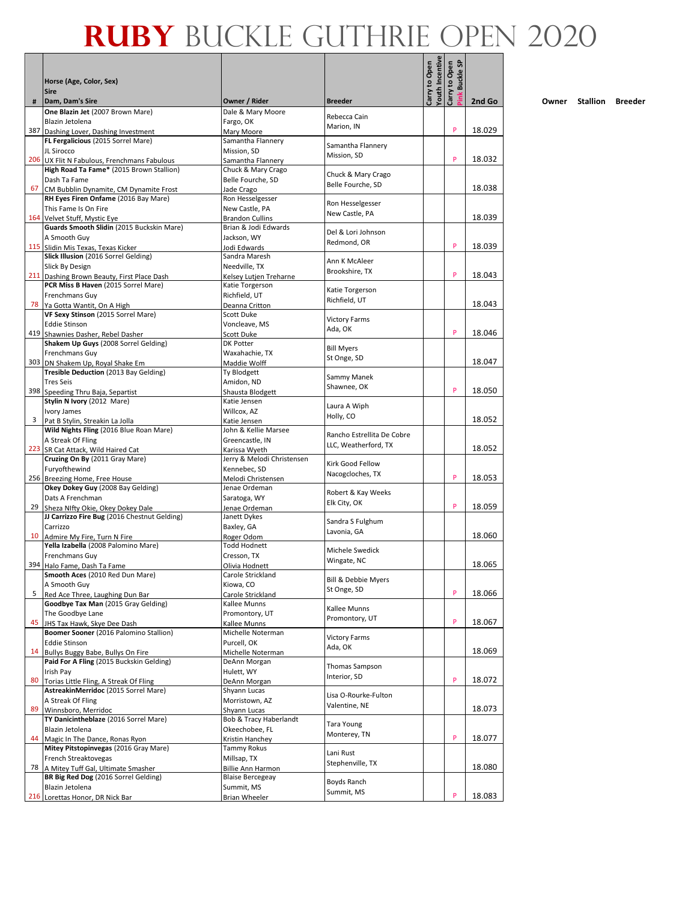# RUBY BUCKLE GUTHRIE OPEN 2020

| # | Horse (Age, Color, Sex)<br>Sire<br>Dam, Dam's Sire | Owner / Rider | Breeder | Carry to Open Youth Incentive | Carry to Open Pink Buckle SP | 2nd Go | Owner | Stallion | Breeder |
|---|---|---|---|---|---|---|---|---|---|
| 387 | **One Blazin Jet** (2007 Brown Mare)<br>Blazin Jetolena<br>Dashing Lover, Dashing Investment | Dale & Mary Moore<br>Fargo, OK<br>Mary Moore | Rebecca Cain<br>Marion, IN | | P | 18.029 | | | |
| 206 | **FL Fergalicious** (2015 Sorrel Mare)<br>JL Sirocco<br>UX Flit N Fabulous, Frenchmans Fabulous | Samantha Flannery<br>Mission, SD<br>Samantha Flannery | Samantha Flannery<br>Mission, SD | | P | 18.032 | | | |
| 67 | **High Road Ta Fame*** (2015 Brown Stallion)<br>Dash Ta Fame<br>CM Bubblin Dynamite, CM Dynamite Frost | Chuck & Mary Crago<br>Belle Fourche, SD<br>Jade Crago | Chuck & Mary Crago<br>Belle Fourche, SD | | | 18.038 | | | |
| 164 | **RH Eyes Firen Onfame** (2016 Bay Mare)<br>This Fame Is On Fire<br>Velvet Stuff, Mystic Eye | Ron Hesselgesser<br>New Castle, PA<br>Brandon Cullins | Ron Hesselgesser<br>New Castle, PA | | | 18.039 | | | |
| 115 | **Guards Smooth Slidin** (2015 Buckskin Mare)<br>A Smooth Guy<br>Slidin Mis Texas, Texas Kicker | Brian & Jodi Edwards<br>Jackson, WY<br>Jodi Edwards | Del & Lori Johnson<br>Redmond, OR | | P | 18.039 | | | |
| 211 | **Slick Illusion** (2016 Sorrel Gelding)<br>Slick By Design<br>Dashing Brown Beauty, First Place Dash | Sandra Maresh<br>Needville, TX<br>Kelsey Lutjen Treharne | Ann K McAleer<br>Brookshire, TX | | P | 18.043 | | | |
| 78 | **PCR Miss B Haven** (2015 Sorrel Mare)<br>Frenchmans Guy<br>Ya Gotta Wantit, On A High | Katie Torgerson<br>Richfield, UT<br>Deanna Critton | Katie Torgerson<br>Richfield, UT | | | 18.043 | | | |
| 419 | **VF Sexy Stinson** (2015 Sorrel Mare)<br>Eddie Stinson<br>Shawnies Dasher, Rebel Dasher | Scott Duke<br>Voncleave, MS<br>Scott Duke | Victory Farms<br>Ada, OK | | P | 18.046 | | | |
| 303 | **Shakem Up Guys** (2008 Sorrel Gelding)<br>Frenchmans Guy<br>DN Shakem Up, Royal Shake Em | DK Potter<br>Waxahachie, TX<br>Maddie Wolff | Bill Myers<br>St Onge, SD | | | 18.047 | | | |
| 398 | **Tresible Deduction** (2013 Bay Gelding)<br>Tres Seis<br>Speeding Thru Baja, Separtist | Ty Blodgett<br>Amidon, ND<br>Shausta Blodgett | Sammy Manek<br>Shawnee, OK | | P | 18.050 | | | |
| 3 | **Stylin N Ivory** (2012 Mare)<br>Ivory James<br>Pat B Stylin, Streakin La Jolla | Katie Jensen<br>Willcox, AZ<br>Katie Jensen | Laura A Wiph<br>Holly, CO | | | 18.052 | | | |
| 223 | **Wild Nights Fling** (2016 Blue Roan Mare)<br>A Streak Of Fling<br>SR Cat Attack, Wild Haired Cat | John & Kellie Marsee<br>Greencastle, IN<br>Karissa Wyeth | Rancho Estrellita De Cobre LLC, Weatherford, TX | | | 18.052 | | | |
| 256 | **Cruzing On By** (2011 Gray Mare)<br>Furyofthewind<br>Breezing Home, Free House | Jerry & Melodi Christensen<br>Kennebec, SD<br>Melodi Christensen | Kirk Good Fellow<br>Nacogcloches, TX | | P | 18.053 | | | |
| 29 | **Okey Dokey Guy** (2008 Bay Gelding)<br>Dats A Frenchman<br>Sheza NIfty Okie, Okey Dokey Dale | Jenae Ordeman<br>Saratoga, WY<br>Jenae Ordeman | Robert & Kay Weeks<br>Elk City, OK | | P | 18.059 | | | |
| 10 | **JJ Carrizzo Fire Bug** (2016 Chestnut Gelding)<br>Carrizzo<br>Admire My Fire, Turn N Fire | Janett Dykes<br>Baxley, GA<br>Roger Odom | Sandra S Fulghum<br>Lavonia, GA | | | 18.060 | | | |
| 394 | **Yella Izabella** (2008 Palomino Mare)<br>Frenchmans Guy<br>Halo Fame, Dash Ta Fame | Todd Hodnett<br>Cresson, TX<br>Olivia Hodnett | Michele Swedick<br>Wingate, NC | | | 18.065 | | | |
| 5 | **Smooth Aces** (2010 Red Dun Mare)<br>A Smooth Guy<br>Red Ace Three, Laughing Dun Bar | Carole Strickland<br>Kiowa, CO<br>Carole Strickland | Bill & Debbie Myers<br>St Onge, SD | | P | 18.066 | | | |
| 45 | **Goodbye Tax Man** (2015 Gray Gelding)<br>The Goodbye Lane<br>JHS Tax Hawk, Skye Dee Dash | Kallee Munns<br>Promontory, UT<br>Kallee Munns | Kallee Munns<br>Promontory, UT | | P | 18.067 | | | |
| 14 | **Boomer Sooner** (2016 Palomino Stallion)<br>Eddie Stinson<br>Bullys Buggy Babe, Bullys On Fire | Michelle Noterman<br>Purcell, OK<br>Michelle Noterman | Victory Farms<br>Ada, OK | | | 18.069 | | | |
| 80 | **Paid For A Fling** (2015 Buckskin Gelding)<br>Irish Pay<br>Torias Little Fling, A Streak Of Fling | DeAnn Morgan<br>Hulett, WY<br>DeAnn Morgan | Thomas Sampson<br>Interior, SD | | P | 18.072 | | | |
| 89 | **AstreakinMerridoc** (2015 Sorrel Mare)<br>A Streak Of Fling<br>Winnsboro, Merridoc | Shyann Lucas<br>Morristown, AZ<br>Shyann Lucas | Lisa O-Rourke-Fulton<br>Valentine, NE | | | 18.073 | | | |
| 44 | **TY Danicintheblaze** (2016 Sorrel Mare)<br>Blazin Jetolena<br>Magic In The Dance, Ronas Ryon | Bob & Tracy Haberlandt<br>Okeechobee, FL<br>Kristin Hanchey | Tara Young<br>Monterey, TN | | P | 18.077 | | | |
| 78 | **Mitey Pitstopinvegas** (2016 Gray Mare)<br>French Streaktovegas<br>A Mitey Tuff Gal, Ultimate Smasher | Tammy Rokus<br>Millsap, TX<br>Billie Ann Harmon | Lani Rust<br>Stephenville, TX | | | 18.080 | | | |
| 216 | **BR Big Red Dog** (2016 Sorrel Gelding)<br>Blazin Jetolena<br>Lorettas Honor, DR Nick Bar | Blaise Bercegeay<br>Summit, MS<br>Brian Wheeler | Boyds Ranch<br>Summit, MS | | P | 18.083 | | | |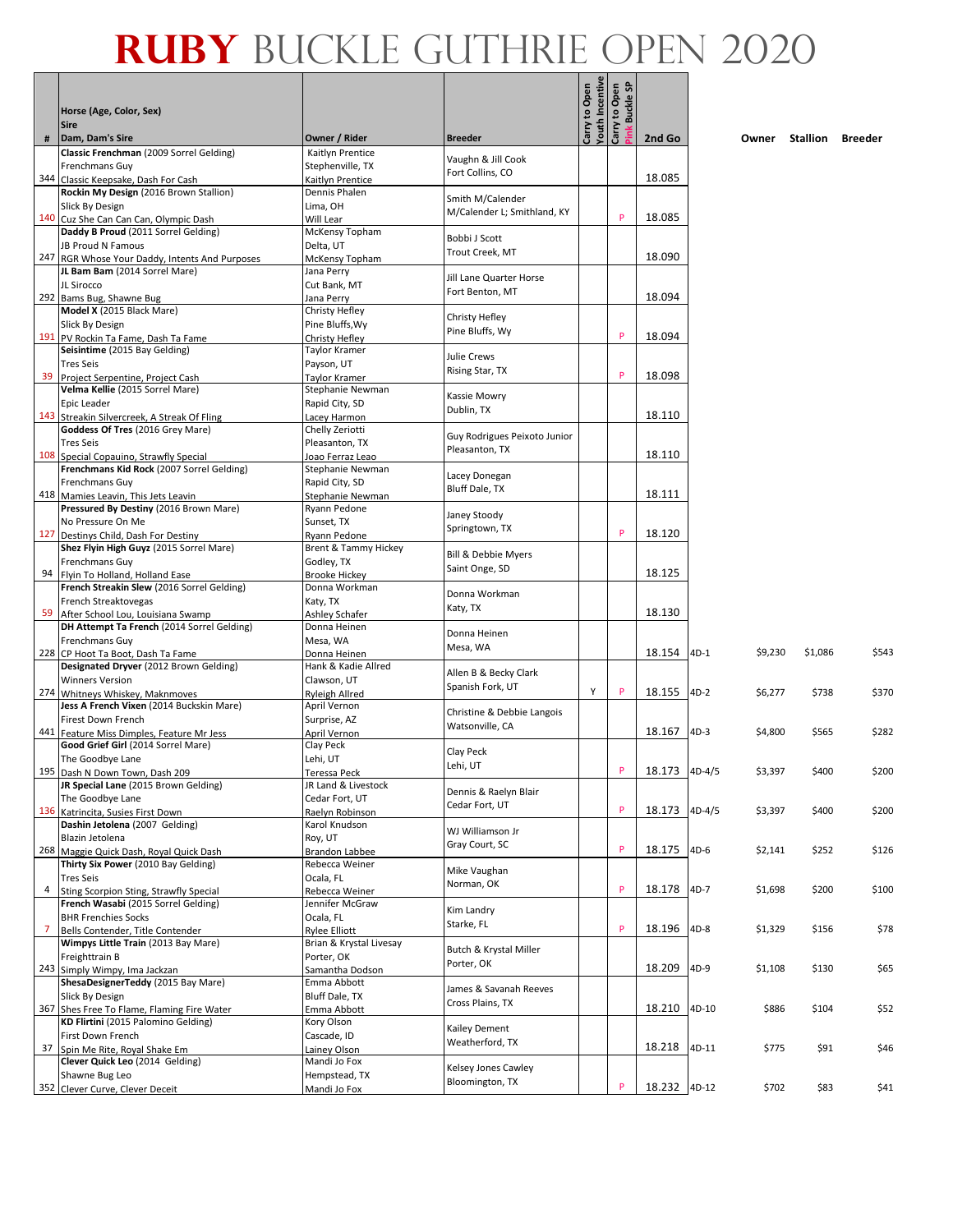# RUBY BUCKLE GUTHRIE OPEN 2020

| # | Horse (Age, Color, Sex) / Sire / Dam, Dam's Sire | Owner / Rider | Breeder | Carry to Open Youth Incentive | Carry to Open Pink Buckle SP | 2nd Go | | Owner | Stallion | Breeder |
|---|---|---|---|---|---|---|---|---|---|---|
| 344 | **Classic Frenchman** (2009 Sorrel Gelding) / Frenchmans Guy / Classic Keepsake, Dash For Cash | Kaitlyn Prentice / Stephenville, TX / Kaitlyn Prentice | Vaughn & Jill Cook / Fort Collins, CO | | | 18.085 | | | | |
| 140 | **Rockin My Design** (2016 Brown Stallion) / Slick By Design / Cuz She Can Can Can, Olympic Dash | Dennis Phalen / Lima, OH / Will Lear | Smith M/Calender / M/Calender L; Smithland, KY | | P | 18.085 | | | | |
| 247 | **Daddy B Proud** (2011 Sorrel Gelding) / JB Proud N Famous / RGR Whose Your Daddy, Intents And Purposes | McKensy Topham / Delta, UT / McKensy Topham | Bobbi J Scott / Trout Creek, MT | | | 18.090 | | | | |
| 292 | **JL Bam Bam** (2014 Sorrel Mare) / JL Sirocco / Bams Bug, Shawne Bug | Jana Perry / Cut Bank, MT / Jana Perry | Jill Lane Quarter Horse / Fort Benton, MT | | | 18.094 | | | | |
| 191 | **Model X** (2015 Black Mare) / Slick By Design / PV Rockin Ta Fame, Dash Ta Fame | Christy Hefley / Pine Bluffs,Wy / Christy Hefley | Christy Hefley / Pine Bluffs, Wy | | P | 18.094 | | | | |
| 39 | **Seisintime** (2015 Bay Gelding) / Tres Seis / Project Serpentine, Project Cash | Taylor Kramer / Payson, UT / Taylor Kramer | Julie Crews / Rising Star, TX | | P | 18.098 | | | | |
| 143 | **Velma Kellie** (2015 Sorrel Mare) / Epic Leader / Streakin Silvercreek, A Streak Of Fling | Stephanie Newman / Rapid City, SD / Lacey Harmon | Kassie Mowry / Dublin, TX | | | 18.110 | | | | |
| 108 | **Goddess Of Tres** (2016 Grey Mare) / Tres Seis / Special Copauino, Strawfly Special | Chelly Zeriotti / Pleasanton, TX / Joao Ferraz Leao | Guy Rodrigues Peixoto Junior / Pleasanton, TX | | | 18.110 | | | | |
| 418 | **Frenchmans Kid Rock** (2007 Sorrel Gelding) / Frenchmans Guy / Mamies Leavin, This Jets Leavin | Stephanie Newman / Rapid City, SD / Stephanie Newman | Lacey Donegan / Bluff Dale, TX | | | 18.111 | | | | |
| 127 | **Pressured By Destiny** (2016 Brown Mare) / No Pressure On Me / Destinys Child, Dash For Destiny | Ryann Pedone / Sunset, TX / Ryann Pedone | Janey Stoody / Springtown, TX | | P | 18.120 | | | | |
| 94 | **Shez Flyin High Guyz** (2015 Sorrel Mare) / Frenchmans Guy / Flyin To Holland, Holland Ease | Brent & Tammy Hickey / Godley, TX / Brooke Hickey | Bill & Debbie Myers / Saint Onge, SD | | | 18.125 | | | | |
| 59 | **French Streakin Slew** (2016 Sorrel Gelding) / French Streaktovegas / After School Lou, Louisiana Swamp | Donna Workman / Katy, TX / Ashley Schafer | Donna Workman / Katy, TX | | | 18.130 | | | | |
| 228 | **DH Attempt Ta French** (2014 Sorrel Gelding) / Frenchmans Guy / CP Hoot Ta Boot, Dash Ta Fame | Donna Heinen / Mesa, WA / Donna Heinen | Donna Heinen / Mesa, WA | | | 18.154 | 4D-1 | $9,230 | $1,086 | $543 |
| 274 | **Designated Dryver** (2012 Brown Gelding) / Winners Version / Whitneys Whiskey, Maknmoves | Hank & Kadie Allred / Clawson, UT / Ryleigh Allred | Allen B & Becky Clark / Spanish Fork, UT | Y | P | 18.155 | 4D-2 | $6,277 | $738 | $370 |
| 441 | **Jess A French Vixen** (2014 Buckskin Mare) / Firest Down French / Feature Miss Dimples, Feature Mr Jess | April Vernon / Surprise, AZ / April Vernon | Christine & Debbie Langois / Watsonville, CA | | | 18.167 | 4D-3 | $4,800 | $565 | $282 |
| 195 | **Good Grief Girl** (2014 Sorrel Mare) / The Goodbye Lane / Dash N Down Town, Dash 209 | Clay Peck / Lehi, UT / Teressa Peck | Clay Peck / Lehi, UT | | P | 18.173 | 4D-4/5 | $3,397 | $400 | $200 |
| 136 | **JR Special Lane** (2015 Brown Gelding) / The Goodbye Lane / Katrincita, Susies First Down | JR Land & Livestock / Cedar Fort, UT / Raelyn Robinson | Dennis & Raelyn Blair / Cedar Fort, UT | | P | 18.173 | 4D-4/5 | $3,397 | $400 | $200 |
| 268 | **Dashin Jetolena** (2007 Gelding) / Blazin Jetolena / Maggie Quick Dash, Royal Quick Dash | Karol Knudson / Roy, UT / Brandon Labbee | WJ Williamson Jr / Gray Court, SC | | P | 18.175 | 4D-6 | $2,141 | $252 | $126 |
| 4 | **Thirty Six Power** (2010 Bay Gelding) / Tres Seis / Sting Scorpion Sting, Strawfly Special | Rebecca Weiner / Ocala, FL / Rebecca Weiner | Mike Vaughan / Norman, OK | | P | 18.178 | 4D-7 | $1,698 | $200 | $100 |
| 7 | **French Wasabi** (2015 Sorrel Gelding) / BHR Frenchies Socks / Bells Contender, Title Contender | Jennifer McGraw / Ocala, FL / Rylee Elliott | Kim Landry / Starke, FL | | P | 18.196 | 4D-8 | $1,329 | $156 | $78 |
| 243 | **Wimpys Little Train** (2013 Bay Mare) / Freighttrain B / Simply Wimpy, Ima Jackzan | Brian & Krystal Livesay / Porter, OK / Samantha Dodson | Butch & Krystal Miller / Porter, OK | | | 18.209 | 4D-9 | $1,108 | $130 | $65 |
| 367 | **ShesaDesignerTeddy** (2015 Bay Mare) / Slick By Design / Shes Free To Flame, Flaming Fire Water | Emma Abbott / Bluff Dale, TX / Emma Abbott | James & Savanah Reeves / Cross Plains, TX | | | 18.210 | 4D-10 | $886 | $104 | $52 |
| 37 | **KD Flirtini** (2015 Palomino Gelding) / First Down French / Spin Me Rite, Royal Shake Em | Kory Olson / Cascade, ID / Lainey Olson | Kailey Dement / Weatherford, TX | | | 18.218 | 4D-11 | $775 | $91 | $46 |
| 352 | **Clever Quick Leo** (2014 Gelding) / Shawne Bug Leo / Clever Curve, Clever Deceit | Mandi Jo Fox / Hempstead, TX / Mandi Jo Fox | Kelsey Jones Cawley / Bloomington, TX | | P | 18.232 | 4D-12 | $702 | $83 | $41 |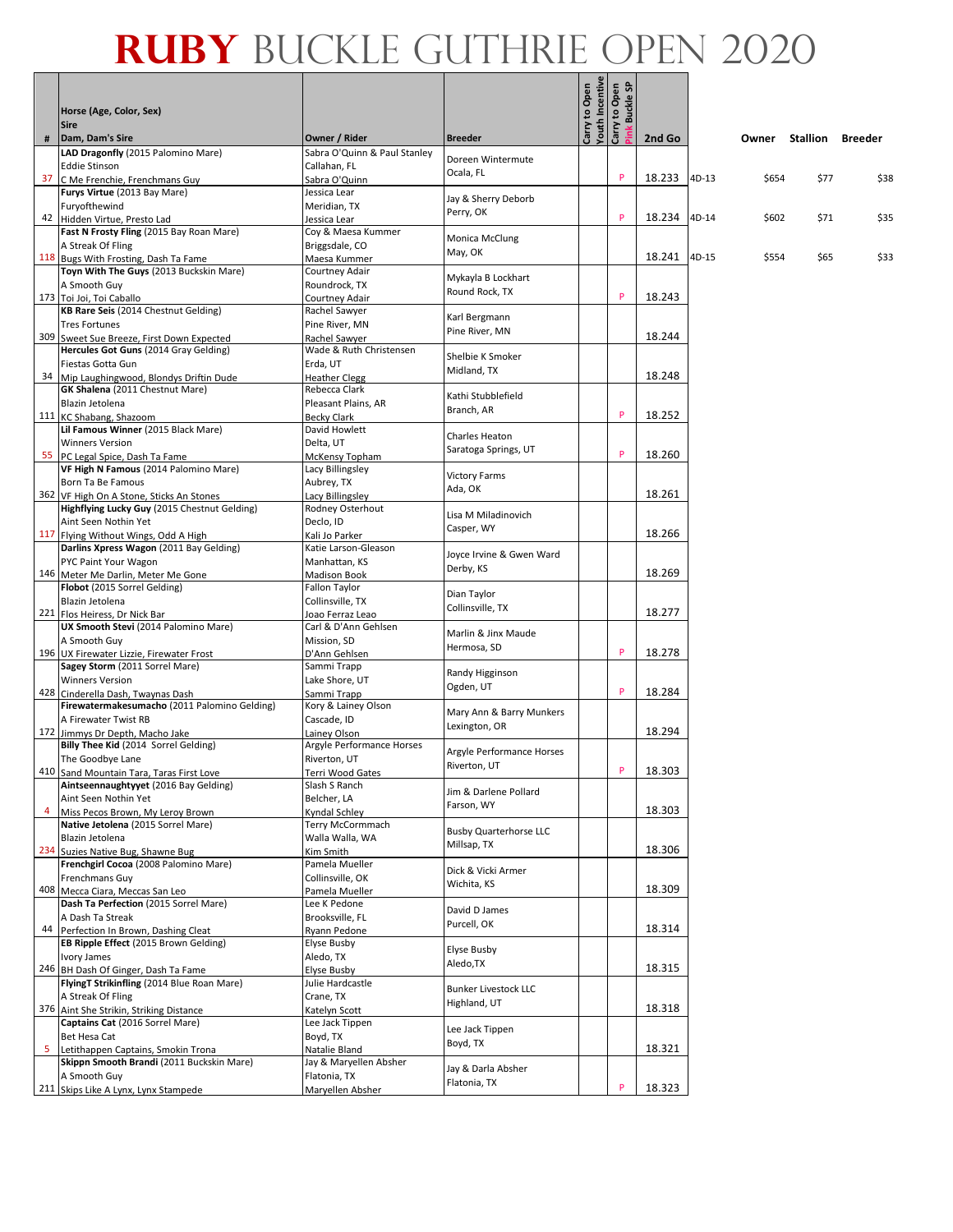# RUBY BUCKLE GUTHRIE OPEN 2020

| # | Horse (Age, Color, Sex) / Sire / Dam, Dam's Sire | Owner / Rider | Breeder | Carry to Open Youth Incentive | Carry to Open Pink Buckle SP | 2nd Go | | Owner | Stallion | Breeder |
|---|---|---|---|---|---|---|---|---|---|---|
| 37 | **LAD Dragonfly** (2015 Palomino Mare) / Eddie Stinson / C Me Frenchie, Frenchmans Guy | Sabra O'Quinn & Paul Stanley / Callahan, FL / Sabra O'Quinn | Doreen Wintermute / Ocala, FL | | P | 18.233 | 4D-13 | $654 | $77 | $38 |
| 42 | **Furys Virtue** (2013 Bay Mare) / Furyofthewind / Hidden Virtue, Presto Lad | Jessica Lear / Meridian, TX / Jessica Lear | Jay & Sherry Deborb / Perry, OK | | P | 18.234 | 4D-14 | $602 | $71 | $35 |
| 118 | **Fast N Frosty Fling** (2015 Bay Roan Mare) / A Streak Of Fling / Bugs With Frosting, Dash Ta Fame | Coy & Maesa Kummer / Briggsdale, CO / Maesa Kummer | Monica McClung / May, OK | | | 18.241 | 4D-15 | $554 | $65 | $33 |
| 173 | **Toyn With The Guys** (2013 Buckskin Mare) / A Smooth Guy / Toi Joi, Toi Caballo | Courtney Adair / Roundrock, TX / Courtney Adair | Mykayla B Lockhart / Round Rock, TX | | P | 18.243 | | | | |
| 309 | **KB Rare Seis** (2014 Chestnut Gelding) / Tres Fortunes / Sweet Sue Breeze, First Down Expected | Rachel Sawyer / Pine River, MN / Rachel Sawyer | Karl Bergmann / Pine River, MN | | | 18.244 | | | | |
| 34 | **Hercules Got Guns** (2014 Gray Gelding) / Fiestas Gotta Gun / Mip Laughingwood, Blondys Driftin Dude | Wade & Ruth Christensen / Erda, UT / Heather Clegg | Shelbie K Smoker / Midland, TX | | | 18.248 | | | | |
| 111 | **GK Shalena** (2011 Chestnut Mare) / Blazin Jetolena / KC Shabang, Shazoom | Rebecca Clark / Pleasant Plains, AR / Becky Clark | Kathi Stubblefield / Branch, AR | | P | 18.252 | | | | |
| 55 | **Lil Famous Winner** (2015 Black Mare) / Winners Version / PC Legal Spice, Dash Ta Fame | David Howlett / Delta, UT / McKensy Topham | Charles Heaton / Saratoga Springs, UT | | P | 18.260 | | | | |
| 362 | **VF High N Famous** (2014 Palomino Mare) / Born Ta Be Famous / VF High On A Stone, Sticks An Stones | Lacy Billingsley / Aubrey, TX / Lacy Billingsley | Victory Farms / Ada, OK | | | 18.261 | | | | |
| 117 | **Highflying Lucky Guy** (2015 Chestnut Gelding) / Aint Seen Nothin Yet / Flying Without Wings, Odd A High | Rodney Osterhout / Declo, ID / Kali Jo Parker | Lisa M Miladinovich / Casper, WY | | | 18.266 | | | | |
| 146 | **Darlins Xpress Wagon** (2011 Bay Gelding) / PYC Paint Your Wagon / Meter Me Darlin, Meter Me Gone | Katie Larson-Gleason / Manhattan, KS / Madison Book | Joyce Irvine & Gwen Ward / Derby, KS | | | 18.269 | | | | |
| 221 | **Flobot** (2015 Sorrel Gelding) / Blazin Jetolena / Flos Heiress, Dr Nick Bar | Fallon Taylor / Collinsville, TX / Joao Ferraz Leao | Dian Taylor / Collinsville, TX | | | 18.277 | | | | |
| 196 | **UX Smooth Stevi** (2014 Palomino Mare) / A Smooth Guy / UX Firewater Lizzie, Firewater Frost | Carl & D'Ann Gehlsen / Mission, SD / D'Ann Gehlsen | Marlin & Jinx Maude / Hermosa, SD | | P | 18.278 | | | | |
| 428 | **Sagey Storm** (2011 Sorrel Mare) / Winners Version / Cinderella Dash, Twaynas Dash | Sammi Trapp / Lake Shore, UT / Sammi Trapp | Randy Higginson / Ogden, UT | | P | 18.284 | | | | |
| 172 | **Firewatermakesumacho** (2011 Palomino Gelding) / A Firewater Twist RB / Jimmys Dr Depth, Macho Jake | Kory & Lainey Olson / Cascade, ID / Lainey Olson | Mary Ann & Barry Munkers / Lexington, OR | | | 18.294 | | | | |
| 410 | **Billy Thee Kid** (2014 Sorrel Gelding) / The Goodbye Lane / Sand Mountain Tara, Taras First Love | Argyle Performance Horses / Riverton, UT / Terri Wood Gates | Argyle Performance Horses / Riverton, UT | | P | 18.303 | | | | |
| 4 | **Aintseennaughtyyet** (2016 Bay Gelding) / Aint Seen Nothin Yet / Miss Pecos Brown, My Leroy Brown | Slash S Ranch / Belcher, LA / Kyndal Schley | Jim & Darlene Pollard / Farson, WY | | | 18.303 | | | | |
| 234 | **Native Jetolena** (2015 Sorrel Mare) / Blazin Jetolena / Suzies Native Bug, Shawne Bug | Terry McCormmach / Walla Walla, WA / Kim Smith | Busby Quarterhorse LLC / Millsap, TX | | | 18.306 | | | | |
| 408 | **Frenchgirl Cocoa** (2008 Palomino Mare) / Frenchmans Guy / Mecca Ciara, Meccas San Leo | Pamela Mueller / Collinsville, OK / Pamela Mueller | Dick & Vicki Armer / Wichita, KS | | | 18.309 | | | | |
| 44 | **Dash Ta Perfection** (2015 Sorrel Mare) / A Dash Ta Streak / Perfection In Brown, Dashing Cleat | Lee K Pedone / Brooksville, FL / Ryann Pedone | David D James / Purcell, OK | | | 18.314 | | | | |
| 246 | **EB Ripple Effect** (2015 Brown Gelding) / Ivory James / BH Dash Of Ginger, Dash Ta Fame | Elyse Busby / Aledo, TX / Elyse Busby | Elyse Busby / Aledo,TX | | | 18.315 | | | | |
| 376 | **FlyingT Strikinfling** (2014 Blue Roan Mare) / A Streak Of Fling / Aint She Strikin, Striking Distance | Julie Hardcastle / Crane, TX / Katelyn Scott | Bunker Livestock LLC / Highland, UT | | | 18.318 | | | | |
| 5 | **Captains Cat** (2016 Sorrel Mare) / Bet Hesa Cat / Letithappen Captains, Smokin Trona | Lee Jack Tippen / Boyd, TX / Natalie Bland | Lee Jack Tippen / Boyd, TX | | | 18.321 | | | | |
| 211 | **Skippn Smooth Brandi** (2011 Buckskin Mare) / A Smooth Guy / Skips Like A Lynx, Lynx Stampede | Jay & Maryellen Absher / Flatonia, TX / Maryellen Absher | Jay & Darla Absher / Flatonia, TX | | P | 18.323 | | | | |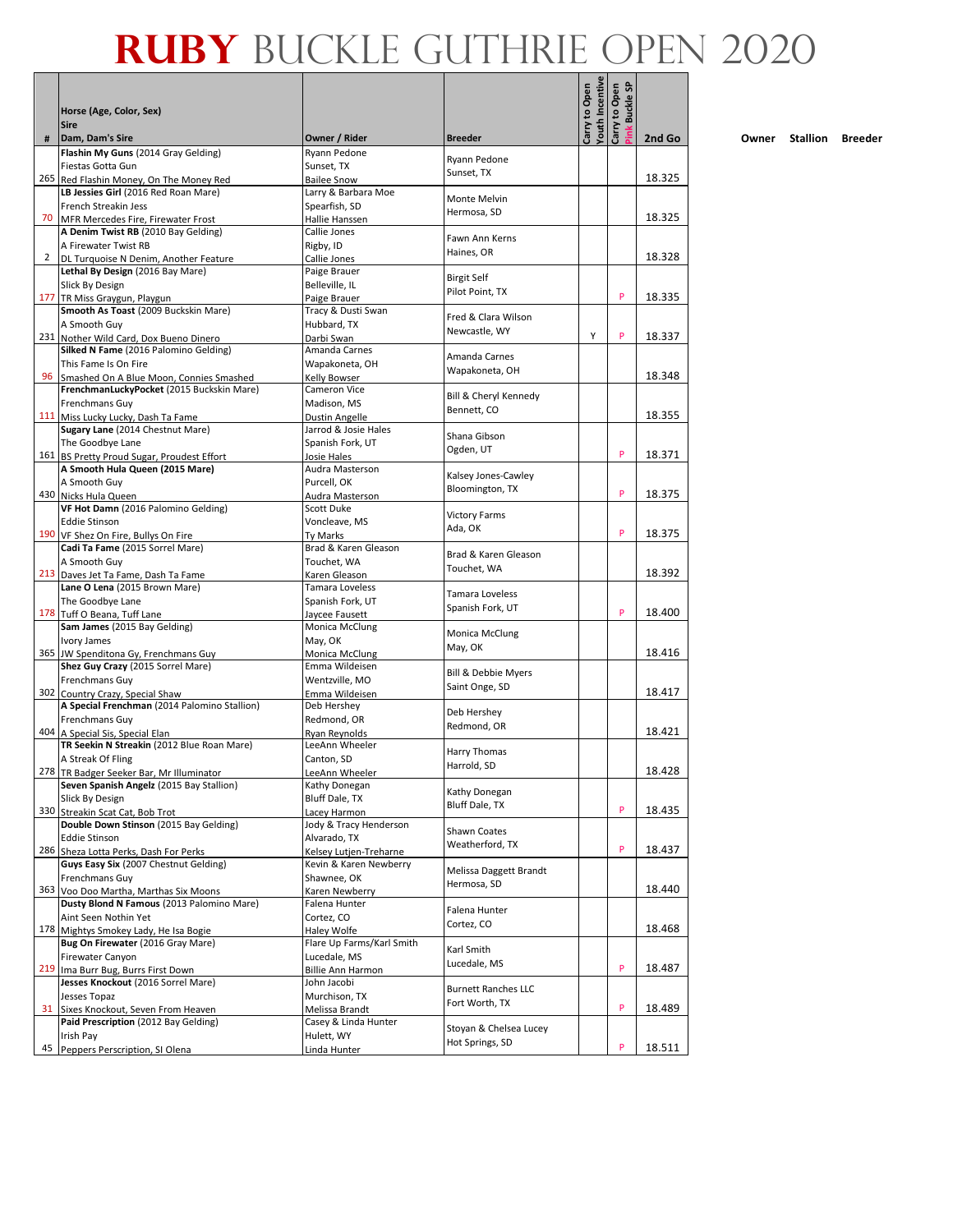# RUBY BUCKLE GUTHRIE OPEN 2020

| # | Horse (Age, Color, Sex)<br>Sire<br>Dam, Dam's Sire | Owner / Rider | Breeder | Carry to Open Youth Incentive | Carry to Open Pink Buckle SP | 2nd Go |
|---|---|---|---|---|---|---|
| 265 | **Flashin My Guns** (2014 Gray Gelding)<br>Fiestas Gotta Gun<br>Red Flashin Money, On The Money Red | Ryann Pedone<br>Sunset, TX<br>Bailee Snow | Ryann Pedone<br>Sunset, TX | | | 18.325 |
| 70 | **LB Jessies Girl** (2016 Red Roan Mare)<br>French Streakin Jess<br>MFR Mercedes Fire, Firewater Frost | Larry & Barbara Moe<br>Spearfish, SD<br>Hallie Hanssen | Monte Melvin<br>Hermosa, SD | | | 18.325 |
| 2 | **A Denim Twist RB** (2010 Bay Gelding)<br>A Firewater Twist RB<br>DL Turquoise N Denim, Another Feature | Callie Jones<br>Rigby, ID<br>Callie Jones | Fawn Ann Kerns<br>Haines, OR | | | 18.328 |
| 177 | **Lethal By Design** (2016 Bay Mare)<br>Slick By Design<br>TR Miss Graygun, Playgun | Paige Brauer<br>Belleville, IL<br>Paige Brauer | Birgit Self<br>Pilot Point, TX | | P | 18.335 |
| 231 | **Smooth As Toast** (2009 Buckskin Mare)<br>A Smooth Guy<br>Nother Wild Card, Dox Bueno Dinero | Tracy & Dusti Swan<br>Hubbard, TX<br>Darbi Swan | Fred & Clara Wilson<br>Newcastle, WY | Y | P | 18.337 |
| 96 | **Silked N Fame** (2016 Palomino Gelding)<br>This Fame Is On Fire<br>Smashed On A Blue Moon, Connies Smashed | Amanda Carnes<br>Wapakoneta, OH<br>Kelly Bowser | Amanda Carnes<br>Wapakoneta, OH | | | 18.348 |
| 111 | **FrenchmanLuckyPocket** (2015 Buckskin Mare)<br>Frenchmans Guy<br>Miss Lucky Lucky, Dash Ta Fame | Cameron Vice<br>Madison, MS<br>Dustin Angelle | Bill & Cheryl Kennedy<br>Bennett, CO | | | 18.355 |
| 161 | **Sugary Lane** (2014 Chestnut Mare)<br>The Goodbye Lane<br>BS Pretty Proud Sugar, Proudest Effort | Jarrod & Josie Hales<br>Spanish Fork, UT<br>Josie Hales | Shana Gibson<br>Ogden, UT | | P | 18.371 |
| 430 | **A Smooth Hula Queen (2015 Mare)**<br>A Smooth Guy<br>Nicks Hula Queen | Audra Masterson<br>Purcell, OK<br>Audra Masterson | Kalsey Jones-Cawley<br>Bloomington, TX | | P | 18.375 |
| 190 | **VF Hot Damn** (2016 Palomino Gelding)<br>Eddie Stinson<br>VF Shez On Fire, Bullys On Fire | Scott Duke<br>Voncleave, MS<br>Ty Marks | Victory Farms<br>Ada, OK | | P | 18.375 |
| 213 | **Cadi Ta Fame** (2015 Sorrel Mare)<br>A Smooth Guy<br>Daves Jet Ta Fame, Dash Ta Fame | Brad & Karen Gleason<br>Touchet, WA<br>Karen Gleason | Brad & Karen Gleason<br>Touchet, WA | | | 18.392 |
| 178 | **Lane O Lena** (2015 Brown Mare)<br>The Goodbye Lane<br>Tuff O Beana, Tuff Lane | Tamara Loveless<br>Spanish Fork, UT<br>Jaycee Fausett | Tamara Loveless<br>Spanish Fork, UT | | P | 18.400 |
| 365 | **Sam James** (2015 Bay Gelding)<br>Ivory James<br>JW Spenditona Gy, Frenchmans Guy | Monica McClung<br>May, OK<br>Monica McClung | Monica McClung<br>May, OK | | | 18.416 |
| 302 | **Shez Guy Crazy** (2015 Sorrel Mare)<br>Frenchmans Guy<br>Country Crazy, Special Shaw | Emma Wildeisen<br>Wentzville, MO<br>Emma Wildeisen | Bill & Debbie Myers<br>Saint Onge, SD | | | 18.417 |
| 404 | **A Special Frenchman** (2014 Palomino Stallion)<br>Frenchmans Guy<br>A Special Sis, Special Elan | Deb Hershey<br>Redmond, OR<br>Ryan Reynolds | Deb Hershey<br>Redmond, OR | | | 18.421 |
| 278 | **TR Seekin N Streakin** (2012 Blue Roan Mare)<br>A Streak Of Fling<br>TR Badger Seeker Bar, Mr Illuminator | LeeAnn Wheeler<br>Canton, SD<br>LeeAnn Wheeler | Harry Thomas<br>Harrold, SD | | | 18.428 |
| 330 | **Seven Spanish Angelz** (2015 Bay Stallion)<br>Slick By Design<br>Streakin Scat Cat, Bob Trot | Kathy Donegan<br>Bluff Dale, TX<br>Lacey Harmon | Kathy Donegan<br>Bluff Dale, TX | | P | 18.435 |
| 286 | **Double Down Stinson** (2015 Bay Gelding)<br>Eddie Stinson<br>Sheza Lotta Perks, Dash For Perks | Jody & Tracy Henderson<br>Alvarado, TX<br>Kelsey Lutjen-Treharne | Shawn Coates<br>Weatherford, TX | | P | 18.437 |
| 363 | **Guys Easy Six** (2007 Chestnut Gelding)<br>Frenchmans Guy<br>Voo Doo Martha, Marthas Six Moons | Kevin & Karen Newberry<br>Shawnee, OK<br>Karen Newberry | Melissa Daggett Brandt<br>Hermosa, SD | | | 18.440 |
| 178 | **Dusty Blond N Famous** (2013 Palomino Mare)<br>Aint Seen Nothin Yet<br>Mightys Smokey Lady, He Isa Bogie | Falena Hunter<br>Cortez, CO<br>Haley Wolfe | Falena Hunter<br>Cortez, CO | | | 18.468 |
| 219 | **Bug On Firewater** (2016 Gray Mare)<br>Firewater Canyon<br>Ima Burr Bug, Burrs First Down | Flare Up Farms/Karl Smith<br>Lucedale, MS<br>Billie Ann Harmon | Karl Smith<br>Lucedale, MS | | P | 18.487 |
| 31 | **Jesses Knockout** (2016 Sorrel Mare)<br>Jesses Topaz<br>Sixes Knockout, Seven From Heaven | John Jacobi<br>Murchison, TX<br>Melissa Brandt | Burnett Ranches LLC<br>Fort Worth, TX | | P | 18.489 |
| 45 | **Paid Prescription** (2012 Bay Gelding)<br>Irish Pay<br>Peppers Perscription, Sl Olena | Casey & Linda Hunter<br>Hulett, WY<br>Linda Hunter | Stoyan & Chelsea Lucey<br>Hot Springs, SD | | P | 18.511 |

Owner Stallion Breeder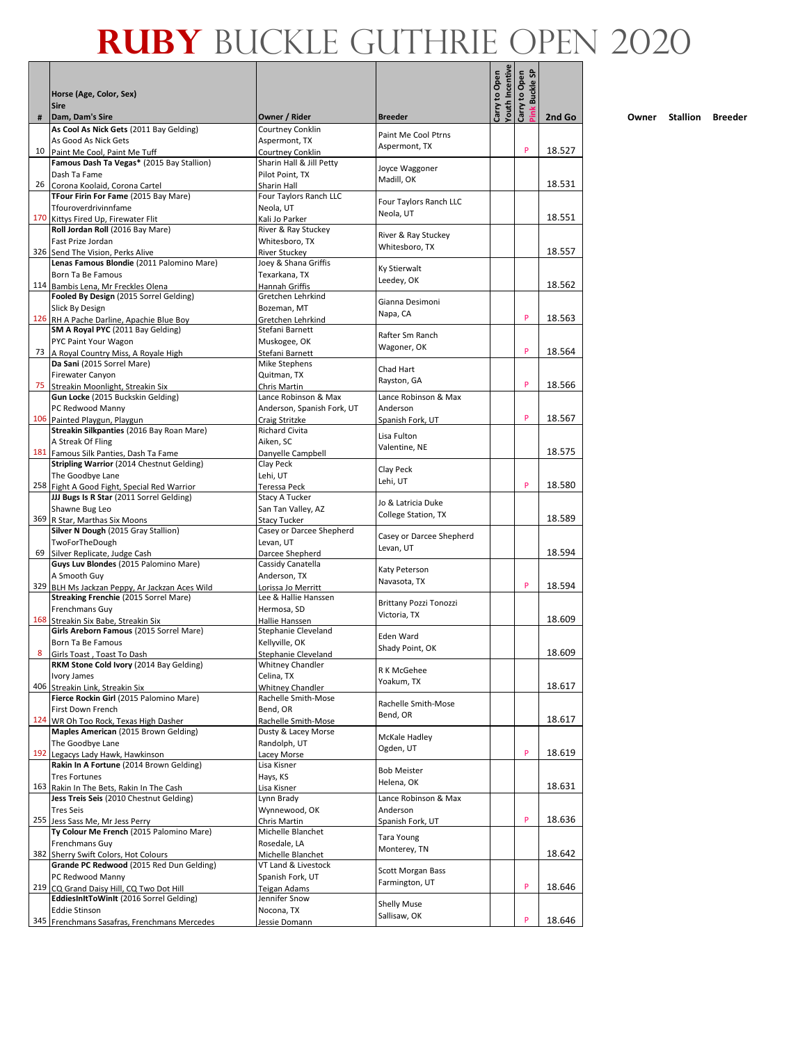# RUBY BUCKLE GUTHRIE OPEN 2020

| # | Horse (Age, Color, Sex)<br>Sire<br>Dam, Dam's Sire | Owner / Rider | Breeder | Carry to Open Youth Incentive | Carry to Open Pink Buckle SP | 2nd Go |
|---|---|---|---|---|---|---|
| 10 | **As Cool As Nick Gets** (2011 Bay Gelding)<br>As Good As Nick Gets<br>Paint Me Cool, Paint Me Tuff | Courtney Conklin<br>Aspermont, TX<br>Courtney Conklin | Paint Me Cool Ptrns<br>Aspermont, TX | | P | 18.527 |
| 26 | **Famous Dash Ta Vegas*** (2015 Bay Stallion)<br>Dash Ta Fame<br>Corona Koolaid, Corona Cartel | Sharin Hall & Jill Petty<br>Pilot Point, TX<br>Sharin Hall | Joyce Waggoner<br>Madill, OK | | | 18.531 |
| 170 | **TFour Firin For Fame** (2015 Bay Mare)<br>Tfouroverdrivinnfame<br>Kittys Fired Up, Firewater Flit | Four Taylors Ranch LLC<br>Neola, UT<br>Kali Jo Parker | Four Taylors Ranch LLC<br>Neola, UT | | | 18.551 |
| 326 | **Roll Jordan Roll** (2016 Bay Mare)<br>Fast Prize Jordan<br>Send The Vision, Perks Alive | River & Ray Stuckey<br>Whitesboro, TX<br>River Stuckey | River & Ray Stuckey<br>Whitesboro, TX | | | 18.557 |
| 114 | **Lenas Famous Blondie** (2011 Palomino Mare)<br>Born Ta Be Famous<br>Bambis Lena, Mr Freckles Olena | Joey & Shana Griffis<br>Texarkana, TX<br>Hannah Griffis | Ky Stierwalt<br>Leedey, OK | | | 18.562 |
| 126 | **Fooled By Design** (2015 Sorrel Gelding)<br>Slick By Design<br>RH A Pache Darline, Apachie Blue Boy | Gretchen Lehrkind<br>Bozeman, MT<br>Gretchen Lehrkind | Gianna Desimoni<br>Napa, CA | | P | 18.563 |
| 73 | **SM A Royal PYC** (2011 Bay Gelding)<br>PYC Paint Your Wagon<br>A Royal Country Miss, A Royale High | Stefani Barnett<br>Muskogee, OK<br>Stefani Barnett | Rafter Sm Ranch<br>Wagoner, OK | | P | 18.564 |
| 75 | **Da Sani** (2015 Sorrel Mare)<br>Firewater Canyon<br>Streakin Moonlight, Streakin Six | Mike Stephens<br>Quitman, TX<br>Chris Martin | Chad Hart<br>Rayston, GA | | P | 18.566 |
| 106 | **Gun Locke** (2015 Buckskin Gelding)<br>PC Redwood Manny<br>Painted Playgun, Playgun | Lance Robinson & Max<br>Anderson, Spanish Fork, UT<br>Craig Stritzke | Lance Robinson & Max<br>Anderson<br>Spanish Fork, UT | | P | 18.567 |
| 181 | **Streakin Silkpanties** (2016 Bay Roan Mare)<br>A Streak Of Fling<br>Famous Silk Panties, Dash Ta Fame | Richard Civita<br>Aiken, SC<br>Danyelle Campbell | Lisa Fulton<br>Valentine, NE | | | 18.575 |
| 258 | **Stripling Warrior** (2014 Chestnut Gelding)<br>The Goodbye Lane<br>Fight A Good Fight, Special Red Warrior | Clay Peck<br>Lehi, UT<br>Teressa Peck | Clay Peck<br>Lehi, UT | | P | 18.580 |
| 369 | **JJJ Bugs Is R Star** (2011 Sorrel Gelding)<br>Shawne Bug Leo<br>R Star, Marthas Six Moons | Stacy A Tucker<br>San Tan Valley, AZ<br>Stacy Tucker | Jo & Latricia Duke<br>College Station, TX | | | 18.589 |
| 69 | **Silver N Dough** (2015 Gray Stallion)<br>TwoForTheDough<br>Silver Replicate, Judge Cash | Casey or Darcee Shepherd<br>Levan, UT<br>Darcee Shepherd | Casey or Darcee Shepherd<br>Levan, UT | | | 18.594 |
| 329 | **Guys Luv Blondes** (2015 Palomino Mare)<br>A Smooth Guy<br>BLH Ms Jackzan Peppy, Ar Jackzan Aces Wild | Cassidy Canatella<br>Anderson, TX<br>Lorissa Jo Merritt | Katy Peterson<br>Navasota, TX | | P | 18.594 |
| 168 | **Streaking Frenchie** (2015 Sorrel Mare)<br>Frenchmans Guy<br>Streakin Six Babe, Streakin Six | Lee & Hallie Hanssen<br>Hermosa, SD<br>Hallie Hanssen | Brittany Pozzi Tonozzi<br>Victoria, TX | | | 18.609 |
| 8 | **Girls Areborn Famous** (2015 Sorrel Mare)<br>Born Ta Be Famous<br>Girls Toast , Toast To Dash | Stephanie Cleveland<br>Kellyville, OK<br>Stephanie Cleveland | Eden Ward<br>Shady Point, OK | | | 18.609 |
| 406 | **RKM Stone Cold Ivory** (2014 Bay Gelding)<br>Ivory James<br>Streakin Link, Streakin Six | Whitney Chandler<br>Celina, TX<br>Whitney Chandler | R K McGehee<br>Yoakum, TX | | | 18.617 |
| 124 | **Fierce Rockin Girl** (2015 Palomino Mare)<br>First Down French<br>WR Oh Too Rock, Texas High Dasher | Rachelle Smith-Mose<br>Bend, OR<br>Rachelle Smith-Mose | Rachelle Smith-Mose<br>Bend, OR | | | 18.617 |
| 192 | **Maples American** (2015 Brown Gelding)<br>The Goodbye Lane<br>Legacys Lady Hawk, Hawkinson | Dusty & Lacey Morse<br>Randolph, UT<br>Lacey Morse | McKale Hadley<br>Ogden, UT | | P | 18.619 |
| 163 | **Rakin In A Fortune** (2014 Brown Gelding)<br>Tres Fortunes<br>Rakin In The Bets, Rakin In The Cash | Lisa Kisner<br>Hays, KS<br>Lisa Kisner | Bob Meister<br>Helena, OK | | | 18.631 |
| 255 | **Jess Treis Seis** (2010 Chestnut Gelding)<br>Tres Seis<br>Jess Sass Me, Mr Jess Perry | Lynn Brady<br>Wynnewood, OK<br>Chris Martin | Lance Robinson & Max<br>Anderson<br>Spanish Fork, UT | | P | 18.636 |
| 382 | **Ty Colour Me French** (2015 Palomino Mare)<br>Frenchmans Guy<br>Sherry Swift Colors, Hot Colours | Michelle Blanchet<br>Rosedale, LA<br>Michelle Blanchet | Tara Young<br>Monterey, TN | | | 18.642 |
| 219 | **Grande PC Redwood** (2015 Red Dun Gelding)<br>PC Redwood Manny<br>CQ Grand Daisy Hill, CQ Two Dot Hill | VT Land & Livestock<br>Spanish Fork, UT<br>Teigan Adams | Scott Morgan Bass<br>Farmington, UT | | P | 18.646 |
| 345 | **EddiesInItToWinIt** (2016 Sorrel Gelding)<br>Eddie Stinson<br>Frenchmans Sasafras, Frenchmans Mercedes | Jennifer Snow<br>Nocona, TX<br>Jessie Domann | Shelly Muse<br>Sallisaw, OK | | P | 18.646 |

Owner Stallion Breeder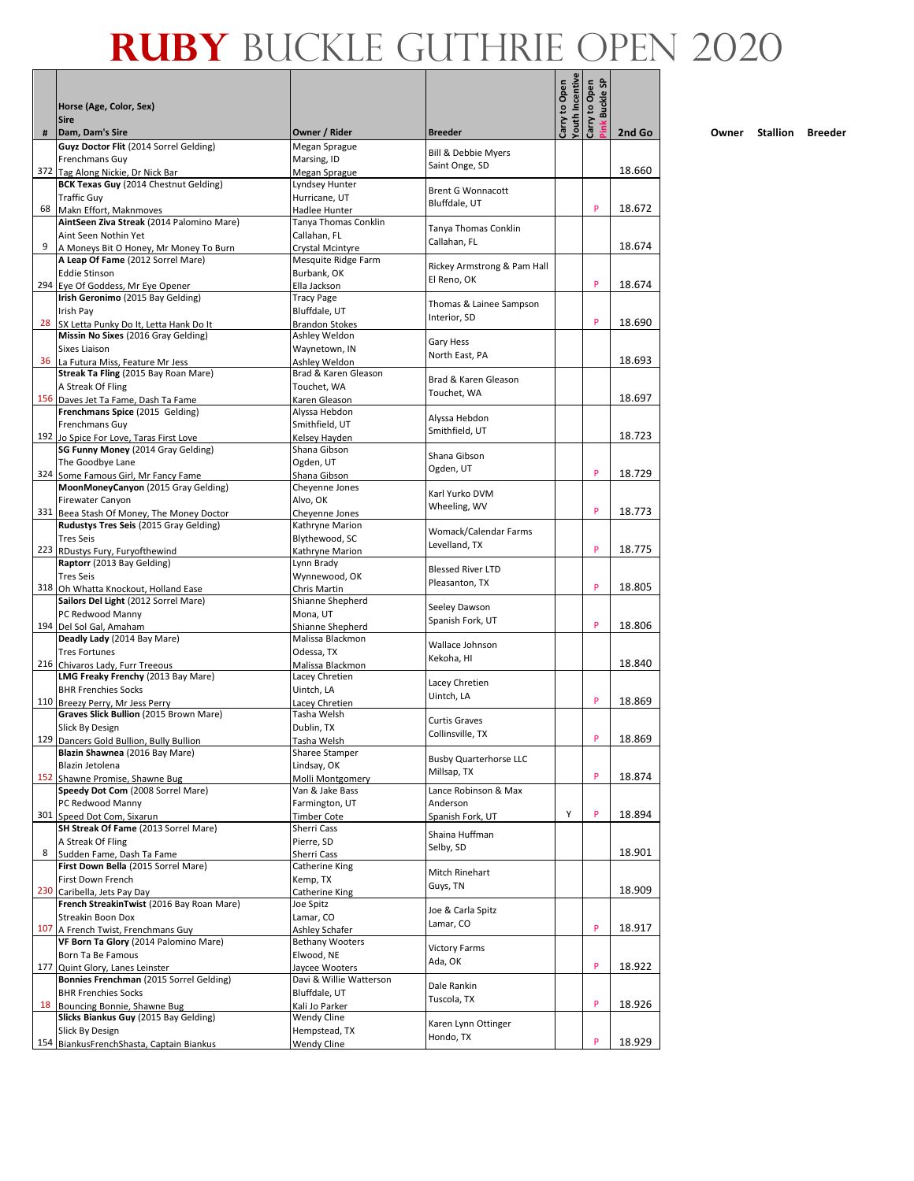# RUBY BUCKLE GUTHRIE OPEN 2020

| # | Horse (Age, Color, Sex)<br>Sire<br>Dam, Dam's Sire | Owner / Rider | Breeder | Carry to Open Youth Incentive | Carry to Open Pink Buckle SP | 2nd Go |
|---|---|---|---|---|---|---|
| 372 | **Guyz Doctor Flit** (2014 Sorrel Gelding)<br>Frenchmans Guy<br>Tag Along Nickie, Dr Nick Bar | Megan Sprague<br>Marsing, ID<br>Megan Sprague | Bill & Debbie Myers<br>Saint Onge, SD | | | 18.660 |
| 68 | **BCK Texas Guy** (2014 Chestnut Gelding)<br>Traffic Guy<br>Makn Effort, Maknmoves | Lyndsey Hunter<br>Hurricane, UT<br>Hadlee Hunter | Brent G Wonnacott<br>Bluffdale, UT | | P | 18.672 |
| 9 | **AintSeen Ziva Streak** (2014 Palomino Mare)<br>Aint Seen Nothin Yet<br>A Moneys Bit O Honey, Mr Money To Burn | Tanya Thomas Conklin<br>Callahan, FL<br>Crystal Mcintyre | Tanya Thomas Conklin<br>Callahan, FL | | | 18.674 |
| 294 | **A Leap Of Fame** (2012 Sorrel Mare)<br>Eddie Stinson<br>Eye Of Goddess, Mr Eye Opener | Mesquite Ridge Farm<br>Burbank, OK<br>Ella Jackson | Rickey Armstrong & Pam Hall<br>El Reno, OK | | P | 18.674 |
| 28 | **Irish Geronimo** (2015 Bay Gelding)<br>Irish Pay<br>SX Letta Punky Do It, Letta Hank Do It | Tracy Page<br>Bluffdale, UT<br>Brandon Stokes | Thomas & Lainee Sampson<br>Interior, SD | | P | 18.690 |
| 36 | **Missin No Sixes** (2016 Gray Gelding)<br>Sixes Liaison<br>La Futura Miss, Feature Mr Jess | Ashley Weldon<br>Waynetown, IN<br>Ashley Weldon | Gary Hess<br>North East, PA | | | 18.693 |
| 156 | **Streak Ta Fling** (2015 Bay Roan Mare)<br>A Streak Of Fling<br>Daves Jet Ta Fame, Dash Ta Fame | Brad & Karen Gleason<br>Touchet, WA<br>Karen Gleason | Brad & Karen Gleason<br>Touchet, WA | | | 18.697 |
| 192 | **Frenchmans Spice** (2015 Gelding)<br>Frenchmans Guy<br>Jo Spice For Love, Taras First Love | Alyssa Hebdon<br>Smithfield, UT<br>Kelsey Hayden | Alyssa Hebdon<br>Smithfield, UT | | | 18.723 |
| 324 | **SG Funny Money** (2014 Gray Gelding)<br>The Goodbye Lane<br>Some Famous Girl, Mr Fancy Fame | Shana Gibson<br>Ogden, UT<br>Shana Gibson | Shana Gibson<br>Ogden, UT | | P | 18.729 |
| 331 | **MoonMoneyCanyon** (2015 Gray Gelding)<br>Firewater Canyon<br>Beea Stash Of Money, The Money Doctor | Cheyenne Jones<br>Alvo, OK<br>Cheyenne Jones | Karl Yurko DVM<br>Wheeling, WV | | P | 18.773 |
| 223 | **Rudustys Tres Seis** (2015 Gray Gelding)<br>Tres Seis<br>RDustys Fury, Furyofthewind | Kathryne Marion<br>Blythewood, SC<br>Kathryne Marion | Womack/Calendar Farms<br>Levelland, TX | | P | 18.775 |
| 318 | **Raptorr** (2013 Bay Gelding)<br>Tres Seis<br>Oh Whatta Knockout, Holland Ease | Lynn Brady<br>Wynnewood, OK<br>Chris Martin | Blessed River LTD<br>Pleasanton, TX | | P | 18.805 |
| 194 | **Sailors Del Light** (2012 Sorrel Mare)<br>PC Redwood Manny<br>Del Sol Gal, Amaham | Shianne Shepherd<br>Mona, UT<br>Shianne Shepherd | Seeley Dawson<br>Spanish Fork, UT | | P | 18.806 |
| 216 | **Deadly Lady** (2014 Bay Mare)<br>Tres Fortunes<br>Chivaros Lady, Furr Treeous | Malissa Blackmon<br>Odessa, TX<br>Malissa Blackmon | Wallace Johnson<br>Kekoha, HI | | | 18.840 |
| 110 | **LMG Freaky Frenchy** (2013 Bay Mare)<br>BHR Frenchies Socks<br>Breezy Perry, Mr Jess Perry | Lacey Chretien<br>Uintch, LA<br>Lacey Chretien | Lacey Chretien<br>Uintch, LA | | P | 18.869 |
| 129 | **Graves Slick Bullion** (2015 Brown Mare)<br>Slick By Design<br>Dancers Gold Bullion, Bully Bullion | Tasha Welsh<br>Dublin, TX<br>Tasha Welsh | Curtis Graves<br>Collinsville, TX | | P | 18.869 |
| 152 | **Blazin Shawnea** (2016 Bay Mare)<br>Blazin Jetolena<br>Shawne Promise, Shawne Bug | Sharee Stamper<br>Lindsay, OK<br>Molli Montgomery | Busby Quarterhorse LLC<br>Millsap, TX | | P | 18.874 |
| 301 | **Speedy Dot Com** (2008 Sorrel Mare)<br>PC Redwood Manny<br>Speed Dot Com, Sixarun | Van & Jake Bass<br>Farmington, UT<br>Timber Cote | Lance Robinson & Max Anderson<br>Spanish Fork, UT | Y | P | 18.894 |
| 8 | **SH Streak Of Fame** (2013 Sorrel Mare)<br>A Streak Of Fling<br>Sudden Fame, Dash Ta Fame | Sherri Cass<br>Pierre, SD<br>Sherri Cass | Shaina Huffman<br>Selby, SD | | | 18.901 |
| 230 | **First Down Bella** (2015 Sorrel Mare)<br>First Down French<br>Caribella, Jets Pay Day | Catherine King<br>Kemp, TX<br>Catherine King | Mitch Rinehart<br>Guys, TN | | | 18.909 |
| 107 | **French StreakinTwist** (2016 Bay Roan Mare)<br>Streakin Boon Dox<br>A French Twist, Frenchmans Guy | Joe Spitz<br>Lamar, CO<br>Ashley Schafer | Joe & Carla Spitz<br>Lamar, CO | | P | 18.917 |
| 177 | **VF Born Ta Glory** (2014 Palomino Mare)<br>Born Ta Be Famous<br>Quint Glory, Lanes Leinster | Bethany Wooters<br>Elwood, NE<br>Jaycee Wooters | Victory Farms<br>Ada, OK | | P | 18.922 |
| 18 | **Bonnies Frenchman** (2015 Sorrel Gelding)<br>BHR Frenchies Socks<br>Bouncing Bonnie, Shawne Bug | Davi & Willie Watterson<br>Bluffdale, UT<br>Kali Jo Parker | Dale Rankin<br>Tuscola, TX | | P | 18.926 |
| 154 | **Slicks Biankus Guy** (2015 Bay Gelding)<br>Slick By Design<br>BiankusFrenchShasta, Captain Biankus | Wendy Cline<br>Hempstead, TX<br>Wendy Cline | Karen Lynn Ottinger<br>Hondo, TX | | P | 18.929 |

| Owner | Stallion | Breeder |
|---|---|---|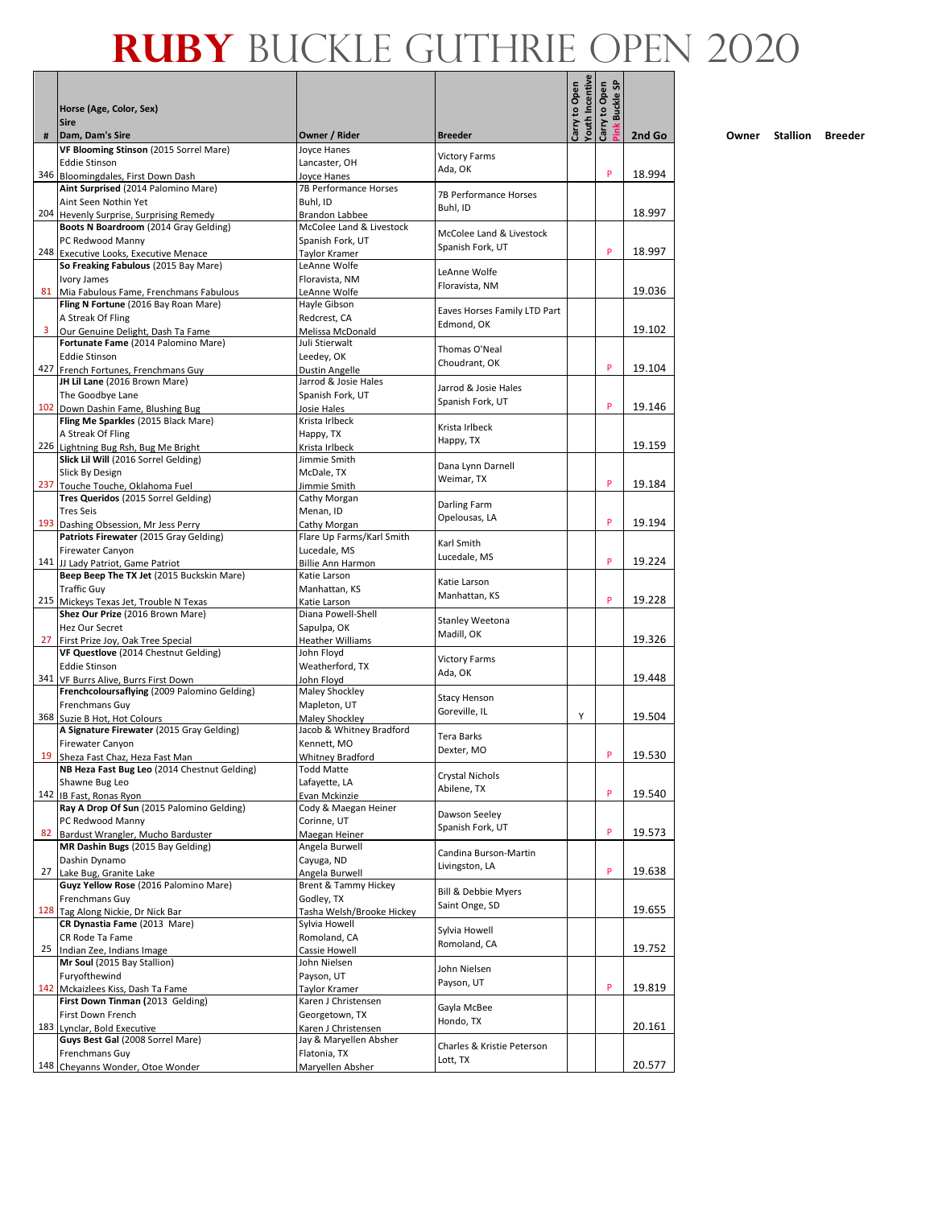# RUBY BUCKLE GUTHRIE OPEN 2020

| # | Horse (Age, Color, Sex)<br>Sire<br>Dam, Dam's Sire | Owner / Rider | Breeder | Carry to Open Youth Incentive | Carry to Open Pink Buckle SP | 2nd Go | Owner | Stallion | Breeder |
|---|---|---|---|---|---|---|---|---|---|
| 346 | **VF Blooming Stinson** (2015 Sorrel Mare)<br>Eddie Stinson<br>Bloomingdales, First Down Dash | Joyce Hanes<br>Lancaster, OH<br>Joyce Hanes | Victory Farms<br>Ada, OK | | P | 18.994 | | | |
| 204 | **Aint Surprised** (2014 Palomino Mare)<br>Aint Seen Nothin Yet<br>Hevenly Surprise, Surprising Remedy | 7B Performance Horses<br>Buhl, ID<br>Brandon Labbee | 7B Performance Horses<br>Buhl, ID | | | 18.997 | | | |
| 248 | **Boots N Boardroom** (2014 Gray Gelding)<br>PC Redwood Manny<br>Executive Looks, Executive Menace | McColee Land & Livestock<br>Spanish Fork, UT<br>Taylor Kramer | McColee Land & Livestock<br>Spanish Fork, UT | | P | 18.997 | | | |
| 81 | **So Freaking Fabulous** (2015 Bay Mare)<br>Ivory James<br>Mia Fabulous Fame, Frenchmans Fabulous | LeAnne Wolfe<br>Floravista, NM<br>LeAnne Wolfe | LeAnne Wolfe<br>Floravista, NM | | | 19.036 | | | |
| 3 | **Fling N Fortune** (2016 Bay Roan Mare)<br>A Streak Of Fling<br>Our Genuine Delight, Dash Ta Fame | Hayle Gibson<br>Redcrest, CA<br>Melissa McDonald | Eaves Horses Family LTD Part<br>Edmond, OK | | | 19.102 | | | |
| 427 | **Fortunate Fame** (2014 Palomino Mare)<br>Eddie Stinson<br>French Fortunes, Frenchmans Guy | Juli Stierwalt<br>Leedey, OK<br>Dustin Angelle | Thomas O'Neal<br>Choudrant, OK | | P | 19.104 | | | |
| 102 | **JH Lil Lane** (2016 Brown Mare)<br>The Goodbye Lane<br>Down Dashin Fame, Blushing Bug | Jarrod & Josie Hales<br>Spanish Fork, UT<br>Josie Hales | Jarrod & Josie Hales<br>Spanish Fork, UT | | P | 19.146 | | | |
| 226 | **Fling Me Sparkles** (2015 Black Mare)<br>A Streak Of Fling<br>Lightning Bug Rsh, Bug Me Bright | Krista Irlbeck<br>Happy, TX<br>Krista Irlbeck | Krista Irlbeck<br>Happy, TX | | | 19.159 | | | |
| 237 | **Slick Lil Will** (2016 Sorrel Gelding)<br>Slick By Design<br>Touche Touche, Oklahoma Fuel | Jimmie Smith<br>McDale, TX<br>Jimmie Smith | Dana Lynn Darnell<br>Weimar, TX | | P | 19.184 | | | |
| 193 | **Tres Queridos** (2015 Sorrel Gelding)<br>Tres Seis<br>Dashing Obsession, Mr Jess Perry | Cathy Morgan<br>Menan, ID<br>Cathy Morgan | Darling Farm<br>Opelousas, LA | | P | 19.194 | | | |
| 141 | **Patriots Firewater** (2015 Gray Gelding)<br>Firewater Canyon<br>JJ Lady Patriot, Game Patriot | Flare Up Farms/Karl Smith<br>Lucedale, MS<br>Billie Ann Harmon | Karl Smith<br>Lucedale, MS | | P | 19.224 | | | |
| 215 | **Beep Beep The TX Jet** (2015 Buckskin Mare)<br>Traffic Guy<br>Mickeys Texas Jet, Trouble N Texas | Katie Larson<br>Manhattan, KS<br>Katie Larson | Katie Larson<br>Manhattan, KS | | P | 19.228 | | | |
| 27 | **Shez Our Prize** (2016 Brown Mare)<br>Hez Our Secret<br>First Prize Joy, Oak Tree Special | Diana Powell-Shell<br>Sapulpa, OK<br>Heather Williams | Stanley Weetona<br>Madill, OK | | | 19.326 | | | |
| 341 | **VF Questlove** (2014 Chestnut Gelding)<br>Eddie Stinson<br>VF Burrs Alive, Burrs First Down | John Floyd<br>Weatherford, TX<br>John Floyd | Victory Farms<br>Ada, OK | | | 19.448 | | | |
| 368 | **Frenchcoloursaflying** (2009 Palomino Gelding)<br>Frenchmans Guy<br>Suzie B Hot, Hot Colours | Maley Shockley<br>Mapleton, UT<br>Maley Shockley | Stacy Henson<br>Goreville, IL | Y | | 19.504 | | | |
| 19 | **A Signature Firewater** (2015 Gray Gelding)<br>Firewater Canyon<br>Sheza Fast Chaz, Heza Fast Man | Jacob & Whitney Bradford<br>Kennett, MO<br>Whitney Bradford | Tera Barks<br>Dexter, MO | | P | 19.530 | | | |
| 142 | **NB Heza Fast Bug Leo** (2014 Chestnut Gelding)<br>Shawne Bug Leo<br>IB Fast, Ronas Ryon | Todd Matte<br>Lafayette, LA<br>Evan Mckinzie | Crystal Nichols<br>Abilene, TX | | P | 19.540 | | | |
| 82 | **Ray A Drop Of Sun** (2015 Palomino Gelding)<br>PC Redwood Manny<br>Bardust Wrangler, Mucho Barduster | Cody & Maegan Heiner<br>Corinne, UT<br>Maegan Heiner | Dawson Seeley<br>Spanish Fork, UT | | P | 19.573 | | | |
| 27 | **MR Dashin Bugs** (2015 Bay Gelding)<br>Dashin Dynamo<br>Lake Bug, Granite Lake | Angela Burwell<br>Cayuga, ND<br>Angela Burwell | Candina Burson-Martin<br>Livingston, LA | | P | 19.638 | | | |
| 128 | **Guyz Yellow Rose** (2016 Palomino Mare)<br>Frenchmans Guy<br>Tag Along Nickie, Dr Nick Bar | Brent & Tammy Hickey<br>Godley, TX<br>Tasha Welsh/Brooke Hickey | Bill & Debbie Myers<br>Saint Onge, SD | | | 19.655 | | | |
| 25 | **CR Dynastia Fame** (2013 Mare)<br>CR Rode Ta Fame<br>Indian Zee, Indians Image | Sylvia Howell<br>Romoland, CA<br>Cassie Howell | Sylvia Howell<br>Romoland, CA | | | 19.752 | | | |
| 142 | **Mr Soul** (2015 Bay Stallion)<br>Furyofthewind<br>Mckaizlees Kiss, Dash Ta Fame | John Nielsen<br>Payson, UT<br>Taylor Kramer | John Nielsen<br>Payson, UT | | P | 19.819 | | | |
| 183 | **First Down Tinman** (2013 Gelding)<br>First Down French<br>Lynclar, Bold Executive | Karen J Christensen<br>Georgetown, TX<br>Karen J Christensen | Gayla McBee<br>Hondo, TX | | | 20.161 | | | |
| 148 | **Guys Best Gal** (2008 Sorrel Mare)<br>Frenchmans Guy<br>Cheyanns Wonder, Otoe Wonder | Jay & Maryellen Absher<br>Flatonia, TX<br>Maryellen Absher | Charles & Kristie Peterson<br>Lott, TX | | | 20.577 | | | |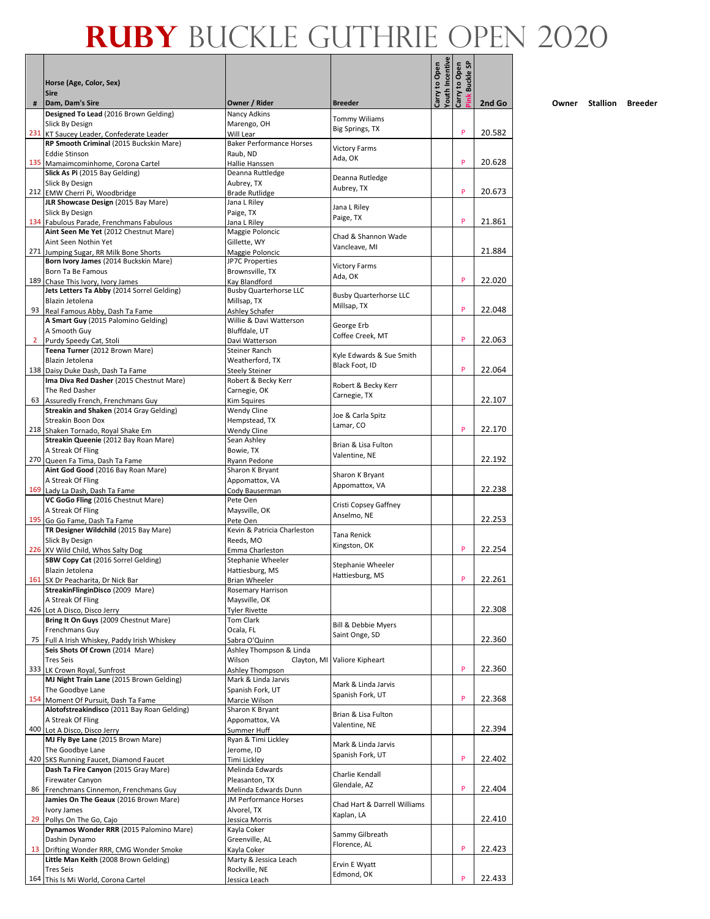# RUBY BUCKLE GUTHRIE OPEN 2020

| # | Horse (Age, Color, Sex) / Sire / Dam, Dam's Sire | Owner / Rider | Breeder | Carry to Open Youth Incentive | Carry to Open Pink Buckle SP | 2nd Go |
|---|---|---|---|---|---|---|
| 231 | **Designed To Lead** (2016 Brown Gelding) / Slick By Design / KT Saucey Leader, Confederate Leader | Nancy Adkins / Marengo, OH / Will Lear | Tommy Wiliams / Big Springs, TX | | P | 20.582 |
| 135 | **RP Smooth Criminal** (2015 Buckskin Mare) / Eddie Stinson / Mamaimcominhome, Corona Cartel | Baker Performance Horses / Raub, ND / Hallie Hanssen | Victory Farms / Ada, OK | | P | 20.628 |
| 212 | **Slick As Pi** (2015 Bay Gelding) / Slick By Design / EMW Cherri Pi, Woodbridge | Deanna Ruttledge / Aubrey, TX / Brade Rutlidge | Deanna Rutledge / Aubrey, TX | | P | 20.673 |
| 134 | **JLR Showcase Design** (2015 Bay Mare) / Slick By Design / Fabulous Parade, Frenchmans Fabulous | Jana L Riley / Paige, TX / Jana L Riley | Jana L Riley / Paige, TX | | P | 21.861 |
| 271 | **Aint Seen Me Yet** (2012 Chestnut Mare) / Aint Seen Nothin Yet / Jumping Sugar, RR Milk Bone Shorts | Maggie Poloncic / Gillette, WY / Maggie Poloncic | Chad & Shannon Wade / Vancleave, MI | | | 21.884 |
| 189 | **Born Ivory James** (2014 Buckskin Mare) / Born Ta Be Famous / Chase This Ivory, Ivory James | JP7C Properties / Brownsville, TX / Kay Blandford | Victory Farms / Ada, OK | | P | 22.020 |
| 93 | **Jets Letters Ta Abby** (2014 Sorrel Gelding) / Blazin Jetolena / Real Famous Abby, Dash Ta Fame | Busby Quarterhorse LLC / Millsap, TX / Ashley Schafer | Busby Quarterhorse LLC / Millsap, TX | | P | 22.048 |
| 2 | **A Smart Guy** (2015 Palomino Gelding) / A Smooth Guy / Purdy Speedy Cat, Stoli | Willie & Davi Watterson / Bluffdale, UT / Davi Watterson | George Erb / Coffee Creek, MT | | P | 22.063 |
| 138 | **Teena Turner** (2012 Brown Mare) / Blazin Jetolena / Daisy Duke Dash, Dash Ta Fame | Steiner Ranch / Weatherford, TX / Steely Steiner | Kyle Edwards & Sue Smith / Black Foot, ID | | P | 22.064 |
| 63 | **Ima Diva Red Dasher** (2015 Chestnut Mare) / The Red Dasher / Assuredly French, Frenchmans Guy | Robert & Becky Kerr / Carnegie, OK / Kim Squires | Robert & Becky Kerr / Carnegie, TX | | | 22.107 |
| 218 | **Streakin and Shaken** (2014 Gray Gelding) / Streakin Boon Dox / Shaken Tornado, Royal Shake Em | Wendy Cline / Hempstead, TX / Wendy Cline | Joe & Carla Spitz / Lamar, CO | | P | 22.170 |
| 270 | **Streakin Queenie** (2012 Bay Roan Mare) / A Streak Of Fling / Queen Fa Tima, Dash Ta Fame | Sean Ashley / Bowie, TX / Ryann Pedone | Brian & Lisa Fulton / Valentine, NE | | | 22.192 |
| 169 | **Aint God Good** (2016 Bay Roan Mare) / A Streak Of Fling / Lady La Dash, Dash Ta Fame | Sharon K Bryant / Appomattox, VA / Cody Bauserman | Sharon K Bryant / Appomattox, VA | | | 22.238 |
| 195 | **VC GoGo Fling** (2016 Chestnut Mare) / A Streak Of Fling / Go Go Fame, Dash Ta Fame | Pete Oen / Maysville, OK / Pete Oen | Cristi Copsey Gaffney / Anselmo, NE | | | 22.253 |
| 226 | **TR Designer Wildchild** (2015 Bay Mare) / Slick By Design / XV Wild Child, Whos Salty Dog | Kevin & Patricia Charleston / Reeds, MO / Emma Charleston | Tana Renick / Kingston, OK | | P | 22.254 |
| 161 | **SBW Copy Cat** (2016 Sorrel Gelding) / Blazin Jetolena / SX Dr Peacharita, Dr Nick Bar | Stephanie Wheeler / Hattiesburg, MS / Brian Wheeler | Stephanie Wheeler / Hattiesburg, MS | | P | 22.261 |
| 426 | **StreakinFlinginDisco** (2009 Mare) / A Streak Of Fling / Lot A Disco, Disco Jerry | Rosemary Harrison / Maysville, OK / Tyler Rivette | | | | 22.308 |
| 75 | **Bring It On Guys** (2009 Chestnut Mare) / Frenchmans Guy / Full A Irish Whiskey, Paddy Irish Whiskey | Tom Clark / Ocala, FL / Sabra O'Quinn | Bill & Debbie Myers / Saint Onge, SD | | | 22.360 |
| 333 | **Seis Shots Of Crown** (2014 Mare) / Tres Seis / LK Crown Royal, Sunfrost | Ashley Thompson & Linda Wilson / Clayton, MI / Ashley Thompson | Valiore Kipheart | | P | 22.360 |
| 154 | **MJ Night Train Lane** (2015 Brown Gelding) / The Goodbye Lane / Moment Of Pursuit, Dash Ta Fame | Mark & Linda Jarvis / Spanish Fork, UT / Marcie Wilson | Mark & Linda Jarvis / Spanish Fork, UT | | P | 22.368 |
| 400 | **Alotofstreakindisco** (2011 Bay Roan Gelding) / A Streak Of Fling / Lot A Disco, Disco Jerry | Sharon K Bryant / Appomattox, VA / Summer Huff | Brian & Lisa Fulton / Valentine, NE | | | 22.394 |
| 420 | **MJ Fly Bye Lane** (2015 Brown Mare) / The Goodbye Lane / SKS Running Faucet, Diamond Faucet | Ryan & Timi Lickley / Jerome, ID / Timi Lickley | Mark & Linda Jarvis / Spanish Fork, UT | | P | 22.402 |
| 86 | **Dash Ta Fire Canyon** (2015 Gray Mare) / Firewater Canyon / Frenchmans Cinnemon, Frenchmans Guy | Melinda Edwards / Pleasanton, TX / Melinda Edwards Dunn | Charlie Kendall / Glendale, AZ | | P | 22.404 |
| 29 | **Jamies On The Geaux** (2016 Brown Mare) / Ivory James / Pollys On The Go, Cajo | JM Performance Horses / Alvorel, TX / Jessica Morris | Chad Hart & Darrell Williams / Kaplan, LA | | | 22.410 |
| 13 | **Dynamos Wonder RRR** (2015 Palomino Mare) / Dashin Dynamo / Drifting Wonder RRR, CMG Wonder Smoke | Kayla Coker / Greenville, AL / Kayla Coker | Sammy Gilbreath / Florence, AL | | P | 22.423 |
| 164 | **Little Man Keith** (2008 Brown Gelding) / Tres Seis / This Is Mi World, Corona Cartel | Marty & Jessica Leach / Rockville, NE / Jessica Leach | Ervin E Wyatt / Edmond, OK | | P | 22.433 |

Owner Stallion Breeder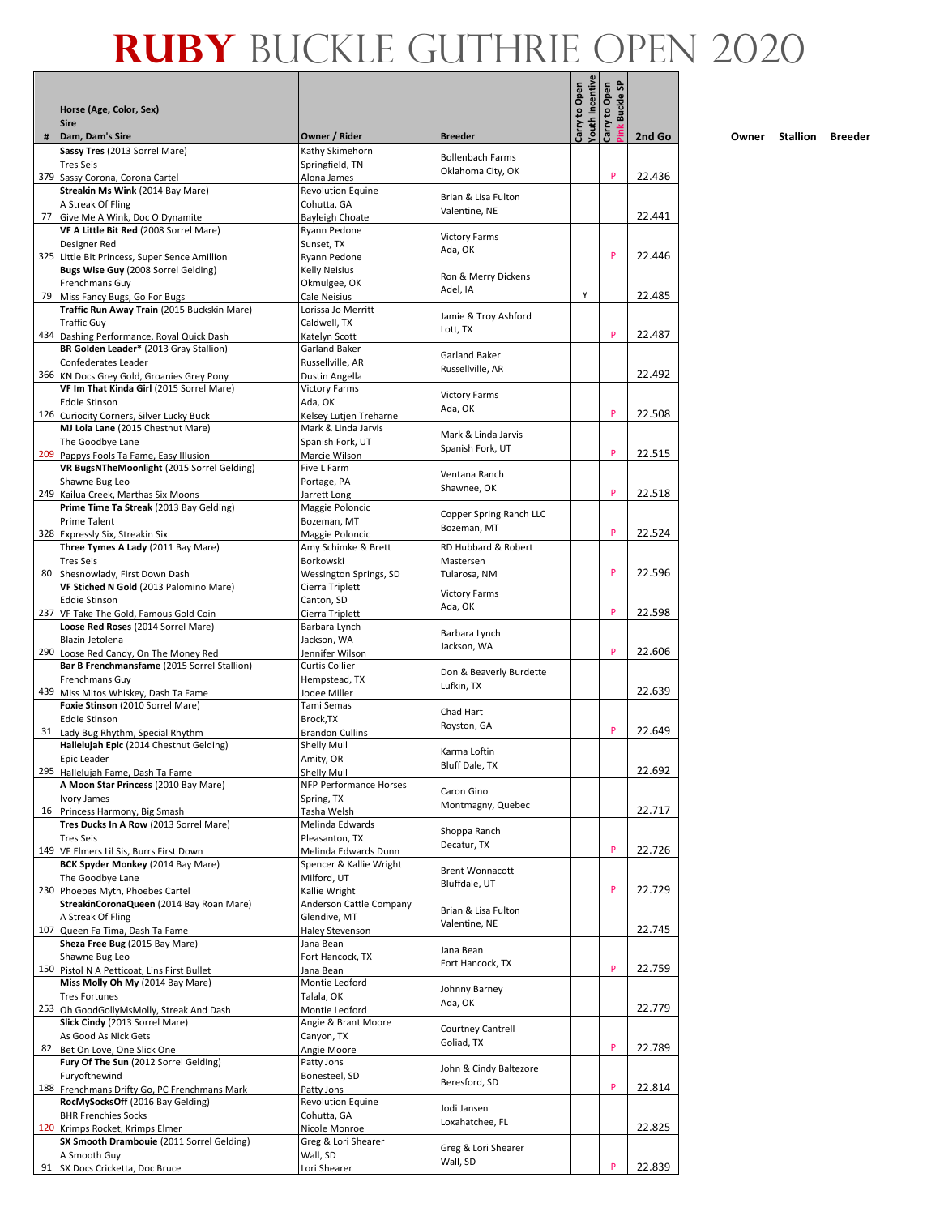# RUBY BUCKLE GUTHRIE OPEN 2020

| # | Horse (Age, Color, Sex)<br>Sire<br>Dam, Dam's Sire | Owner / Rider | Breeder | Carry to Open Youth Incentive | Carry to Open Pink Buckle SP | 2nd Go | Owner | Stallion | Breeder |
|---|---|---|---|---|---|---|---|---|---|
| 379 | **Sassy Tres** (2013 Sorrel Mare)<br>Tres Seis<br>Sassy Corona, Corona Cartel | Kathy Skimehorn<br>Springfield, TN<br>Alona James | Bollenbach Farms<br>Oklahoma City, OK | | P | 22.436 | | | |
| 77 | **Streakin Ms Wink** (2014 Bay Mare)<br>A Streak Of Fling<br>Give Me A Wink, Doc O Dynamite | Revolution Equine<br>Cohutta, GA<br>Bayleigh Choate | Brian & Lisa Fulton<br>Valentine, NE | | | 22.441 | | | |
| 325 | **VF A Little Bit Red** (2008 Sorrel Mare)<br>Designer Red<br>Little Bit Princess, Super Sence Amillion | Ryann Pedone<br>Sunset, TX<br>Ryann Pedone | Victory Farms<br>Ada, OK | | P | 22.446 | | | |
| 79 | **Bugs Wise Guy** (2008 Sorrel Gelding)<br>Frenchmans Guy<br>Miss Fancy Bugs, Go For Bugs | Kelly Neisius<br>Okmulgee, OK<br>Cale Neisius | Ron & Merry Dickens<br>Adel, IA | Y | | 22.485 | | | |
| 434 | **Traffic Run Away Train** (2015 Buckskin Mare)<br>Traffic Guy<br>Dashing Performance, Royal Quick Dash | Lorissa Jo Merritt<br>Caldwell, TX<br>Katelyn Scott | Jamie & Troy Ashford<br>Lott, TX | | P | 22.487 | | | |
| 366 | **BR Golden Leader*** (2013 Gray Stallion)<br>Confederates Leader<br>KN Docs Grey Gold, Groanies Grey Pony | Garland Baker<br>Russellville, AR<br>Dustin Angella | Garland Baker<br>Russellville, AR | | | 22.492 | | | |
| 126 | **VF Im That Kinda Girl** (2015 Sorrel Mare)<br>Eddie Stinson<br>Curiocity Corners, Silver Lucky Buck | Victory Farms<br>Ada, OK<br>Kelsey Lutjen Treharne | Victory Farms<br>Ada, OK | | P | 22.508 | | | |
| 209 | **MJ Lola Lane** (2015 Chestnut Mare)<br>The Goodbye Lane<br>Pappys Fools Ta Fame, Easy Illusion | Mark & Linda Jarvis<br>Spanish Fork, UT<br>Marcie Wilson | Mark & Linda Jarvis<br>Spanish Fork, UT | | P | 22.515 | | | |
| 249 | **VR BugsNTheMoonlight** (2015 Sorrel Gelding)<br>Shawne Bug Leo<br>Kailua Creek, Marthas Six Moons | Five L Farm<br>Portage, PA<br>Jarrett Long | Ventana Ranch<br>Shawnee, OK | | P | 22.518 | | | |
| 328 | **Prime Time Ta Streak** (2013 Bay Gelding)<br>Prime Talent<br>Expressly Six, Streakin Six | Maggie Poloncic<br>Bozeman, MT<br>Maggie Poloncic | Copper Spring Ranch LLC<br>Bozeman, MT | | P | 22.524 | | | |
| 80 | **Three Tymes A Lady** (2011 Bay Mare)<br>Tres Seis<br>Shesnowlady, First Down Dash | Amy Schimke & Brett Borkowski<br>Wessington Springs, SD | RD Hubbard & Robert Mastersen<br>Tularosa, NM | | P | 22.596 | | | |
| 237 | **VF Stiched N Gold** (2013 Palomino Mare)<br>Eddie Stinson<br>VF Take The Gold, Famous Gold Coin | Cierra Triplett<br>Canton, SD<br>Cierra Triplett | Victory Farms<br>Ada, OK | | P | 22.598 | | | |
| 290 | **Loose Red Roses** (2014 Sorrel Mare)<br>Blazin Jetolena<br>Loose Red Candy, On The Money Red | Barbara Lynch<br>Jackson, WA<br>Jennifer Wilson | Barbara Lynch<br>Jackson, WA | | P | 22.606 | | | |
| 439 | **Bar B Frenchmansfame** (2015 Sorrel Stallion)<br>Frenchmans Guy<br>Miss Mitos Whiskey, Dash Ta Fame | Curtis Collier<br>Hempstead, TX<br>Jodee Miller | Don & Beaverly Burdette<br>Lufkin, TX | | | 22.639 | | | |
| 31 | **Foxie Stinson** (2010 Sorrel Mare)<br>Eddie Stinson<br>Lady Bug Rhythm, Special Rhythm | Tami Semas<br>Brock,TX<br>Brandon Cullins | Chad Hart<br>Royston, GA | | P | 22.649 | | | |
| 295 | **Hallelujah Epic** (2014 Chestnut Gelding)<br>Epic Leader<br>Hallelujah Fame, Dash Ta Fame | Shelly Mull<br>Amity, OR<br>Shelly Mull | Karma Loftin<br>Bluff Dale, TX | | | 22.692 | | | |
| 16 | **A Moon Star Princess** (2010 Bay Mare)<br>Ivory James<br>Princess Harmony, Big Smash | NFP Performance Horses<br>Spring, TX<br>Tasha Welsh | Caron Gino<br>Montmagny, Quebec | | | 22.717 | | | |
| 149 | **Tres Ducks In A Row** (2013 Sorrel Mare)<br>Tres Seis<br>VF Elmers Lil Sis, Burrs First Down | Melinda Edwards<br>Pleasanton, TX<br>Melinda Edwards Dunn | Shoppa Ranch<br>Decatur, TX | | P | 22.726 | | | |
| 230 | **BCK Spyder Monkey** (2014 Bay Mare)<br>The Goodbye Lane<br>Phoebes Myth, Phoebes Cartel | Spencer & Kallie Wright<br>Milford, UT<br>Kallie Wright | Brent Wonnacott<br>Bluffdale, UT | | P | 22.729 | | | |
| 107 | **StreakinCoronaQueen** (2014 Bay Roan Mare)<br>A Streak Of Fling<br>Queen Fa Tima, Dash Ta Fame | Anderson Cattle Company<br>Glendive, MT<br>Haley Stevenson | Brian & Lisa Fulton<br>Valentine, NE | | | 22.745 | | | |
| 150 | **Sheza Free Bug** (2015 Bay Mare)<br>Shawne Bug Leo<br>Pistol N A Petticoat, Lins First Bullet | Jana Bean<br>Fort Hancock, TX<br>Jana Bean | Jana Bean<br>Fort Hancock, TX | | P | 22.759 | | | |
| 253 | **Miss Molly Oh My** (2014 Bay Mare)<br>Tres Fortunes<br>Oh GoodGollyMsMolly, Streak And Dash | Montie Ledford<br>Talala, OK<br>Montie Ledford | Johnny Barney<br>Ada, OK | | | 22.779 | | | |
| 82 | **Slick Cindy** (2013 Sorrel Mare)<br>As Good As Nick Gets<br>Bet On Love, One Slick One | Angie & Brant Moore<br>Canyon, TX<br>Angie Moore | Courtney Cantrell<br>Goliad, TX | | P | 22.789 | | | |
| 188 | **Fury Of The Sun** (2012 Sorrel Gelding)<br>Furyofthewind<br>Frenchmans Drifty Go, PC Frenchmans Mark | Patty Jons<br>Bonesteel, SD<br>Patty Jons | John & Cindy Baltezore<br>Beresford, SD | | P | 22.814 | | | |
| 120 | **RocMySocksOff** (2016 Bay Gelding)<br>BHR Frenchies Socks<br>Krimps Rocket, Krimps Elmer | Revolution Equine<br>Cohutta, GA<br>Nicole Monroe | Jodi Jansen<br>Loxahatchee, FL | | | 22.825 | | | |
| 91 | **SX Smooth Drambouie** (2011 Sorrel Gelding)<br>A Smooth Guy<br>SX Docs Cricketta, Doc Bruce | Greg & Lori Shearer<br>Wall, SD<br>Lori Shearer | Greg & Lori Shearer<br>Wall, SD | | P | 22.839 | | | |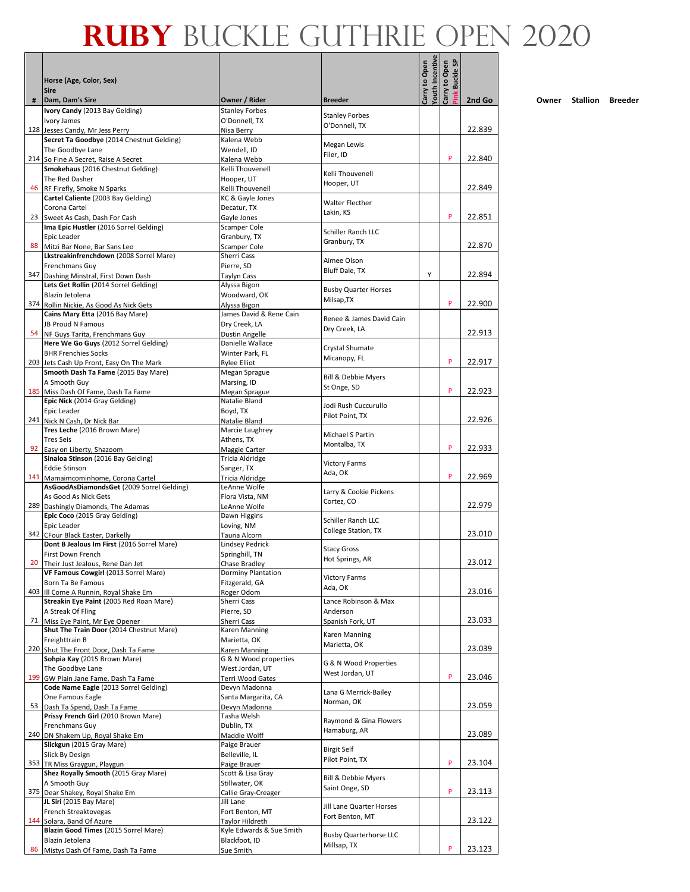# RUBY BUCKLE GUTHRIE OPEN 2020

| # | Horse (Age, Color, Sex)<br>Sire<br>Dam, Dam's Sire | Owner / Rider | Breeder | Carry to Open Youth Incentive | Carry to Open Pink Buckle SP | 2nd Go | Owner | Stallion | Breeder |
|---|---|---|---|---|---|---|---|---|---|
| 128 | **Ivory Candy** (2013 Bay Gelding)<br>Ivory James<br>Jesses Candy, Mr Jess Perry | Stanley Forbes<br>O'Donnell, TX<br>Nisa Berry | Stanley Forbes<br>O'Donnell, TX | | | 22.839 | | | |
| 214 | **Secret Ta Goodbye** (2014 Chestnut Gelding)<br>The Goodbye Lane<br>So Fine A Secret, Raise A Secret | Kalena Webb<br>Wendell, ID<br>Kalena Webb | Megan Lewis<br>Filer, ID | | P | 22.840 | | | |
| 46 | **Smokehaus** (2016 Chestnut Gelding)<br>The Red Dasher<br>RF Firefly, Smoke N Sparks | Kelli Thouvenell<br>Hooper, UT<br>Kelli Thouvenell | Kelli Thouvenell<br>Hooper, UT | | | 22.849 | | | |
| 23 | **Cartel Caliente** (2003 Bay Gelding)<br>Corona Cartel<br>Sweet As Cash, Dash For Cash | KC & Gayle Jones<br>Decatur, TX<br>Gayle Jones | Walter Flecther<br>Lakin, KS | | P | 22.851 | | | |
| 88 | **Ima Epic Hustler** (2016 Sorrel Gelding)<br>Epic Leader<br>Mitzi Bar None, Bar Sans Leo | Scamper Cole<br>Granbury, TX<br>Scamper Cole | Schiller Ranch LLC<br>Granbury, TX | | | 22.870 | | | |
| 347 | **Lkstreakinfrenchdown** (2008 Sorrel Mare)<br>Frenchmans Guy<br>Dashing Minstral, First Down Dash | Sherri Cass<br>Pierre, SD<br>Taylyn Cass | Aimee Olson<br>Bluff Dale, TX | Y | | 22.894 | | | |
| 374 | **Lets Get Rollin** (2014 Sorrel Gelding)<br>Blazin Jetolena<br>Rollin Nickie, As Good As Nick Gets | Alyssa Bigon<br>Woodward, OK<br>Alyssa Bigon | Busby Quarter Horses<br>Milsap,TX | | P | 22.900 | | | |
| 54 | **Cains Mary Etta** (2016 Bay Mare)<br>JB Proud N Famous<br>NF Guys Tarita, Frenchmans Guy | James David & Rene Cain<br>Dry Creek, LA<br>Dustin Angelle | Renee & James David Cain<br>Dry Creek, LA | | | 22.913 | | | |
| 203 | **Here We Go Guys** (2012 Sorrel Gelding)<br>BHR Frenchies Socks<br>Jets Cash Up Front, Easy On The Mark | Danielle Wallace<br>Winter Park, FL<br>Rylee Elliot | Crystal Shumate<br>Micanopy, FL | | P | 22.917 | | | |
| 185 | **Smooth Dash Ta Fame** (2015 Bay Mare)<br>A Smooth Guy<br>Miss Dash Of Fame, Dash Ta Fame | Megan Sprague<br>Marsing, ID<br>Megan Sprague | Bill & Debbie Myers<br>St Onge, SD | | P | 22.923 | | | |
| 241 | **Epic Nick** (2014 Gray Gelding)<br>Epic Leader<br>Nick N Cash, Dr Nick Bar | Natalie Bland<br>Boyd, TX<br>Natalie Bland | Jodi Rush Cuccurullo<br>Pilot Point, TX | | | 22.926 | | | |
| 92 | **Tres Leche** (2016 Brown Mare)<br>Tres Seis<br>Easy on Liberty, Shazoom | Marcie Laughrey<br>Athens, TX<br>Maggie Carter | Michael S Partin<br>Montalba, TX | | P | 22.933 | | | |
| 141 | **Sinaloa Stinson** (2016 Bay Gelding)<br>Eddie Stinson<br>Mamaimcominhome, Corona Cartel | Tricia Aldridge<br>Sanger, TX<br>Tricia Aldridge | Victory Farms<br>Ada, OK | | P | 22.969 | | | |
| 289 | **AsGoodAsDiamondsGet** (2009 Sorrel Gelding)<br>As Good As Nick Gets<br>Dashingly Diamonds, The Adamas | LeAnne Wolfe<br>Flora Vista, NM<br>LeAnne Wolfe | Larry & Cookie Pickens<br>Cortez, CO | | | 22.979 | | | |
| 342 | **Epic Coco** (2015 Gray Gelding)<br>Epic Leader<br>CFour Black Easter, Darkelly | Dawn Higgins<br>Loving, NM<br>Tauna Alcorn | Schiller Ranch LLC<br>College Station, TX | | | 23.010 | | | |
| 20 | **Dont B Jealous Im First** (2016 Sorrel Mare)<br>First Down French<br>Their Just Jealous, Rene Dan Jet | Lindsey Pedrick<br>Springhill, TN<br>Chase Bradley | Stacy Gross<br>Hot Springs, AR | | | 23.012 | | | |
| 403 | **VF Famous Cowgirl** (2013 Sorrel Mare)<br>Born Ta Be Famous<br>Ill Come A Runnin, Royal Shake Em | Dorminy Plantation<br>Fitzgerald, GA<br>Roger Odom | Victory Farms<br>Ada, OK | | | 23.016 | | | |
| 71 | **Streakin Eye Paint** (2005 Red Roan Mare)<br>A Streak Of Fling<br>Miss Eye Paint, Mr Eye Opener | Sherri Cass<br>Pierre, SD<br>Sherri Cass | Lance Robinson & Max Anderson<br>Spanish Fork, UT | | | 23.033 | | | |
| 220 | **Shut The Train Door** (2014 Chestnut Mare)<br>Freighttrain B<br>Shut The Front Door, Dash Ta Fame | Karen Manning<br>Marietta, OK<br>Karen Manning | Karen Manning<br>Marietta, OK | | | 23.039 | | | |
| 199 | **Sohpia Kay** (2015 Brown Mare)<br>The Goodbye Lane<br>GW Plain Jane Fame, Dash Ta Fame | G & N Wood properties<br>West Jordan, UT<br>Terri Wood Gates | G & N Wood Properties<br>West Jordan, UT | | P | 23.046 | | | |
| 53 | **Code Name Eagle** (2013 Sorrel Gelding)<br>One Famous Eagle<br>Dash Ta Spend, Dash Ta Fame | Devyn Madonna<br>Santa Margarita, CA<br>Devyn Madonna | Lana G Merrick-Bailey<br>Norman, OK | | | 23.059 | | | |
| 240 | **Prissy French Girl** (2010 Brown Mare)<br>Frenchmans Guy<br>DN Shakem Up, Royal Shake Em | Tasha Welsh<br>Dublin, TX<br>Maddie Wolff | Raymond & Gina Flowers<br>Hamaburg, AR | | | 23.089 | | | |
| 353 | **Slickgun** (2015 Gray Mare)<br>Slick By Design<br>TR Miss Graygun, Playgun | Paige Brauer<br>Belleville, IL<br>Paige Brauer | Birgit Self<br>Pilot Point, TX | | P | 23.104 | | | |
| 375 | **Shez Royally Smooth** (2015 Gray Mare)<br>A Smooth Guy<br>Dear Shakey, Royal Shake Em | Scott & Lisa Gray<br>Stillwater, OK<br>Callie Gray-Creager | Bill & Debbie Myers<br>Saint Onge, SD | | P | 23.113 | | | |
| 144 | **JL Siri** (2015 Bay Mare)<br>French Streaktovegas<br>Solara, Band Of Azure | Jill Lane<br>Fort Benton, MT<br>Taylor Hildreth | Jill Lane Quarter Horses<br>Fort Benton, MT | | | 23.122 | | | |
| 86 | **Blazin Good Times** (2015 Sorrel Mare)<br>Blazin Jetolena<br>Mistys Dash Of Fame, Dash Ta Fame | Kyle Edwards & Sue Smith<br>Blackfoot, ID<br>Sue Smith | Busby Quarterhorse LLC<br>Millsap, TX | | P | 23.123 | | | |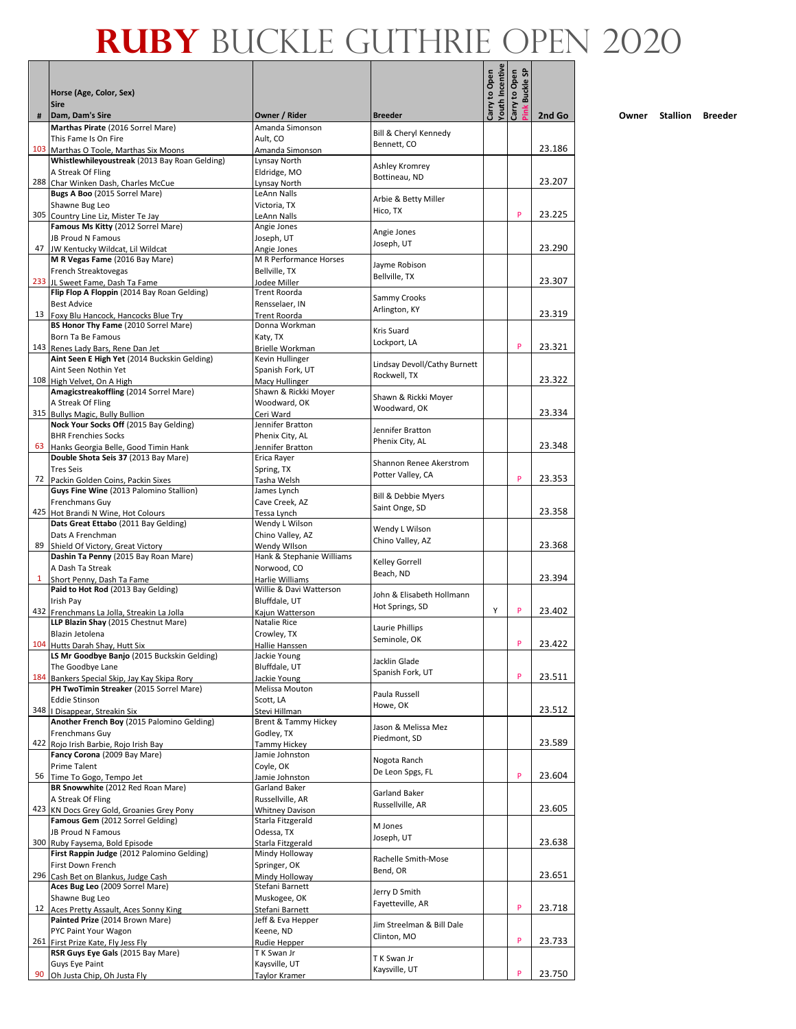# RUBY BUCKLE GUTHRIE OPEN 2020

| # | Horse (Age, Color, Sex) / Sire / Dam, Dam's Sire | Owner / Rider | Breeder | Carry to Open Youth Incentive | Carry to Open Pink Buckle SP | 2nd Go |
|---|---|---|---|---|---|---|
| 103 | **Marthas Pirate** (2016 Sorrel Mare)<br>This Fame Is On Fire<br>Marthas O Toole, Marthas Six Moons | Amanda Simonson<br>Ault, CO<br>Amanda Simonson | Bill & Cheryl Kennedy<br>Bennett, CO | | | 23.186 |
| 288 | **Whistlewhileyoustreak** (2013 Bay Roan Gelding)<br>A Streak Of Fling<br>Char Winken Dash, Charles McCue | Lynsay North<br>Eldridge, MO<br>Lynsay North | Ashley Kromrey<br>Bottineau, ND | | | 23.207 |
| 305 | **Bugs A Boo** (2015 Sorrel Mare)<br>Shawne Bug Leo<br>Country Line Liz, Mister Te Jay | LeAnn Nalls<br>Victoria, TX<br>LeAnn Nalls | Arbie & Betty Miller<br>Hico, TX | | P | 23.225 |
| 47 | **Famous Ms Kitty** (2012 Sorrel Mare)<br>JB Proud N Famous<br>JW Kentucky Wildcat, Lil Wildcat | Angie Jones<br>Joseph, UT<br>Angie Jones | Angie Jones<br>Joseph, UT | | | 23.290 |
| 233 | **M R Vegas Fame** (2016 Bay Mare)<br>French Streaktovegas<br>JL Sweet Fame, Dash Ta Fame | M R Performance Horses<br>Bellville, TX<br>Jodee Miller | Jayme Robison<br>Bellville, TX | | | 23.307 |
| 13 | **Flip Flop A Floppin** (2014 Bay Roan Gelding)<br>Best Advice<br>Foxy Blu Hancock, Hancocks Blue Try | Trent Roorda<br>Rensselaer, IN<br>Trent Roorda | Sammy Crooks<br>Arlington, KY | | | 23.319 |
| 143 | **BS Honor Thy Fame** (2010 Sorrel Mare)<br>Born Ta Be Famous<br>Renes Lady Bars, Rene Dan Jet | Donna Workman<br>Katy, TX<br>Brielle Workman | Kris Suard<br>Lockport, LA | | P | 23.321 |
| 108 | **Aint Seen E High Yet** (2014 Buckskin Gelding)<br>Aint Seen Nothin Yet<br>High Velvet, On A High | Kevin Hullinger<br>Spanish Fork, UT<br>Macy Hullinger | Lindsay Devoll/Cathy Burnett<br>Rockwell, TX | | | 23.322 |
| 315 | **Amagicstreakoffling** (2014 Sorrel Mare)<br>A Streak Of Fling<br>Bullys Magic, Bully Bullion | Shawn & Rickki Moyer<br>Woodward, OK<br>Ceri Ward | Shawn & Rickki Moyer<br>Woodward, OK | | | 23.334 |
| 63 | **Nock Your Socks Off** (2015 Bay Gelding)<br>BHR Frenchies Socks<br>Hanks Georgia Belle, Good Timin Hank | Jennifer Bratton<br>Phenix City, AL<br>Jennifer Bratton | Jennifer Bratton<br>Phenix City, AL | | | 23.348 |
| 72 | **Double Shota Seis 37** (2013 Bay Mare)<br>Tres Seis<br>Packin Golden Coins, Packin Sixes | Erica Rayer<br>Spring, TX<br>Tasha Welsh | Shannon Renee Akerstrom<br>Potter Valley, CA | | P | 23.353 |
| 425 | **Guys Fine Wine** (2013 Palomino Stallion)<br>Frenchmans Guy<br>Hot Brandi N Wine, Hot Colours | James Lynch<br>Cave Creek, AZ<br>Tessa Lynch | Bill & Debbie Myers<br>Saint Onge, SD | | | 23.358 |
| 89 | **Dats Great Ettabo** (2011 Bay Gelding)<br>Dats A Frenchman<br>Shield Of Victory, Great Victory | Wendy L Wilson<br>Chino Valley, AZ<br>Wendy WIlson | Wendy L Wilson<br>Chino Valley, AZ | | | 23.368 |
| 1 | **Dashin Ta Penny** (2015 Bay Roan Mare)<br>A Dash Ta Streak<br>Short Penny, Dash Ta Fame | Hank & Stephanie Williams<br>Norwood, CO<br>Harlie Williams | Kelley Gorrell<br>Beach, ND | | | 23.394 |
| 432 | **Paid to Hot Rod** (2013 Bay Gelding)<br>Irish Pay<br>Frenchmans La Jolla, Streakin La Jolla | Willie & Davi Watterson<br>Bluffdale, UT<br>Kajun Watterson | John & Elisabeth Hollmann<br>Hot Springs, SD | Y | P | 23.402 |
| 104 | **LLP Blazin Shay** (2015 Chestnut Mare)<br>Blazin Jetolena<br>Hutts Darah Shay, Hutt Six | Natalie Rice<br>Crowley, TX<br>Hallie Hanssen | Laurie Phillips<br>Seminole, OK | | P | 23.422 |
| 184 | **LS Mr Goodbye Banjo** (2015 Buckskin Gelding)<br>The Goodbye Lane<br>Bankers Special Skip, Jay Kay Skipa Rory | Jackie Young<br>Bluffdale, UT<br>Jackie Young | Jacklin Glade<br>Spanish Fork, UT | | P | 23.511 |
| 348 | **PH TwoTimin Streaker** (2015 Sorrel Mare)<br>Eddie Stinson<br>I Disappear, Streakin Six | Melissa Mouton<br>Scott, LA<br>Stevi Hillman | Paula Russell<br>Howe, OK | | | 23.512 |
| 422 | **Another French Boy** (2015 Palomino Gelding)<br>Frenchmans Guy<br>Rojo Irish Barbie, Rojo Irish Bay | Brent & Tammy Hickey<br>Godley, TX<br>Tammy Hickey | Jason & Melissa Mez<br>Piedmont, SD | | | 23.589 |
| 56 | **Fancy Corona** (2009 Bay Mare)<br>Prime Talent<br>Time To Gogo, Tempo Jet | Jamie Johnston<br>Coyle, OK<br>Jamie Johnston | Nogota Ranch<br>De Leon Spgs, FL | | P | 23.604 |
| 423 | **BR Snowwhite** (2012 Red Roan Mare)<br>A Streak Of Fling<br>KN Docs Grey Gold, Groanies Grey Pony | Garland Baker<br>Russellville, AR<br>Whitney Davison | Garland Baker<br>Russellville, AR | | | 23.605 |
| 300 | **Famous Gem** (2012 Sorrel Gelding)<br>JB Proud N Famous<br>Ruby Faysema, Bold Episode | Starla Fitzgerald<br>Odessa, TX<br>Starla Fitzgerald | M Jones<br>Joseph, UT | | | 23.638 |
| 296 | **First Rappin Judge** (2012 Palomino Gelding)<br>First Down French<br>Cash Bet on Blankus, Judge Cash | Mindy Holloway<br>Springer, OK<br>Mindy Holloway | Rachelle Smith-Mose<br>Bend, OR | | | 23.651 |
| 12 | **Aces Bug Leo** (2009 Sorrel Mare)<br>Shawne Bug Leo<br>Aces Pretty Assault, Aces Sonny King | Stefani Barnett<br>Muskogee, OK<br>Stefani Barnett | Jerry D Smith<br>Fayetteville, AR | | P | 23.718 |
| 261 | **Painted Prize** (2014 Brown Mare)<br>PYC Paint Your Wagon<br>First Prize Kate, Fly Jess Fly | Jeff & Eva Hepper<br>Keene, ND<br>Rudie Hepper | Jim Streelman & Bill Dale<br>Clinton, MO | | P | 23.733 |
| 90 | **RSR Guys Eye Gals** (2015 Bay Mare)<br>Guys Eye Paint<br>Oh Justa Chip, Oh Justa Fly | T K Swan Jr<br>Kaysville, UT<br>Taylor Kramer | T K Swan Jr<br>Kaysville, UT | | P | 23.750 |

Owner Stallion Breeder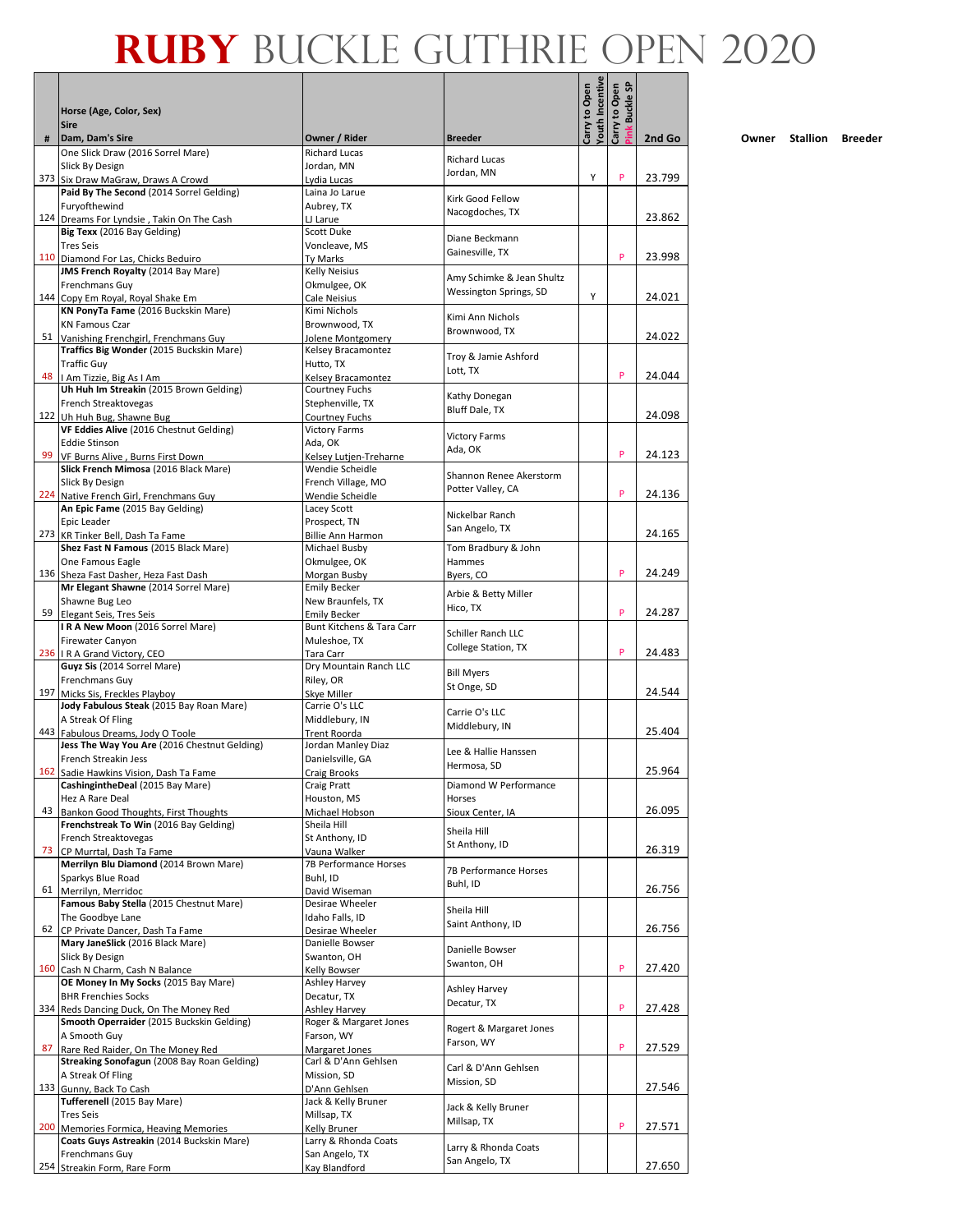# RUBY BUCKLE GUTHRIE OPEN 2020

| # | Horse (Age, Color, Sex) Sire Dam, Dam's Sire | Owner / Rider | Breeder | Carry to Open Youth Incentive | Carry to Open Pink Buckle SP | 2nd Go |
|---|---|---|---|---|---|---|
| 373 | One Slick Draw (2016 Sorrel Mare) Slick By Design Six Draw MaGraw, Draws A Crowd | Richard Lucas Jordan, MN Lydia Lucas | Richard Lucas Jordan, MN | Y | P | 23.799 |
| 124 | **Paid By The Second** (2014 Sorrel Gelding) Furyofthewind Dreams For Lyndsie , Takin On The Cash | Laina Jo Larue Aubrey, TX LJ Larue | Kirk Good Fellow Nacogdoches, TX | | | 23.862 |
| 110 | **Big Texx** (2016 Bay Gelding) Tres Seis Diamond For Las, Chicks Beduiro | Scott Duke Voncleave, MS Ty Marks | Diane Beckmann Gainesville, TX | | P | 23.998 |
| 144 | **JMS French Royalty** (2014 Bay Mare) Frenchmans Guy Copy Em Royal, Royal Shake Em | Kelly Neisius Okmulgee, OK Cale Neisius | Amy Schimke & Jean Shultz Wessington Springs, SD | Y | | 24.021 |
| 51 | **KN PonyTa Fame** (2016 Buckskin Mare) KN Famous Czar Vanishing Frenchgirl, Frenchmans Guy | Kimi Nichols Brownwood, TX Jolene Montgomery | Kimi Ann Nichols Brownwood, TX | | | 24.022 |
| 48 | **Traffics Big Wonder** (2015 Buckskin Mare) Traffic Guy I Am Tizzie, Big As I Am | Kelsey Bracamontez Hutto, TX Kelsey Bracamontez | Troy & Jamie Ashford Lott, TX | | P | 24.044 |
| 122 | **Uh Huh Im Streakin** (2015 Brown Gelding) French Streaktovegas Uh Huh Bug, Shawne Bug | Courtney Fuchs Stephenville, TX Courtney Fuchs | Kathy Donegan Bluff Dale, TX | | | 24.098 |
| 99 | **VF Eddies Alive** (2016 Chestnut Gelding) Eddie Stinson VF Burns Alive , Burns First Down | Victory Farms Ada, OK Kelsey Lutjen-Treharne | Victory Farms Ada, OK | | P | 24.123 |
| 224 | **Slick French Mimosa** (2016 Black Mare) Slick By Design Native French Girl, Frenchmans Guy | Wendie Scheidle French Village, MO Wendie Scheidle | Shannon Renee Akerstorm Potter Valley, CA | | P | 24.136 |
| 273 | **An Epic Fame** (2015 Bay Gelding) Epic Leader KR Tinker Bell, Dash Ta Fame | Lacey Scott Prospect, TN Billie Ann Harmon | Nickelbar Ranch San Angelo, TX | | | 24.165 |
| 136 | **Shez Fast N Famous** (2015 Black Mare) One Famous Eagle Sheza Fast Dasher, Heza Fast Dash | Michael Busby Okmulgee, OK Morgan Busby | Tom Bradbury & John Hammes Byers, CO | | P | 24.249 |
| 59 | **Mr Elegant Shawne** (2014 Sorrel Mare) Shawne Bug Leo Elegant Seis, Tres Seis | Emily Becker New Braunfels, TX Emily Becker | Arbie & Betty Miller Hico, TX | | P | 24.287 |
| 236 | **I R A New Moon** (2016 Sorrel Mare) Firewater Canyon I R A Grand Victory, CEO | Bunt Kitchens & Tara Carr Muleshoe, TX Tara Carr | Schiller Ranch LLC College Station, TX | | P | 24.483 |
| 197 | **Guyz Sis** (2014 Sorrel Mare) Frenchmans Guy Micks Sis, Freckles Playboy | Dry Mountain Ranch LLC Riley, OR Skye Miller | Bill Myers St Onge, SD | | | 24.544 |
| 443 | **Jody Fabulous Steak** (2015 Bay Roan Mare) A Streak Of Fling Fabulous Dreams, Jody O Toole | Carrie O's LLC Middlebury, IN Trent Roorda | Carrie O's LLC Middlebury, IN | | | 25.404 |
| 162 | **Jess The Way You Are** (2016 Chestnut Gelding) French Streakin Jess Sadie Hawkins Vision, Dash Ta Fame | Jordan Manley Diaz Danielsville, GA Craig Brooks | Lee & Hallie Hanssen Hermosa, SD | | | 25.964 |
| 43 | **CashingintheDeal** (2015 Bay Mare) Hez A Rare Deal Bankon Good Thoughts, First Thoughts | Craig Pratt Houston, MS Michael Hobson | Diamond W Performance Horses Sioux Center, IA | | | 26.095 |
| 73 | **Frenchstreak To Win** (2016 Bay Gelding) French Streaktovegas CP Murrtal, Dash Ta Fame | Sheila Hill St Anthony, ID Vauna Walker | Sheila Hill St Anthony, ID | | | 26.319 |
| 61 | **Merrilyn Blu Diamond** (2014 Brown Mare) Sparkys Blue Road Merrilyn, Merridoc | 7B Performance Horses Buhl, ID David Wiseman | 7B Performance Horses Buhl, ID | | | 26.756 |
| 62 | **Famous Baby Stella** (2015 Chestnut Mare) The Goodbye Lane CP Private Dancer, Dash Ta Fame | Desirae Wheeler Idaho Falls, ID Desirae Wheeler | Sheila Hill Saint Anthony, ID | | | 26.756 |
| 160 | **Mary JaneSlick** (2016 Black Mare) Slick By Design Cash N Charm, Cash N Balance | Danielle Bowser Swanton, OH Kelly Bowser | Danielle Bowser Swanton, OH | | P | 27.420 |
| 334 | **OE Money In My Socks** (2015 Bay Mare) BHR Frenchies Socks Reds Dancing Duck, On The Money Red | Ashley Harvey Decatur, TX Ashley Harvey | Ashley Harvey Decatur, TX | | P | 27.428 |
| 87 | **Smooth Operraider** (2015 Buckskin Gelding) A Smooth Guy Rare Red Raider, On The Money Red | Roger & Margaret Jones Farson, WY Margaret Jones | Rogert & Margaret Jones Farson, WY | | P | 27.529 |
| 133 | **Streaking Smoofagun** (2008 Bay Roan Gelding) A Streak Of Fling Gunny, Back To Cash | Carl & D'Ann Gehlsen Mission, SD D'Ann Gehlsen | Carl & D'Ann Gehlsen Mission, SD | | | 27.546 |
| 200 | **Tufferenell** (2015 Bay Mare) Tres Seis Memories Formica, Heaving Memories | Jack & Kelly Bruner Millsap, TX Kelly Bruner | Jack & Kelly Bruner Millsap, TX | | P | 27.571 |
| 254 | **Coats Guys Astreakin** (2014 Buckskin Mare) Frenchmans Guy Streakin Form, Rare Form | Larry & Rhonda Coats San Angelo, TX Kay Blandford | Larry & Rhonda Coats San Angelo, TX | | | 27.650 |

Owner Stallion Breeder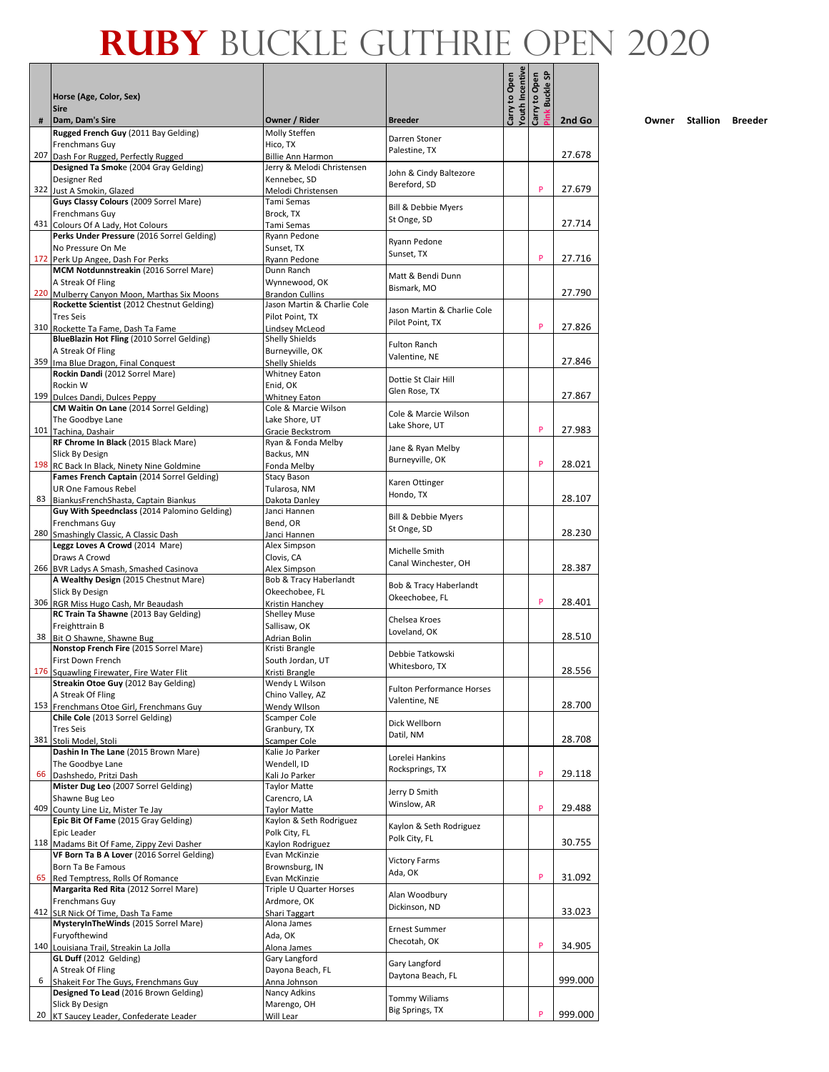# RUBY BUCKLE GUTHRIE OPEN 2020

| # | Horse (Age, Color, Sex)<br>Sire<br>Dam, Dam's Sire | Owner / Rider | Breeder | Carry to Open Youth Incentive | Carry to Open Pink Buckle SP | 2nd Go | Owner | Stallion | Breeder |
|---|---|---|---|---|---|---|---|---|---|
| 207 | **Rugged French Guy** (2011 Bay Gelding)<br>Frenchmans Guy<br>Dash For Rugged, Perfectly Rugged | Molly Steffen<br>Hico, TX<br>Billie Ann Harmon | Darren Stoner<br>Palestine, TX | | | 27.678 | | | |
| 322 | **Designed Ta Smoke** (2004 Gray Gelding)<br>Designer Red<br>Just A Smokin, Glazed | Jerry & Melodi Christensen<br>Kennebec, SD<br>Melodi Christensen | John & Cindy Baltezore<br>Bereford, SD | | P | 27.679 | | | |
| 431 | **Guys Classy Colours** (2009 Sorrel Mare)<br>Frenchmans Guy<br>Colours Of A Lady, Hot Colours | Tami Semas<br>Brock, TX<br>Tami Semas | Bill & Debbie Myers<br>St Onge, SD | | | 27.714 | | | |
| 172 | **Perks Under Pressure** (2016 Sorrel Gelding)<br>No Pressure On Me<br>Perk Up Angee, Dash For Perks | Ryann Pedone<br>Sunset, TX<br>Ryann Pedone | Ryann Pedone<br>Sunset, TX | | P | 27.716 | | | |
| 220 | **MCM Notdunnstreakin** (2016 Sorrel Mare)<br>A Streak Of Fling<br>Mulberry Canyon Moon, Marthas Six Moons | Dunn Ranch<br>Wynnewood, OK<br>Brandon Cullins | Matt & Bendi Dunn<br>Bismark, MO | | | 27.790 | | | |
| 310 | **Rockette Scientist** (2012 Chestnut Gelding)<br>Tres Seis<br>Rockette Ta Fame, Dash Ta Fame | Jason Martin & Charlie Cole<br>Pilot Point, TX<br>Lindsey McLeod | Jason Martin & Charlie Cole<br>Pilot Point, TX | | P | 27.826 | | | |
| 359 | **BlueBlazin Hot Fling** (2010 Sorrel Gelding)<br>A Streak Of Fling<br>Ima Blue Dragon, Final Conquest | Shelly Shields<br>Burneyville, OK<br>Shelly Shields | Fulton Ranch<br>Valentine, NE | | | 27.846 | | | |
| 199 | **Rockin Dandi** (2012 Sorrel Mare)<br>Rockin W<br>Dulces Dandi, Dulces Peppy | Whitney Eaton<br>Enid, OK<br>Whitney Eaton | Dottie St Clair Hill<br>Glen Rose, TX | | | 27.867 | | | |
| 101 | **CM Waitin On Lane** (2014 Sorrel Gelding)<br>The Goodbye Lane<br>Tachina, Dashair | Cole & Marcie Wilson<br>Lake Shore, UT<br>Gracie Beckstrom | Cole & Marcie Wilson<br>Lake Shore, UT | | P | 27.983 | | | |
| 198 | **RF Chrome In Black** (2015 Black Mare)<br>Slick By Design<br>RC Back In Black, Ninety Nine Goldmine | Ryan & Fonda Melby<br>Backus, MN<br>Fonda Melby | Jane & Ryan Melby<br>Burneyville, OK | | P | 28.021 | | | |
| 83 | **Fames French Captain** (2014 Sorrel Gelding)<br>UR One Famous Rebel<br>BiankusFrenchShasta, Captain Biankus | Stacy Bason<br>Tularosa, NM<br>Dakota Danley | Karen Ottinger<br>Hondo, TX | | | 28.107 | | | |
| 280 | **Guy With Speednclass** (2014 Palomino Gelding)<br>Frenchmans Guy<br>Smashingly Classic, A Classic Dash | Janci Hannen<br>Bend, OR<br>Janci Hannen | Bill & Debbie Myers<br>St Onge, SD | | | 28.230 | | | |
| 266 | **Leggz Loves A Crowd** (2014 Mare)<br>Draws A Crowd<br>BVR Ladys A Smash, Smashed Casinova | Alex Simpson<br>Clovis, CA<br>Alex Simpson | Michelle Smith<br>Canal Winchester, OH | | | 28.387 | | | |
| 306 | **A Wealthy Design** (2015 Chestnut Mare)<br>Slick By Design<br>RGR Miss Hugo Cash, Mr Beaudash | Bob & Tracy Haberlandt<br>Okeechobee, FL<br>Kristin Hanchey | Bob & Tracy Haberlandt<br>Okeechobee, FL | | P | 28.401 | | | |
| 38 | **RC Train Ta Shawne** (2013 Bay Gelding)<br>Freighttrain B<br>Bit O Shawne, Shawne Bug | Shelley Muse<br>Sallisaw, OK<br>Adrian Bolin | Chelsea Kroes<br>Loveland, OK | | | 28.510 | | | |
| 176 | **Nonstop French Fire** (2015 Sorrel Mare)<br>First Down French<br>Squawling Firewater, Fire Water Flit | Kristi Brangle<br>South Jordan, UT<br>Kristi Brangle | Debbie Tatkowski<br>Whitesboro, TX | | | 28.556 | | | |
| 153 | **Streakin Otoe Guy** (2012 Bay Gelding)<br>A Streak Of Fling<br>Frenchmans Otoe Girl, Frenchmans Guy | Wendy L Wilson<br>Chino Valley, AZ<br>Wendy WIlson | Fulton Performance Horses<br>Valentine, NE | | | 28.700 | | | |
| 381 | **Chile Cole** (2013 Sorrel Gelding)<br>Tres Seis<br>Stoli Model, Stoli | Scamper Cole<br>Granbury, TX<br>Scamper Cole | Dick Wellborn<br>Datil, NM | | | 28.708 | | | |
| 66 | **Dashin In The Lane** (2015 Brown Mare)<br>The Goodbye Lane<br>Dashshedo, Pritzi Dash | Kalie Jo Parker<br>Wendell, ID<br>Kali Jo Parker | Lorelei Hankins<br>Rocksprings, TX | | P | 29.118 | | | |
| 409 | **Mister Dug Leo** (2007 Sorrel Gelding)<br>Shawne Bug Leo<br>County Line Liz, Mister Te Jay | Taylor Matte<br>Carencro, LA<br>Taylor Matte | Jerry D Smith<br>Winslow, AR | | P | 29.488 | | | |
| 118 | **Epic Bit Of Fame** (2015 Gray Gelding)<br>Epic Leader<br>Madams Bit Of Fame, Zippy Zevi Dasher | Kaylon & Seth Rodriguez<br>Polk City, FL<br>Kaylon Rodriguez | Kaylon & Seth Rodriguez<br>Polk City, FL | | | 30.755 | | | |
| 65 | **VF Born Ta B A Lover** (2016 Sorrel Gelding)<br>Born Ta Be Famous<br>Red Temptress, Rolls Of Romance | Evan McKinzie<br>Brownsburg, IN<br>Evan McKinzie | Victory Farms<br>Ada, OK | | P | 31.092 | | | |
| 412 | **Margarita Red Rita** (2012 Sorrel Mare)<br>Frenchmans Guy<br>SLR Nick Of Time, Dash Ta Fame | Triple U Quarter Horses<br>Ardmore, OK<br>Shari Taggart | Alan Woodbury<br>Dickinson, ND | | | 33.023 | | | |
| 140 | **MysteryInTheWinds** (2015 Sorrel Mare)<br>Furyofthewind<br>Louisiana Trail, Streakin La Jolla | Alona James<br>Ada, OK<br>Alona James | Ernest Summer<br>Checotah, OK | | P | 34.905 | | | |
| 6 | **GL Duff** (2012 Gelding)<br>A Streak Of Fling<br>Shakeit For The Guys, Frenchmans Guy | Gary Langford<br>Dayona Beach, FL<br>Anna Johnson | Gary Langford<br>Daytona Beach, FL | | | 999.000 | | | |
| 20 | **Designed To Lead** (2016 Brown Gelding)<br>Slick By Design<br>KT Saucey Leader, Confederate Leader | Nancy Adkins<br>Marengo, OH<br>Will Lear | Tommy Wiliams<br>Big Springs, TX | | P | 999.000 | | | |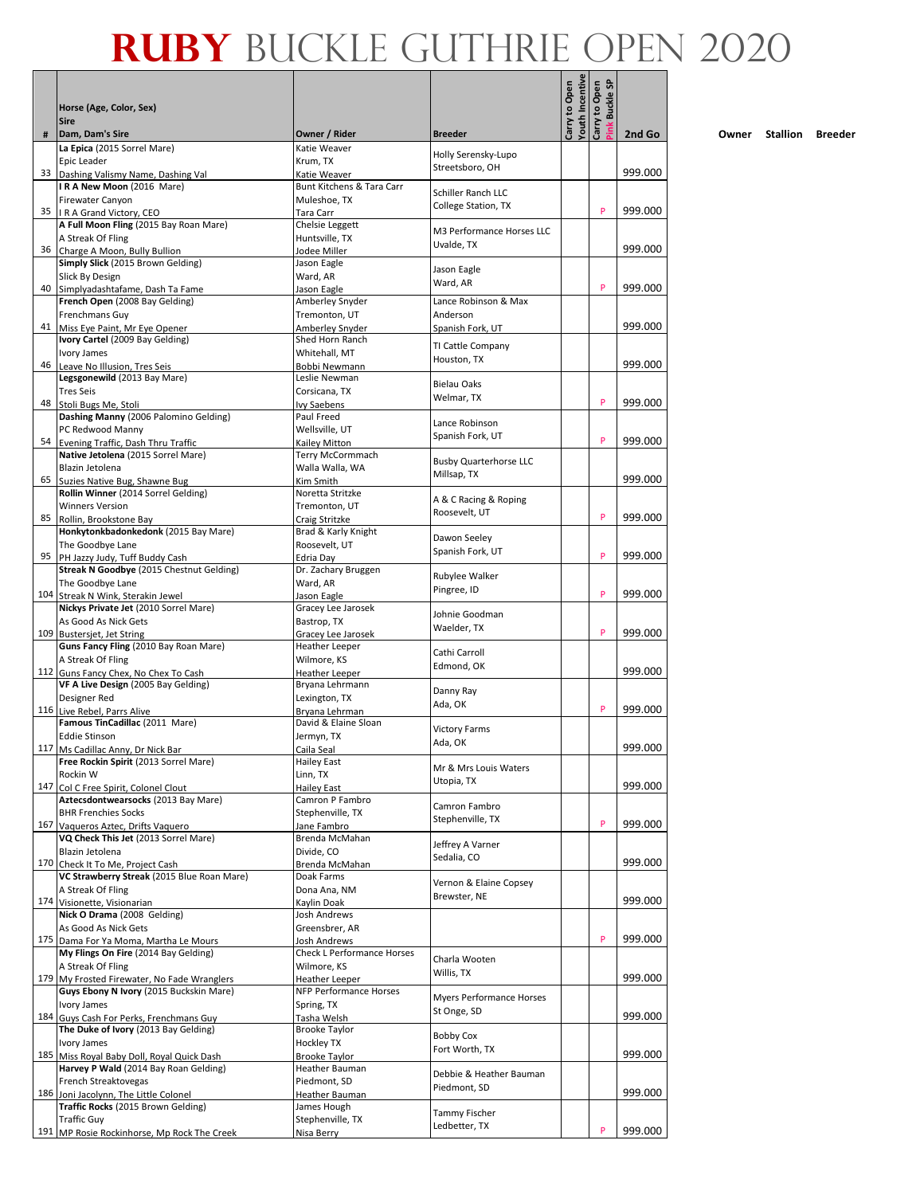# RUBY BUCKLE GUTHRIE OPEN 2020

| # | Horse (Age, Color, Sex)<br>Sire<br>Dam, Dam's Sire | Owner / Rider | Breeder | Carry to Open Youth Incentive | Carry to Open Pink Buckle SP | 2nd Go | Owner | Stallion | Breeder |
|---|---|---|---|---|---|---|---|---|---|
| 33 | **La Epica** (2015 Sorrel Mare)<br>Epic Leader<br>Dashing Valismy Name, Dashing Val | Katie Weaver<br>Krum, TX<br>Katie Weaver | Holly Serensky-Lupo<br>Streetsboro, OH | | | 999.000 | | | |
| 35 | **I R A New Moon** (2016 Mare)<br>Firewater Canyon<br>I R A Grand Victory, CEO | Bunt Kitchens & Tara Carr<br>Muleshoe, TX<br>Tara Carr | Schiller Ranch LLC<br>College Station, TX | | P | 999.000 | | | |
| 36 | **A Full Moon Fling** (2015 Bay Roan Mare)<br>A Streak Of Fling<br>Charge A Moon, Bully Bullion | Chelsie Leggett<br>Huntsville, TX<br>Jodee Miller | M3 Performance Horses LLC<br>Uvalde, TX | | | 999.000 | | | |
| 40 | **Simply Slick** (2015 Brown Gelding)<br>Slick By Design<br>Simplyadashtafame, Dash Ta Fame | Jason Eagle<br>Ward, AR<br>Jason Eagle | Jason Eagle<br>Ward, AR | | P | 999.000 | | | |
| 41 | **French Open** (2008 Bay Gelding)<br>Frenchmans Guy<br>Miss Eye Paint, Mr Eye Opener | Amberley Snyder<br>Tremonton, UT<br>Amberley Snyder | Lance Robinson & Max Anderson<br>Spanish Fork, UT | | | 999.000 | | | |
| 46 | **Ivory Cartel** (2009 Bay Gelding)<br>Ivory James<br>Leave No Illusion, Tres Seis | Shed Horn Ranch<br>Whitehall, MT<br>Bobbi Newmann | TI Cattle Company<br>Houston, TX | | | 999.000 | | | |
| 48 | **Legsgonewild** (2013 Bay Mare)<br>Tres Seis<br>Stoli Bugs Me, Stoli | Leslie Newman<br>Corsicana, TX<br>Ivy Saebens | Bielau Oaks<br>Welmar, TX | | P | 999.000 | | | |
| 54 | **Dashing Manny** (2006 Palomino Gelding)<br>PC Redwood Manny<br>Evening Traffic, Dash Thru Traffic | Paul Freed<br>Wellsville, UT<br>Kailey Mitton | Lance Robinson<br>Spanish Fork, UT | | P | 999.000 | | | |
| 65 | **Native Jetolena** (2015 Sorrel Mare)<br>Blazin Jetolena<br>Suzies Native Bug, Shawne Bug | Terry McCormmach<br>Walla Walla, WA<br>Kim Smith | Busby Quarterhorse LLC<br>Millsap, TX | | | 999.000 | | | |
| 85 | **Rollin Winner** (2014 Sorrel Gelding)<br>Winners Version<br>Rollin, Brookstone Bay | Noretta Stritzke<br>Tremonton, UT<br>Craig Stritzke | A & C Racing & Roping<br>Roosevelt, UT | | P | 999.000 | | | |
| 95 | **Honkytonkbadonkedonk** (2015 Bay Mare)<br>The Goodbye Lane<br>PH Jazzy Judy, Tuff Buddy Cash | Brad & Karly Knight<br>Roosevelt, UT<br>Edria Day | Dawon Seeley<br>Spanish Fork, UT | | P | 999.000 | | | |
| 104 | **Streak N Goodbye** (2015 Chestnut Gelding)<br>The Goodbye Lane<br>Streak N Wink, Sterakin Jewel | Dr. Zachary Bruggen<br>Ward, AR<br>Jason Eagle | Rubylee Walker<br>Pingree, ID | | P | 999.000 | | | |
| 109 | **Nickys Private Jet** (2010 Sorrel Mare)<br>As Good As Nick Gets<br>Bustersjet, Jet String | Gracey Lee Jarosek<br>Bastrop, TX<br>Gracey Lee Jarosek | Johnie Goodman<br>Waelder, TX | | P | 999.000 | | | |
| 112 | **Guns Fancy Fling** (2010 Bay Roan Mare)<br>A Streak Of Fling<br>Guns Fancy Chex, No Chex To Cash | Heather Leeper<br>Wilmore, KS<br>Heather Leeper | Cathi Carroll<br>Edmond, OK | | | 999.000 | | | |
| 116 | **VF A Live Design** (2005 Bay Gelding)<br>Designer Red<br>Live Rebel, Parrs Alive | Bryana Lehrmann<br>Lexington, TX<br>Bryana Lehrman | Danny Ray<br>Ada, OK | | P | 999.000 | | | |
| 117 | **Famous TinCadillac** (2011 Mare)<br>Eddie Stinson<br>Ms Cadillac Anny, Dr Nick Bar | David & Elaine Sloan<br>Jermyn, TX<br>Caila Seal | Victory Farms<br>Ada, OK | | | 999.000 | | | |
| 147 | **Free Rockin Spirit** (2013 Sorrel Mare)<br>Rockin W<br>Col C Free Spirit, Colonel Clout | Hailey East<br>Linn, TX<br>Hailey East | Mr & Mrs Louis Waters<br>Utopia, TX | | | 999.000 | | | |
| 167 | **Aztecsdontwearsocks** (2013 Bay Mare)<br>BHR Frenchies Socks<br>Vaqueros Aztec, Drifts Vaquero | Camron P Fambro<br>Stephenville, TX<br>Jane Fambro | Camron Fambro<br>Stephenville, TX | | P | 999.000 | | | |
| 170 | **VQ Check This Jet** (2013 Sorrel Mare)<br>Blazin Jetolena<br>Check It To Me, Project Cash | Brenda McMahan<br>Divide, CO<br>Brenda McMahan | Jeffrey A Varner<br>Sedalia, CO | | | 999.000 | | | |
| 174 | **VC Strawberry Streak** (2015 Blue Roan Mare)<br>A Streak Of Fling<br>Visionette, Visionarian | Doak Farms<br>Dona Ana, NM<br>Kaylin Doak | Vernon & Elaine Copsey<br>Brewster, NE | | | 999.000 | | | |
| 175 | **Nick O Drama** (2008 Gelding)<br>As Good As Nick Gets<br>Dama For Ya Moma, Martha Le Mours | Josh Andrews<br>Greensbrer, AR<br>Josh Andrews | | | P | 999.000 | | | |
| 179 | **My Flings On Fire** (2014 Bay Gelding)<br>A Streak Of Fling<br>My Frosted Firewater, No Fade Wranglers | Check L Performance Horses<br>Wilmore, KS<br>Heather Leeper | Charla Wooten<br>Willis, TX | | | 999.000 | | | |
| 184 | **Guys Ebony N Ivory** (2015 Buckskin Mare)<br>Ivory James<br>Guys Cash For Perks, Frenchmans Guy | NFP Performance Horses<br>Spring, TX<br>Tasha Welsh | Myers Performance Horses<br>St Onge, SD | | | 999.000 | | | |
| 185 | **The Duke of Ivory** (2013 Bay Gelding)<br>Ivory James<br>Miss Royal Baby Doll, Royal Quick Dash | Brooke Taylor<br>Hockley TX<br>Brooke Taylor | Bobby Cox<br>Fort Worth, TX | | | 999.000 | | | |
| 186 | **Harvey P Wald** (2014 Bay Roan Gelding)<br>French Streaktovegas<br>Joni Jacolynn, The Little Colonel | Heather Bauman<br>Piedmont, SD<br>Heather Bauman | Debbie & Heather Bauman<br>Piedmont, SD | | | 999.000 | | | |
| 191 | **Traffic Rocks** (2015 Brown Gelding)<br>Traffic Guy<br>MP Rosie Rockinhorse, Mp Rock The Creek | James Hough<br>Stephenville, TX<br>Nisa Berry | Tammy Fischer<br>Ledbetter, TX | | P | 999.000 | | | |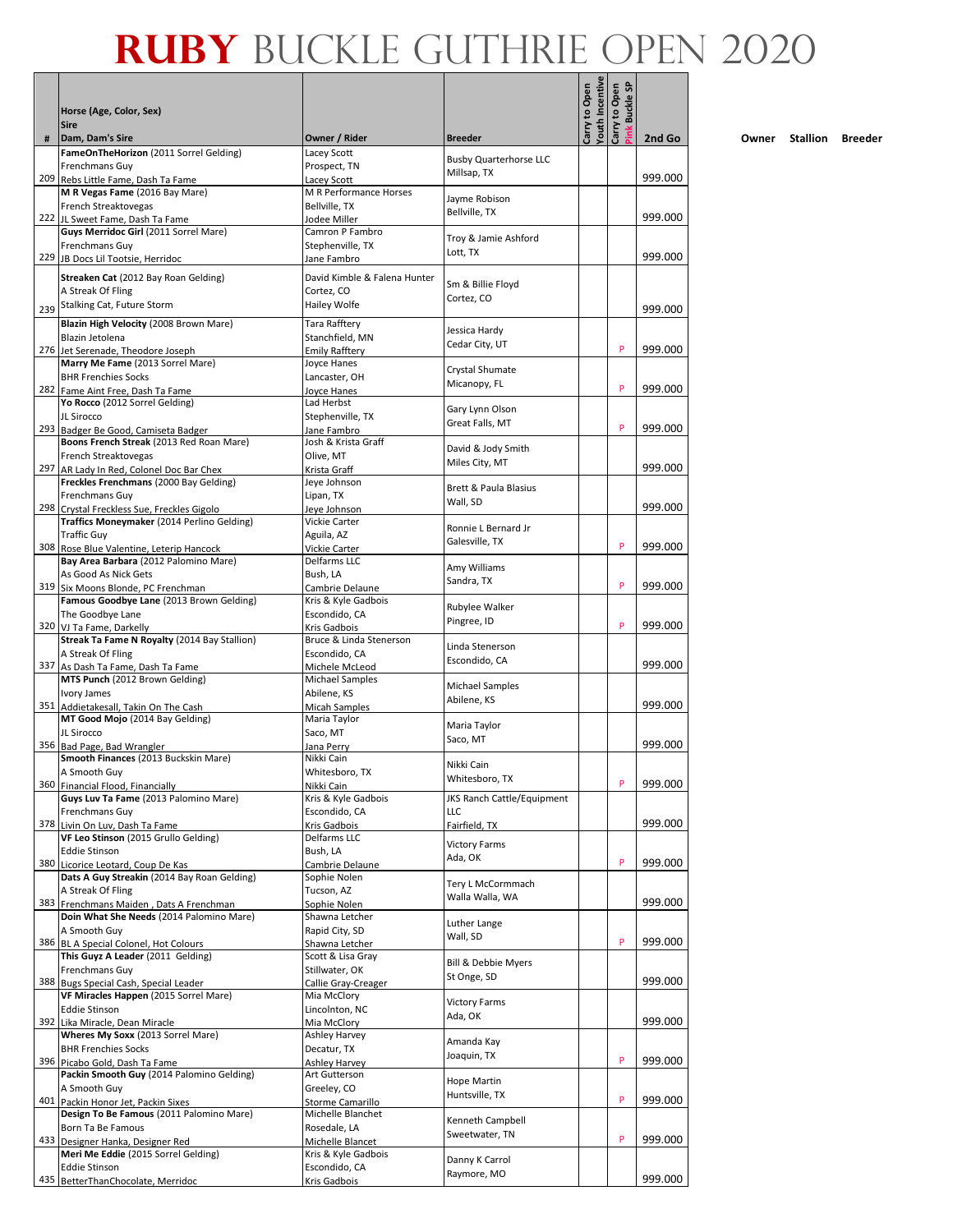# RUBY BUCKLE GUTHRIE OPEN 2020

| # | Horse (Age, Color, Sex)<br>Sire<br>Dam, Dam's Sire | Owner / Rider | Breeder | Carry to Open Youth Incentive | Carry to Open Pink Buckle SP | 2nd Go | Owner | Stallion | Breeder |
|---|---|---|---|---|---|---|---|---|---|
| 209 | **FameOnTheHorizon** (2011 Sorrel Gelding)<br>Frenchmans Guy<br>Rebs Little Fame, Dash Ta Fame | Lacey Scott<br>Prospect, TN<br>Lacey Scott | Busby Quarterhorse LLC<br>Millsap, TX | | | 999.000 | | | |
| 222 | **M R Vegas Fame** (2016 Bay Mare)<br>French Streaktovegas<br>JL Sweet Fame, Dash Ta Fame | M R Performance Horses<br>Bellville, TX<br>Jodee Miller | Jayme Robison<br>Bellville, TX | | | 999.000 | | | |
| 229 | **Guys Merridoc Girl** (2011 Sorrel Mare)<br>Frenchmans Guy<br>JB Docs Lil Tootsie, Herridoc | Camron P Fambro<br>Stephenville, TX<br>Jane Fambro | Troy & Jamie Ashford<br>Lott, TX | | | 999.000 | | | |
| 239 | **Streaken Cat** (2012 Bay Roan Gelding)<br>A Streak Of Fling<br>Stalking Cat, Future Storm | David Kimble & Falena Hunter<br>Cortez, CO<br>Hailey Wolfe | Sm & Billie Floyd<br>Cortez, CO | | | 999.000 | | | |
| 276 | **Blazin High Velocity** (2008 Brown Mare)<br>Blazin Jetolena<br>Jet Serenade, Theodore Joseph | Tara Rafftery<br>Stanchfield, MN<br>Emily Rafftery | Jessica Hardy<br>Cedar City, UT | | P | 999.000 | | | |
| 282 | **Marry Me Fame** (2013 Sorrel Mare)<br>BHR Frenchies Socks<br>Fame Aint Free, Dash Ta Fame | Joyce Hanes<br>Lancaster, OH<br>Joyce Hanes | Crystal Shumate<br>Micanopy, FL | | P | 999.000 | | | |
| 293 | **Yo Rocco** (2012 Sorrel Gelding)<br>JL Sirocco<br>Badger Be Good, Camiseta Badger | Lad Herbst<br>Stephenville, TX<br>Jane Fambro | Gary Lynn Olson<br>Great Falls, MT | | P | 999.000 | | | |
| 297 | **Boons French Streak** (2013 Red Roan Mare)<br>French Streaktovegas<br>AR Lady In Red, Colonel Doc Bar Chex | Josh & Krista Graff<br>Olive, MT<br>Krista Graff | David & Jody Smith<br>Miles City, MT | | | 999.000 | | | |
| 298 | **Freckles Frenchmans** (2000 Bay Gelding)<br>Frenchmans Guy<br>Crystal Freckless Sue, Freckles Gigolo | Jeye Johnson<br>Lipan, TX<br>Jeye Johnson | Brett & Paula Blasius<br>Wall, SD | | | 999.000 | | | |
| 308 | **Traffics Moneymaker** (2014 Perlino Gelding)<br>Traffic Guy<br>Rose Blue Valentine, Leterip Hancock | Vickie Carter<br>Aguila, AZ<br>Vickie Carter | Ronnie L Bernard Jr<br>Galesville, TX | | P | 999.000 | | | |
| 319 | **Bay Area Barbara** (2012 Palomino Mare)<br>As Good As Nick Gets<br>Six Moons Blonde, PC Frenchman | Delfarms LLC<br>Bush, LA<br>Cambrie Delaune | Amy Williams<br>Sandra, TX | | P | 999.000 | | | |
| 320 | **Famous Goodbye Lane** (2013 Brown Gelding)<br>The Goodbye Lane<br>VJ Ta Fame, Darkelly | Kris & Kyle Gadbois<br>Escondido, CA<br>Kris Gadbois | Rubylee Walker<br>Pingree, ID | | P | 999.000 | | | |
| 337 | **Streak Ta Fame N Royalty** (2014 Bay Stallion)<br>A Streak Of Fling<br>As Dash Ta Fame, Dash Ta Fame | Bruce & Linda Stenerson<br>Escondido, CA<br>Michele McLeod | Linda Stenerson<br>Escondido, CA | | | 999.000 | | | |
| 351 | **MTS Punch** (2012 Brown Gelding)<br>Ivory James<br>Addietakesall, Takin On The Cash | Michael Samples<br>Abilene, KS<br>Micah Samples | Michael Samples<br>Abilene, KS | | | 999.000 | | | |
| 356 | **MT Good Mojo** (2014 Bay Gelding)<br>JL Sirocco<br>Bad Page, Bad Wrangler | Maria Taylor<br>Saco, MT<br>Jana Perry | Maria Taylor<br>Saco, MT | | | 999.000 | | | |
| 360 | **Smooth Finances** (2013 Buckskin Mare)<br>A Smooth Guy<br>Financial Flood, Financially | Nikki Cain<br>Whitesboro, TX<br>Nikki Cain | Nikki Cain<br>Whitesboro, TX | | P | 999.000 | | | |
| 378 | **Guys Luv Ta Fame** (2013 Palomino Mare)<br>Frenchmans Guy<br>Livin On Luv, Dash Ta Fame | Kris & Kyle Gadbois<br>Escondido, CA<br>Kris Gadbois | JKS Ranch Cattle/Equipment LLC<br>Fairfield, TX | | | 999.000 | | | |
| 380 | **VF Leo Stinson** (2015 Grullo Gelding)<br>Eddie Stinson<br>Licorice Leotard, Coup De Kas | Delfarms LLC<br>Bush, LA<br>Cambrie Delaune | Victory Farms<br>Ada, OK | | P | 999.000 | | | |
| 383 | **Dats A Guy Streakin** (2014 Bay Roan Gelding)<br>A Streak Of Fling<br>Frenchmans Maiden , Dats A Frenchman | Sophie Nolen<br>Tucson, AZ<br>Sophie Nolen | Tery L McCormmach<br>Walla Walla, WA | | | 999.000 | | | |
| 386 | **Doin What She Needs** (2014 Palomino Mare)<br>A Smooth Guy<br>BL A Special Colonel, Hot Colours | Shawna Letcher<br>Rapid City, SD<br>Shawna Letcher | Luther Lange<br>Wall, SD | | P | 999.000 | | | |
| 388 | **This Guyz A Leader** (2011 Gelding)<br>Frenchmans Guy<br>Bugs Special Cash, Special Leader | Scott & Lisa Gray<br>Stillwater, OK<br>Callie Gray-Creager | Bill & Debbie Myers<br>St Onge, SD | | | 999.000 | | | |
| 392 | **VF Miracles Happen** (2015 Sorrel Mare)<br>Eddie Stinson<br>Lika Miracle, Dean Miracle | Mia McClory<br>Lincolnton, NC<br>Mia McClory | Victory Farms<br>Ada, OK | | | 999.000 | | | |
| 396 | **Wheres My Soxx** (2013 Sorrel Mare)<br>BHR Frenchies Socks<br>Picabo Gold, Dash Ta Fame | Ashley Harvey<br>Decatur, TX<br>Ashley Harvey | Amanda Kay<br>Joaquin, TX | | P | 999.000 | | | |
| 401 | **Packin Smooth Guy** (2014 Palomino Gelding)<br>A Smooth Guy<br>Packin Honor Jet, Packin Sixes | Art Gutterson<br>Greeley, CO<br>Storme Camarillo | Hope Martin<br>Huntsville, TX | | P | 999.000 | | | |
| 433 | **Design To Be Famous** (2011 Palomino Mare)<br>Born Ta Be Famous<br>Designer Hanka, Designer Red | Michelle Blanchet<br>Rosedale, LA<br>Michelle Blancet | Kenneth Campbell<br>Sweetwater, TN | | P | 999.000 | | | |
| 435 | **Meri Me Eddie** (2015 Sorrel Gelding)<br>Eddie Stinson<br>BetterThanChocolate, Merridoc | Kris & Kyle Gadbois<br>Escondido, CA<br>Kris Gadbois | Danny K Carrol<br>Raymore, MO | | | 999.000 | | | |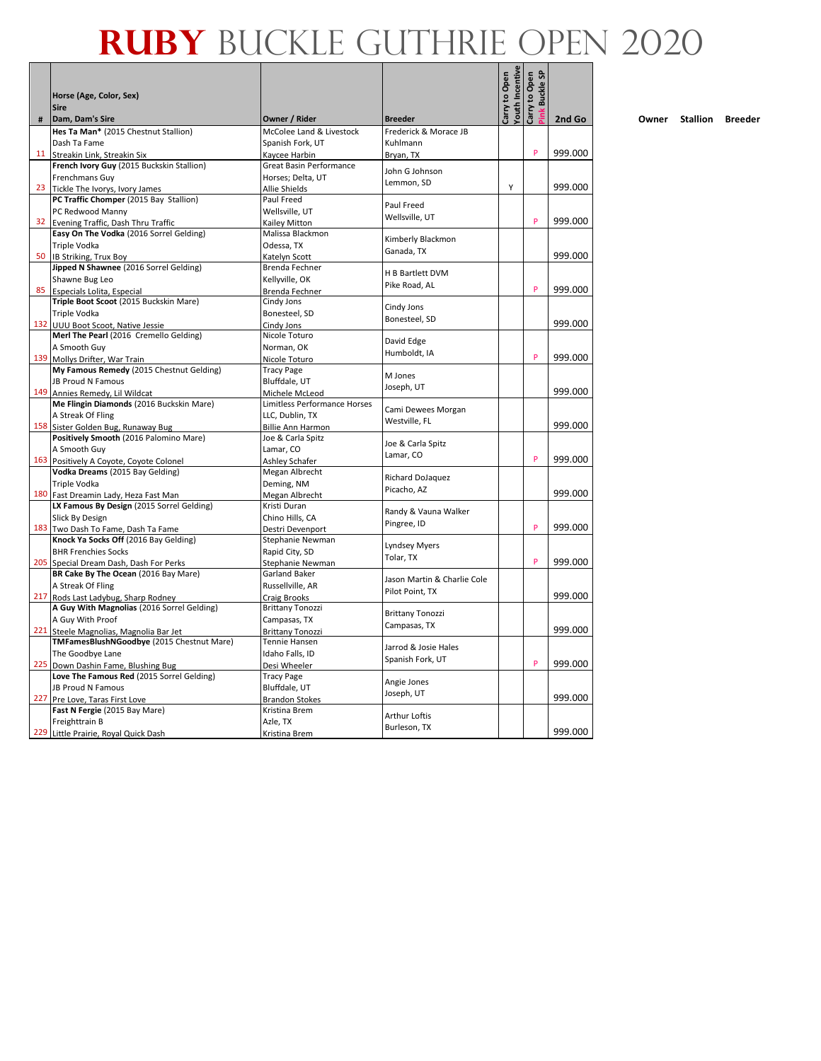# RUBY BUCKLE GUTHRIE OPEN 2020

| # | Horse (Age, Color, Sex)<br>Sire<br>Dam, Dam's Sire | Owner / Rider | Breeder | Carry to Open Youth Incentive | Carry to Open Pink Buckle SP | 2nd Go |
|---|---|---|---|---|---|---|
| 11 | **Hes Ta Man*** (2015 Chestnut Stallion)<br>Dash Ta Fame<br>Streakin Link, Streakin Six | McColee Land & Livestock<br>Spanish Fork, UT<br>Kaycee Harbin | Frederick & Morace JB Kuhlmann<br>Bryan, TX | | P | 999.000 |
| 23 | **French Ivory Guy** (2015 Buckskin Stallion)<br>Frenchmans Guy<br>Tickle The Ivorys, Ivory James | Great Basin Performance Horses; Delta, UT<br>Allie Shields | John G Johnson<br>Lemmon, SD | Y | | 999.000 |
| 32 | **PC Traffic Chomper** (2015 Bay Stallion)<br>PC Redwood Manny<br>Evening Traffic, Dash Thru Traffic | Paul Freed<br>Wellsville, UT<br>Kailey Mitton | Paul Freed<br>Wellsville, UT | | P | 999.000 |
| 50 | **Easy On The Vodka** (2016 Sorrel Gelding)<br>Triple Vodka<br>IB Striking, Trux Boy | Malissa Blackmon<br>Odessa, TX<br>Katelyn Scott | Kimberly Blackmon<br>Ganada, TX | | | 999.000 |
| 85 | **Jipped N Shawnee** (2016 Sorrel Gelding)<br>Shawne Bug Leo<br>Especials Lolita, Especial | Brenda Fechner<br>Kellyville, OK<br>Brenda Fechner | H B Bartlett DVM<br>Pike Road, AL | | P | 999.000 |
| 132 | **Triple Boot Scoot** (2015 Buckskin Mare)<br>Triple Vodka<br>UUU Boot Scoot, Native Jessie | Cindy Jons<br>Bonesteel, SD<br>Cindy Jons | Cindy Jons<br>Bonesteel, SD | | | 999.000 |
| 139 | **Merl The Pearl** (2016 Cremello Gelding)<br>A Smooth Guy<br>Mollys Drifter, War Train | Nicole Toturo<br>Norman, OK<br>Nicole Toturo | David Edge<br>Humboldt, IA | | P | 999.000 |
| 149 | **My Famous Remedy** (2015 Chestnut Gelding)<br>JB Proud N Famous<br>Annies Remedy, Lil Wildcat | Tracy Page<br>Bluffdale, UT<br>Michele McLeod | M Jones<br>Joseph, UT | | | 999.000 |
| 158 | **Me Flingin Diamonds** (2016 Buckskin Mare)<br>A Streak Of Fling<br>Sister Golden Bug, Runaway Bug | Limitless Performance Horses LLC, Dublin, TX<br>Billie Ann Harmon | Cami Dewees Morgan<br>Westville, FL | | | 999.000 |
| 163 | **Positively Smooth** (2016 Palomino Mare)<br>A Smooth Guy<br>Positively A Coyote, Coyote Colonel | Joe & Carla Spitz<br>Lamar, CO<br>Ashley Schafer | Joe & Carla Spitz<br>Lamar, CO | | P | 999.000 |
| 180 | **Vodka Dreams** (2015 Bay Gelding)<br>Triple Vodka<br>Fast Dreamin Lady, Heza Fast Man | Megan Albrecht<br>Deming, NM<br>Megan Albrecht | Richard DoJaquez<br>Picacho, AZ | | | 999.000 |
| 183 | **LX Famous By Design** (2015 Sorrel Gelding)<br>Slick By Design<br>Two Dash To Fame, Dash Ta Fame | Kristi Duran<br>Chino Hills, CA<br>Destri Devenport | Randy & Vauna Walker<br>Pingree, ID | | P | 999.000 |
| 205 | **Knock Ya Socks Off** (2016 Bay Gelding)<br>BHR Frenchies Socks<br>Special Dream Dash, Dash For Perks | Stephanie Newman<br>Rapid City, SD<br>Stephanie Newman | Lyndsey Myers<br>Tolar, TX | | P | 999.000 |
| 217 | **BR Cake By The Ocean** (2016 Bay Mare)<br>A Streak Of Fling<br>Rods Last Ladybug, Sharp Rodney | Garland Baker<br>Russellville, AR<br>Craig Brooks | Jason Martin & Charlie Cole<br>Pilot Point, TX | | | 999.000 |
| 221 | **A Guy With Magnolias** (2016 Sorrel Gelding)<br>A Guy With Proof<br>Steele Magnolias, Magnolia Bar Jet | Brittany Tonozzi<br>Campasas, TX<br>Brittany Tonozzi | Brittany Tonozzi<br>Campasas, TX | | | 999.000 |
| 225 | **TMFamesBlushNGoodbye** (2015 Chestnut Mare)<br>The Goodbye Lane<br>Down Dashin Fame, Blushing Bug | Tennie Hansen<br>Idaho Falls, ID<br>Desi Wheeler | Jarrod & Josie Hales<br>Spanish Fork, UT | | P | 999.000 |
| 227 | **Love The Famous Red** (2015 Sorrel Gelding)<br>JB Proud N Famous<br>Pre Love, Taras First Love | Tracy Page<br>Bluffdale, UT<br>Brandon Stokes | Angie Jones<br>Joseph, UT | | | 999.000 |
| 229 | **Fast N Fergie** (2015 Bay Mare)<br>Freighttrain B<br>Little Prairie, Royal Quick Dash | Kristina Brem<br>Azle, TX<br>Kristina Brem | Arthur Loftis<br>Burleson, TX | | | 999.000 |

Owner Stallion Breeder